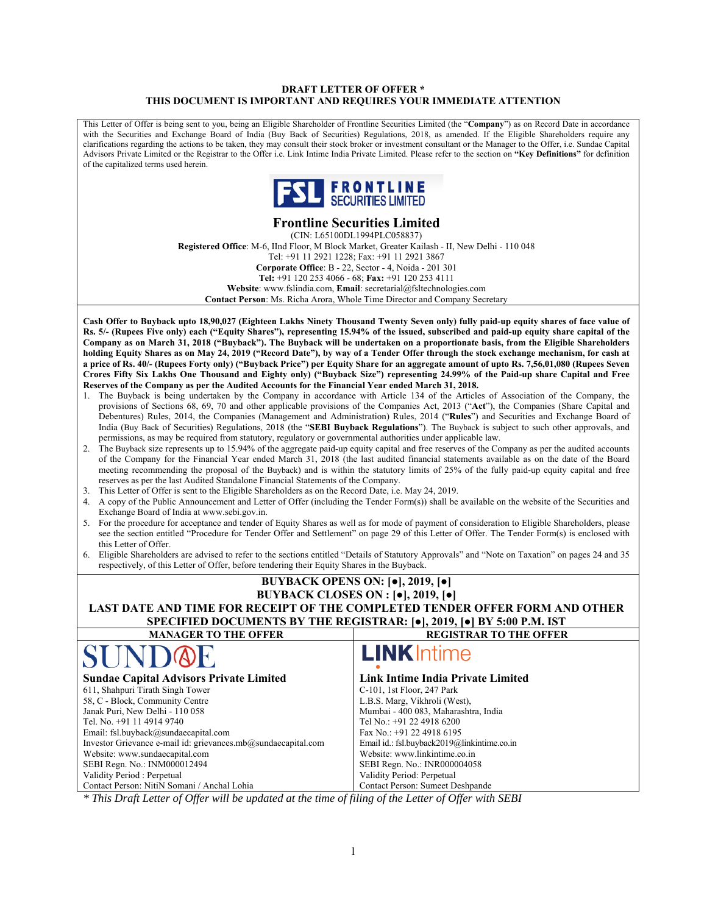**DRAFT LETTER OF OFFER \***
**THIS DOCUMENT IS IMPORTANT AND REQUIRES YOUR IMMEDIATE ATTENTION**

This Letter of Offer is being sent to you, being an Eligible Shareholder of Frontline Securities Limited (the "**Company**") as on Record Date in accordance with the Securities and Exchange Board of India (Buy Back of Securities) Regulations, 2018, as amended. If the Eligible Shareholders require any clarifications regarding the actions to be taken, they may consult their stock broker or investment consultant or the Manager to the Offer, i.e. Sundae Capital Advisors Private Limited or the Registrar to the Offer i.e. Link Intime India Private Limited. Please refer to the section on **"Key Definitions"** for definition of the capitalized terms used herein.

# Frontline Securities Limited

(CIN: L65100DL1994PLC058837)
**Registered Office**: M-6, IInd Floor, M Block Market, Greater Kailash - II, New Delhi - 110 048
Tel: +91 11 2921 1228; Fax: +91 11 2921 3867
**Corporate Office**: B - 22, Sector - 4, Noida - 201 301
**Tel:** +91 120 253 4066 - 68; **Fax:** +91 120 253 4111
**Website**: www.fslindia.com, **Email**: secretarial@fsltechnologies.com
**Contact Person**: Ms. Richa Arora, Whole Time Director and Company Secretary

**Cash Offer to Buyback upto 18,90,027 (Eighteen Lakhs Ninety Thousand Twenty Seven only) fully paid-up equity shares of face value of Rs. 5/- (Rupees Five only) each ("Equity Shares"), representing 15.94% of the issued, subscribed and paid-up equity share capital of the Company as on March 31, 2018 ("Buyback"). The Buyback will be undertaken on a proportionate basis, from the Eligible Shareholders holding Equity Shares as on May 24, 2019 ("Record Date"), by way of a Tender Offer through the stock exchange mechanism, for cash at a price of Rs. 40/- (Rupees Forty only) ("Buyback Price") per Equity Share for an aggregate amount of upto Rs. 7,56,01,080 (Rupees Seven Crores Fifty Six Lakhs One Thousand and Eighty only) ("Buyback Size") representing 24.99% of the Paid-up share Capital and Free Reserves of the Company as per the Audited Accounts for the Financial Year ended March 31, 2018.**

1. The Buyback is being undertaken by the Company in accordance with Article 134 of the Articles of Association of the Company, the provisions of Sections 68, 69, 70 and other applicable provisions of the Companies Act, 2013 ("**Act**"), the Companies (Share Capital and Debentures) Rules, 2014, the Companies (Management and Administration) Rules, 2014 ("**Rules**") and Securities and Exchange Board of India (Buy Back of Securities) Regulations, 2018 (the "**SEBI Buyback Regulations**"). The Buyback is subject to such other approvals, and permissions, as may be required from statutory, regulatory or governmental authorities under applicable law.
2. The Buyback size represents up to 15.94% of the aggregate paid-up equity capital and free reserves of the Company as per the audited accounts of the Company for the Financial Year ended March 31, 2018 (the last audited financial statements available as on the date of the Board meeting recommending the proposal of the Buyback) and is within the statutory limits of 25% of the fully paid-up equity capital and free reserves as per the last Audited Standalone Financial Statements of the Company.
3. This Letter of Offer is sent to the Eligible Shareholders as on the Record Date, i.e. May 24, 2019.
4. A copy of the Public Announcement and Letter of Offer (including the Tender Form(s)) shall be available on the website of the Securities and Exchange Board of India at www.sebi.gov.in.
5. For the procedure for acceptance and tender of Equity Shares as well as for mode of payment of consideration to Eligible Shareholders, please see the section entitled "Procedure for Tender Offer and Settlement" on page 29 of this Letter of Offer. The Tender Form(s) is enclosed with this Letter of Offer.
6. Eligible Shareholders are advised to refer to the sections entitled "Details of Statutory Approvals" and "Note on Taxation" on pages 24 and 35 respectively, of this Letter of Offer, before tendering their Equity Shares in the Buyback.

**BUYBACK OPENS ON: [●], 2019, [●]**
**BUYBACK CLOSES ON : [●], 2019, [●]**
**LAST DATE AND TIME FOR RECEIPT OF THE COMPLETED TENDER OFFER FORM AND OTHER SPECIFIED DOCUMENTS BY THE REGISTRAR: [●], 2019, [●] BY 5:00 P.M. IST**

| MANAGER TO THE OFFER | REGISTRAR TO THE OFFER |
|---|---|
| SUNDAE | LINKIntime |
| **Sundae Capital Advisors Private Limited**<br>611, Shahpuri Tirath Singh Tower<br>58, C - Block, Community Centre<br>Janak Puri, New Delhi - 110 058<br>Tel. No. +91 11 4914 9740<br>Email: fsl.buyback@sundaecapital.com<br>Investor Grievance e-mail id: grievances.mb@sundaecapital.com<br>Website: www.sundaecapital.com<br>SEBI Regn. No.: INM000012494<br>Validity Period : Perpetual<br>Contact Person: NitiN Somani / Anchal Lohia | **Link Intime India Private Limited**<br>C-101, 1st Floor, 247 Park<br>L.B.S. Marg, Vikhroli (West),<br>Mumbai - 400 083, Maharashtra, India<br>Tel No.: +91 22 4918 6200<br>Fax No.: +91 22 4918 6195<br>Email id.: fsl.buyback2019@linkintime.co.in<br>Website: www.linkintime.co.in<br>SEBI Regn. No.: INR000004058<br>Validity Period: Perpetual<br>Contact Person: Sumeet Deshpande |

*\* This Draft Letter of Offer will be updated at the time of filing of the Letter of Offer with SEBI*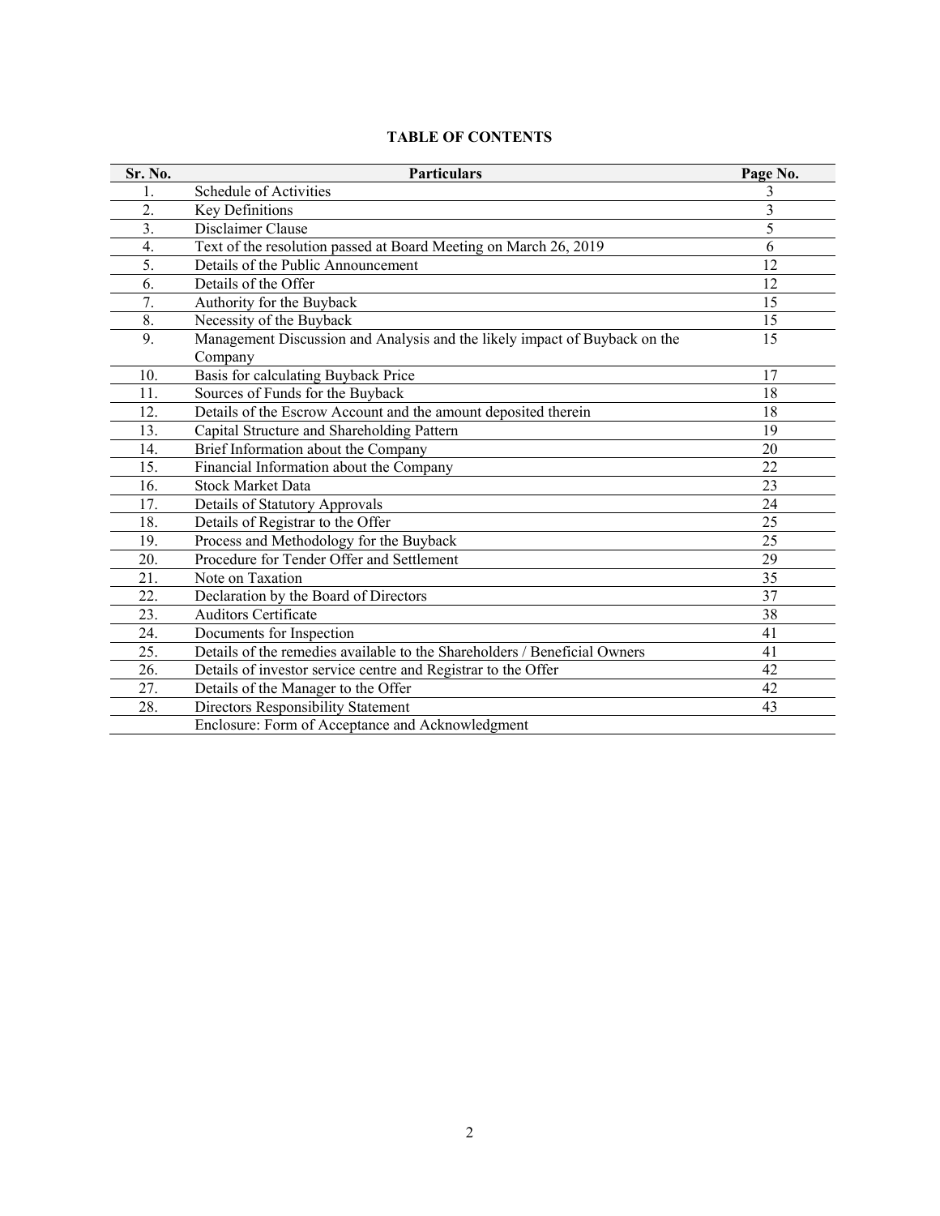**TABLE OF CONTENTS**

| Sr. No. | Particulars | Page No. |
|---|---|---|
| 1. | Schedule of Activities | 3 |
| 2. | Key Definitions | 3 |
| 3. | Disclaimer Clause | 5 |
| 4. | Text of the resolution passed at Board Meeting on March 26, 2019 | 6 |
| 5. | Details of the Public Announcement | 12 |
| 6. | Details of the Offer | 12 |
| 7. | Authority for the Buyback | 15 |
| 8. | Necessity of the Buyback | 15 |
| 9. | Management Discussion and Analysis and the likely impact of Buyback on the Company | 15 |
| 10. | Basis for calculating Buyback Price | 17 |
| 11. | Sources of Funds for the Buyback | 18 |
| 12. | Details of the Escrow Account and the amount deposited therein | 18 |
| 13. | Capital Structure and Shareholding Pattern | 19 |
| 14. | Brief Information about the Company | 20 |
| 15. | Financial Information about the Company | 22 |
| 16. | Stock Market Data | 23 |
| 17. | Details of Statutory Approvals | 24 |
| 18. | Details of Registrar to the Offer | 25 |
| 19. | Process and Methodology for the Buyback | 25 |
| 20. | Procedure for Tender Offer and Settlement | 29 |
| 21. | Note on Taxation | 35 |
| 22. | Declaration by the Board of Directors | 37 |
| 23. | Auditors Certificate | 38 |
| 24. | Documents for Inspection | 41 |
| 25. | Details of the remedies available to the Shareholders / Beneficial Owners | 41 |
| 26. | Details of investor service centre and Registrar to the Offer | 42 |
| 27. | Details of the Manager to the Offer | 42 |
| 28. | Directors Responsibility Statement | 43 |
| | Enclosure: Form of Acceptance and Acknowledgment | |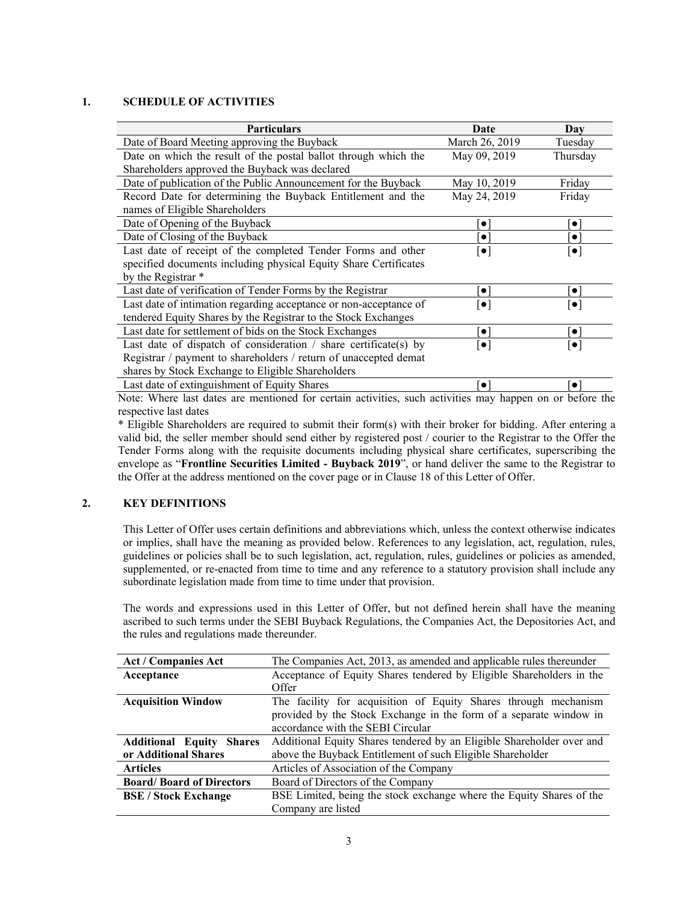## 1. SCHEDULE OF ACTIVITIES

| Particulars | Date | Day |
|---|---|---|
| Date of Board Meeting approving the Buyback | March 26, 2019 | Tuesday |
| Date on which the result of the postal ballot through which the Shareholders approved the Buyback was declared | May 09, 2019 | Thursday |
| Date of publication of the Public Announcement for the Buyback | May 10, 2019 | Friday |
| Record Date for determining the Buyback Entitlement and the names of Eligible Shareholders | May 24, 2019 | Friday |
| Date of Opening of the Buyback | [●] | [●] |
| Date of Closing of the Buyback | [●] | [●] |
| Last date of receipt of the completed Tender Forms and other specified documents including physical Equity Share Certificates by the Registrar * | [●] | [●] |
| Last date of verification of Tender Forms by the Registrar | [●] | [●] |
| Last date of intimation regarding acceptance or non-acceptance of tendered Equity Shares by the Registrar to the Stock Exchanges | [●] | [●] |
| Last date for settlement of bids on the Stock Exchanges | [●] | [●] |
| Last date of dispatch of consideration / share certificate(s) by Registrar / payment to shareholders / return of unaccepted demat shares by Stock Exchange to Eligible Shareholders | [●] | [●] |
| Last date of extinguishment of Equity Shares | [●] | [●] |

Note: Where last dates are mentioned for certain activities, such activities may happen on or before the respective last dates

* Eligible Shareholders are required to submit their form(s) with their broker for bidding. After entering a valid bid, the seller member should send either by registered post / courier to the Registrar to the Offer the Tender Forms along with the requisite documents including physical share certificates, superscribing the envelope as "**Frontline Securities Limited - Buyback 2019**", or hand deliver the same to the Registrar to the Offer at the address mentioned on the cover page or in Clause 18 of this Letter of Offer.

## 2. KEY DEFINITIONS

This Letter of Offer uses certain definitions and abbreviations which, unless the context otherwise indicates or implies, shall have the meaning as provided below. References to any legislation, act, regulation, rules, guidelines or policies shall be to such legislation, act, regulation, rules, guidelines or policies as amended, supplemented, or re-enacted from time to time and any reference to a statutory provision shall include any subordinate legislation made from time to time under that provision.

The words and expressions used in this Letter of Offer, but not defined herein shall have the meaning ascribed to such terms under the SEBI Buyback Regulations, the Companies Act, the Depositories Act, and the rules and regulations made thereunder.

| Term | Definition |
|---|---|
| **Act / Companies Act** | The Companies Act, 2013, as amended and applicable rules thereunder |
| **Acceptance** | Acceptance of Equity Shares tendered by Eligible Shareholders in the Offer |
| **Acquisition Window** | The facility for acquisition of Equity Shares through mechanism provided by the Stock Exchange in the form of a separate window in accordance with the SEBI Circular |
| **Additional Equity Shares or Additional Shares** | Additional Equity Shares tendered by an Eligible Shareholder over and above the Buyback Entitlement of such Eligible Shareholder |
| **Articles** | Articles of Association of the Company |
| **Board/ Board of Directors** | Board of Directors of the Company |
| **BSE / Stock Exchange** | BSE Limited, being the stock exchange where the Equity Shares of the Company are listed |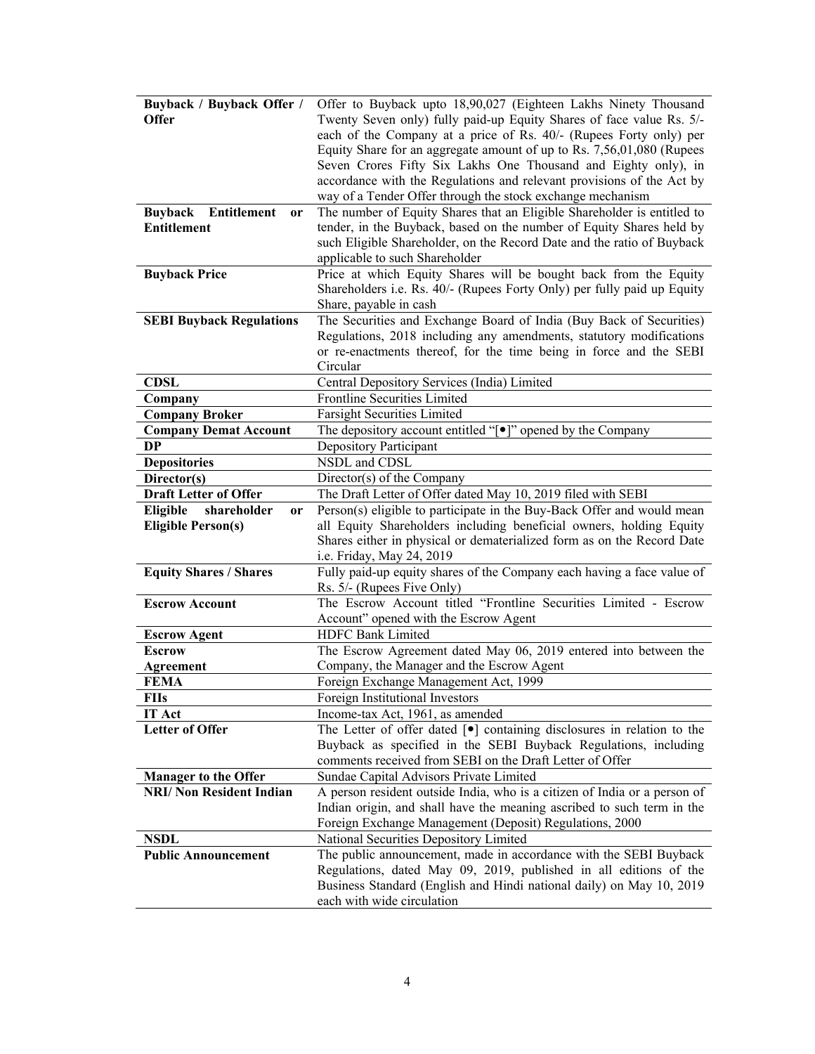| | |
|---|---|
| **Buyback / Buyback Offer / Offer** | Offer to Buyback upto 18,90,027 (Eighteen Lakhs Ninety Thousand Twenty Seven only) fully paid-up Equity Shares of face value Rs. 5/- each of the Company at a price of Rs. 40/- (Rupees Forty only) per Equity Share for an aggregate amount of up to Rs. 7,56,01,080 (Rupees Seven Crores Fifty Six Lakhs One Thousand and Eighty only), in accordance with the Regulations and relevant provisions of the Act by way of a Tender Offer through the stock exchange mechanism |
| **Buyback Entitlement or Entitlement** | The number of Equity Shares that an Eligible Shareholder is entitled to tender, in the Buyback, based on the number of Equity Shares held by such Eligible Shareholder, on the Record Date and the ratio of Buyback applicable to such Shareholder |
| **Buyback Price** | Price at which Equity Shares will be bought back from the Equity Shareholders i.e. Rs. 40/- (Rupees Forty Only) per fully paid up Equity Share, payable in cash |
| **SEBI Buyback Regulations** | The Securities and Exchange Board of India (Buy Back of Securities) Regulations, 2018 including any amendments, statutory modifications or re-enactments thereof, for the time being in force and the SEBI Circular |
| **CDSL** | Central Depository Services (India) Limited |
| **Company** | Frontline Securities Limited |
| **Company Broker** | Farsight Securities Limited |
| **Company Demat Account** | The depository account entitled "[•]" opened by the Company |
| **DP** | Depository Participant |
| **Depositories** | NSDL and CDSL |
| **Director(s)** | Director(s) of the Company |
| **Draft Letter of Offer** | The Draft Letter of Offer dated May 10, 2019 filed with SEBI |
| **Eligible shareholder or Eligible Person(s)** | Person(s) eligible to participate in the Buy-Back Offer and would mean all Equity Shareholders including beneficial owners, holding Equity Shares either in physical or dematerialized form as on the Record Date i.e. Friday, May 24, 2019 |
| **Equity Shares / Shares** | Fully paid-up equity shares of the Company each having a face value of Rs. 5/- (Rupees Five Only) |
| **Escrow Account** | The Escrow Account titled "Frontline Securities Limited - Escrow Account" opened with the Escrow Agent |
| **Escrow Agent** | HDFC Bank Limited |
| **Escrow Agreement** | The Escrow Agreement dated May 06, 2019 entered into between the Company, the Manager and the Escrow Agent |
| **FEMA** | Foreign Exchange Management Act, 1999 |
| **FIIs** | Foreign Institutional Investors |
| **IT Act** | Income-tax Act, 1961, as amended |
| **Letter of Offer** | The Letter of offer dated [•] containing disclosures in relation to the Buyback as specified in the SEBI Buyback Regulations, including comments received from SEBI on the Draft Letter of Offer |
| **Manager to the Offer** | Sundae Capital Advisors Private Limited |
| **NRI/ Non Resident Indian** | A person resident outside India, who is a citizen of India or a person of Indian origin, and shall have the meaning ascribed to such term in the Foreign Exchange Management (Deposit) Regulations, 2000 |
| **NSDL** | National Securities Depository Limited |
| **Public Announcement** | The public announcement, made in accordance with the SEBI Buyback Regulations, dated May 09, 2019, published in all editions of the Business Standard (English and Hindi national daily) on May 10, 2019 each with wide circulation |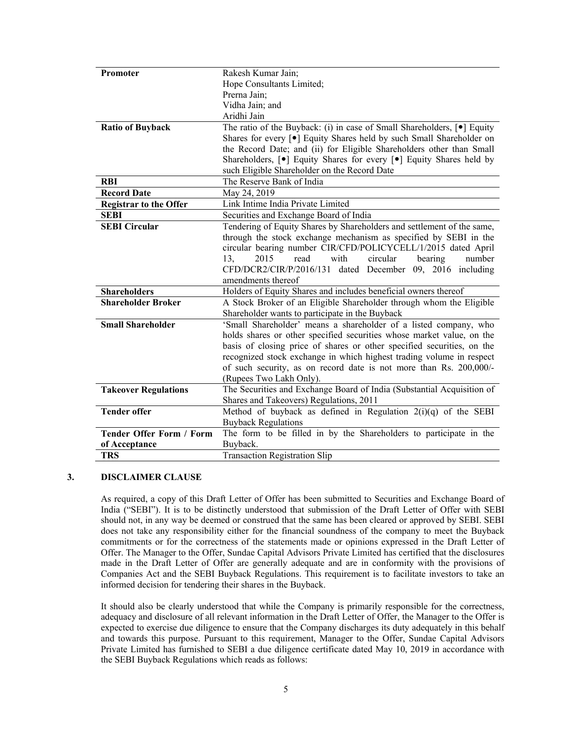| | |
|---|---|
| **Promoter** | Rakesh Kumar Jain;<br>Hope Consultants Limited;<br>Prerna Jain;<br>Vidha Jain; and<br>Aridhi Jain |
| **Ratio of Buyback** | The ratio of the Buyback: (i) in case of Small Shareholders, [•] Equity Shares for every [•] Equity Shares held by such Small Shareholder on the Record Date; and (ii) for Eligible Shareholders other than Small Shareholders, [•] Equity Shares for every [•] Equity Shares held by such Eligible Shareholder on the Record Date |
| **RBI** | The Reserve Bank of India |
| **Record Date** | May 24, 2019 |
| **Registrar to the Offer** | Link Intime India Private Limited |
| **SEBI** | Securities and Exchange Board of India |
| **SEBI Circular** | Tendering of Equity Shares by Shareholders and settlement of the same, through the stock exchange mechanism as specified by SEBI in the circular bearing number CIR/CFD/POLICYCELL/1/2015 dated April 13, 2015 read with circular bearing number CFD/DCR2/CIR/P/2016/131 dated December 09, 2016 including amendments thereof |
| **Shareholders** | Holders of Equity Shares and includes beneficial owners thereof |
| **Shareholder Broker** | A Stock Broker of an Eligible Shareholder through whom the Eligible Shareholder wants to participate in the Buyback |
| **Small Shareholder** | 'Small Shareholder' means a shareholder of a listed company, who holds shares or other specified securities whose market value, on the basis of closing price of shares or other specified securities, on the recognized stock exchange in which highest trading volume in respect of such security, as on record date is not more than Rs. 200,000/- (Rupees Two Lakh Only). |
| **Takeover Regulations** | The Securities and Exchange Board of India (Substantial Acquisition of Shares and Takeovers) Regulations, 2011 |
| **Tender offer** | Method of buyback as defined in Regulation 2(i)(q) of the SEBI Buyback Regulations |
| **Tender Offer Form / Form of Acceptance** | The form to be filled in by the Shareholders to participate in the Buyback. |
| **TRS** | Transaction Registration Slip |

## 3. DISCLAIMER CLAUSE

As required, a copy of this Draft Letter of Offer has been submitted to Securities and Exchange Board of India ("SEBI"). It is to be distinctly understood that submission of the Draft Letter of Offer with SEBI should not, in any way be deemed or construed that the same has been cleared or approved by SEBI. SEBI does not take any responsibility either for the financial soundness of the company to meet the Buyback commitments or for the correctness of the statements made or opinions expressed in the Draft Letter of Offer. The Manager to the Offer, Sundae Capital Advisors Private Limited has certified that the disclosures made in the Draft Letter of Offer are generally adequate and are in conformity with the provisions of Companies Act and the SEBI Buyback Regulations. This requirement is to facilitate investors to take an informed decision for tendering their shares in the Buyback.

It should also be clearly understood that while the Company is primarily responsible for the correctness, adequacy and disclosure of all relevant information in the Draft Letter of Offer, the Manager to the Offer is expected to exercise due diligence to ensure that the Company discharges its duty adequately in this behalf and towards this purpose. Pursuant to this requirement, Manager to the Offer, Sundae Capital Advisors Private Limited has furnished to SEBI a due diligence certificate dated May 10, 2019 in accordance with the SEBI Buyback Regulations which reads as follows: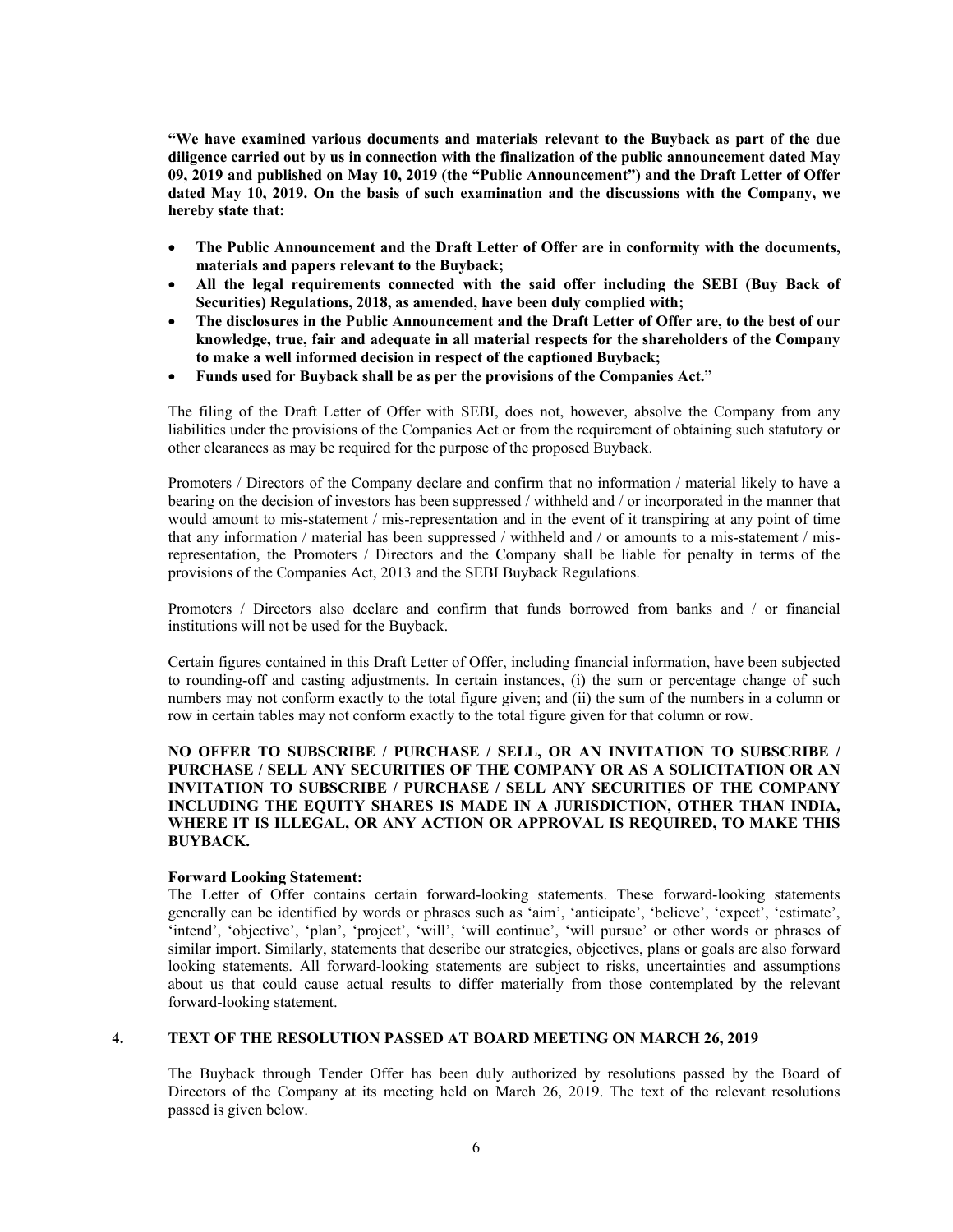**"We have examined various documents and materials relevant to the Buyback as part of the due diligence carried out by us in connection with the finalization of the public announcement dated May 09, 2019 and published on May 10, 2019 (the "Public Announcement") and the Draft Letter of Offer dated May 10, 2019. On the basis of such examination and the discussions with the Company, we hereby state that:**

- **The Public Announcement and the Draft Letter of Offer are in conformity with the documents, materials and papers relevant to the Buyback;**
- **All the legal requirements connected with the said offer including the SEBI (Buy Back of Securities) Regulations, 2018, as amended, have been duly complied with;**
- **The disclosures in the Public Announcement and the Draft Letter of Offer are, to the best of our knowledge, true, fair and adequate in all material respects for the shareholders of the Company to make a well informed decision in respect of the captioned Buyback;**
- **Funds used for Buyback shall be as per the provisions of the Companies Act.**"

The filing of the Draft Letter of Offer with SEBI, does not, however, absolve the Company from any liabilities under the provisions of the Companies Act or from the requirement of obtaining such statutory or other clearances as may be required for the purpose of the proposed Buyback.

Promoters / Directors of the Company declare and confirm that no information / material likely to have a bearing on the decision of investors has been suppressed / withheld and / or incorporated in the manner that would amount to mis-statement / mis-representation and in the event of it transpiring at any point of time that any information / material has been suppressed / withheld and / or amounts to a mis-statement / mis-representation, the Promoters / Directors and the Company shall be liable for penalty in terms of the provisions of the Companies Act, 2013 and the SEBI Buyback Regulations.

Promoters / Directors also declare and confirm that funds borrowed from banks and / or financial institutions will not be used for the Buyback.

Certain figures contained in this Draft Letter of Offer, including financial information, have been subjected to rounding-off and casting adjustments. In certain instances, (i) the sum or percentage change of such numbers may not conform exactly to the total figure given; and (ii) the sum of the numbers in a column or row in certain tables may not conform exactly to the total figure given for that column or row.

**NO OFFER TO SUBSCRIBE / PURCHASE / SELL, OR AN INVITATION TO SUBSCRIBE / PURCHASE / SELL ANY SECURITIES OF THE COMPANY OR AS A SOLICITATION OR AN INVITATION TO SUBSCRIBE / PURCHASE / SELL ANY SECURITIES OF THE COMPANY INCLUDING THE EQUITY SHARES IS MADE IN A JURISDICTION, OTHER THAN INDIA, WHERE IT IS ILLEGAL, OR ANY ACTION OR APPROVAL IS REQUIRED, TO MAKE THIS BUYBACK.**

**Forward Looking Statement:**

The Letter of Offer contains certain forward-looking statements. These forward-looking statements generally can be identified by words or phrases such as 'aim', 'anticipate', 'believe', 'expect', 'estimate', 'intend', 'objective', 'plan', 'project', 'will', 'will continue', 'will pursue' or other words or phrases of similar import. Similarly, statements that describe our strategies, objectives, plans or goals are also forward looking statements. All forward-looking statements are subject to risks, uncertainties and assumptions about us that could cause actual results to differ materially from those contemplated by the relevant forward-looking statement.

## 4. TEXT OF THE RESOLUTION PASSED AT BOARD MEETING ON MARCH 26, 2019

The Buyback through Tender Offer has been duly authorized by resolutions passed by the Board of Directors of the Company at its meeting held on March 26, 2019. The text of the relevant resolutions passed is given below.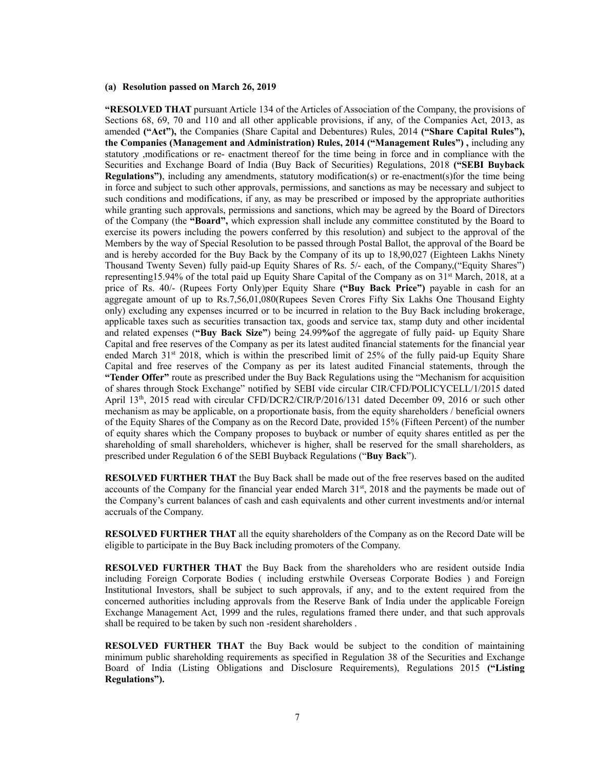**(a) Resolution passed on March 26, 2019**

**"RESOLVED THAT** pursuant Article 134 of the Articles of Association of the Company, the provisions of Sections 68, 69, 70 and 110 and all other applicable provisions, if any, of the Companies Act, 2013, as amended **("Act"),** the Companies (Share Capital and Debentures) Rules, 2014 **("Share Capital Rules"), the Companies (Management and Administration) Rules, 2014 ("Management Rules") ,** including any statutory ,modifications or re- enactment thereof for the time being in force and in compliance with the Securities and Exchange Board of India (Buy Back of Securities) Regulations, 2018 **("SEBI Buyback Regulations")**, including any amendments, statutory modification(s) or re-enactment(s)for the time being in force and subject to such other approvals, permissions, and sanctions as may be necessary and subject to such conditions and modifications, if any, as may be prescribed or imposed by the appropriate authorities while granting such approvals, permissions and sanctions, which may be agreed by the Board of Directors of the Company (the **"Board",** which expression shall include any committee constituted by the Board to exercise its powers including the powers conferred by this resolution) and subject to the approval of the Members by the way of Special Resolution to be passed through Postal Ballot, the approval of the Board be and is hereby accorded for the Buy Back by the Company of its up to 18,90,027 (Eighteen Lakhs Ninety Thousand Twenty Seven) fully paid-up Equity Shares of Rs. 5/- each, of the Company,("Equity Shares") representing15.94% of the total paid up Equity Share Capital of the Company as on 31st March, 2018, at a price of Rs. 40/- (Rupees Forty Only)per Equity Share **("Buy Back Price")** payable in cash for an aggregate amount of up to Rs.7,56,01,080(Rupees Seven Crores Fifty Six Lakhs One Thousand Eighty only) excluding any expenses incurred or to be incurred in relation to the Buy Back including brokerage, applicable taxes such as securities transaction tax, goods and service tax, stamp duty and other incidental and related expenses (**"Buy Back Size"**) being 24.99**%**of the aggregate of fully paid- up Equity Share Capital and free reserves of the Company as per its latest audited financial statements for the financial year ended March 31st 2018, which is within the prescribed limit of 25% of the fully paid-up Equity Share Capital and free reserves of the Company as per its latest audited Financial statements, through the **"Tender Offer"** route as prescribed under the Buy Back Regulations using the "Mechanism for acquisition of shares through Stock Exchange" notified by SEBI vide circular CIR/CFD/POLICYCELL/1/2015 dated April 13th, 2015 read with circular CFD/DCR2/CIR/P/2016/131 dated December 09, 2016 or such other mechanism as may be applicable, on a proportionate basis, from the equity shareholders / beneficial owners of the Equity Shares of the Company as on the Record Date, provided 15% (Fifteen Percent) of the number of equity shares which the Company proposes to buyback or number of equity shares entitled as per the shareholding of small shareholders, whichever is higher, shall be reserved for the small shareholders, as prescribed under Regulation 6 of the SEBI Buyback Regulations ("**Buy Back**").

**RESOLVED FURTHER THAT** the Buy Back shall be made out of the free reserves based on the audited accounts of the Company for the financial year ended March 31st, 2018 and the payments be made out of the Company's current balances of cash and cash equivalents and other current investments and/or internal accruals of the Company.

**RESOLVED FURTHER THAT** all the equity shareholders of the Company as on the Record Date will be eligible to participate in the Buy Back including promoters of the Company.

**RESOLVED FURTHER THAT** the Buy Back from the shareholders who are resident outside India including Foreign Corporate Bodies ( including erstwhile Overseas Corporate Bodies ) and Foreign Institutional Investors, shall be subject to such approvals, if any, and to the extent required from the concerned authorities including approvals from the Reserve Bank of India under the applicable Foreign Exchange Management Act, 1999 and the rules, regulations framed there under, and that such approvals shall be required to be taken by such non -resident shareholders .

**RESOLVED FURTHER THAT** the Buy Back would be subject to the condition of maintaining minimum public shareholding requirements as specified in Regulation 38 of the Securities and Exchange Board of India (Listing Obligations and Disclosure Requirements), Regulations 2015 **("Listing Regulations").**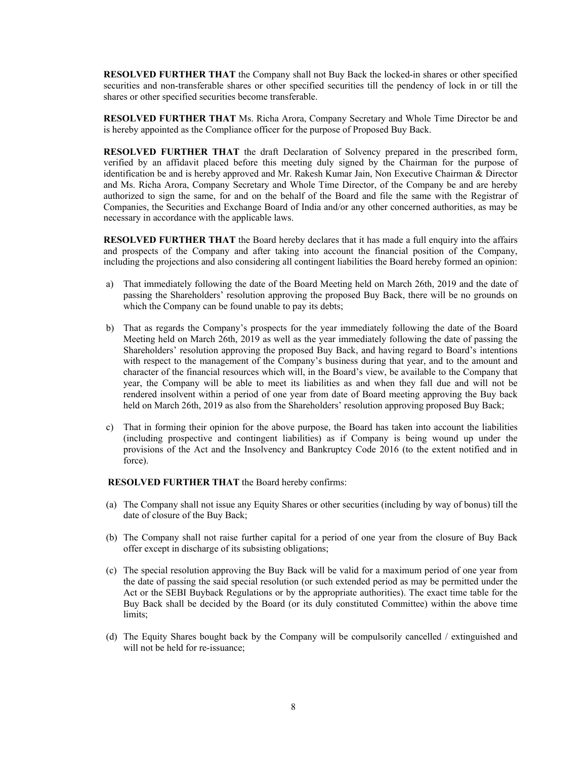**RESOLVED FURTHER THAT** the Company shall not Buy Back the locked-in shares or other specified securities and non-transferable shares or other specified securities till the pendency of lock in or till the shares or other specified securities become transferable.

**RESOLVED FURTHER THAT** Ms. Richa Arora, Company Secretary and Whole Time Director be and is hereby appointed as the Compliance officer for the purpose of Proposed Buy Back.

**RESOLVED FURTHER THAT** the draft Declaration of Solvency prepared in the prescribed form, verified by an affidavit placed before this meeting duly signed by the Chairman for the purpose of identification be and is hereby approved and Mr. Rakesh Kumar Jain, Non Executive Chairman & Director and Ms. Richa Arora, Company Secretary and Whole Time Director, of the Company be and are hereby authorized to sign the same, for and on the behalf of the Board and file the same with the Registrar of Companies, the Securities and Exchange Board of India and/or any other concerned authorities, as may be necessary in accordance with the applicable laws.

**RESOLVED FURTHER THAT** the Board hereby declares that it has made a full enquiry into the affairs and prospects of the Company and after taking into account the financial position of the Company, including the projections and also considering all contingent liabilities the Board hereby formed an opinion:

a) That immediately following the date of the Board Meeting held on March 26th, 2019 and the date of passing the Shareholders' resolution approving the proposed Buy Back, there will be no grounds on which the Company can be found unable to pay its debts;

b) That as regards the Company's prospects for the year immediately following the date of the Board Meeting held on March 26th, 2019 as well as the year immediately following the date of passing the Shareholders' resolution approving the proposed Buy Back, and having regard to Board's intentions with respect to the management of the Company's business during that year, and to the amount and character of the financial resources which will, in the Board's view, be available to the Company that year, the Company will be able to meet its liabilities as and when they fall due and will not be rendered insolvent within a period of one year from date of Board meeting approving the Buy back held on March 26th, 2019 as also from the Shareholders' resolution approving proposed Buy Back;

c) That in forming their opinion for the above purpose, the Board has taken into account the liabilities (including prospective and contingent liabilities) as if Company is being wound up under the provisions of the Act and the Insolvency and Bankruptcy Code 2016 (to the extent notified and in force).

**RESOLVED FURTHER THAT** the Board hereby confirms:

(a) The Company shall not issue any Equity Shares or other securities (including by way of bonus) till the date of closure of the Buy Back;

(b) The Company shall not raise further capital for a period of one year from the closure of Buy Back offer except in discharge of its subsisting obligations;

(c) The special resolution approving the Buy Back will be valid for a maximum period of one year from the date of passing the said special resolution (or such extended period as may be permitted under the Act or the SEBI Buyback Regulations or by the appropriate authorities). The exact time table for the Buy Back shall be decided by the Board (or its duly constituted Committee) within the above time limits;

(d) The Equity Shares bought back by the Company will be compulsorily cancelled / extinguished and will not be held for re-issuance;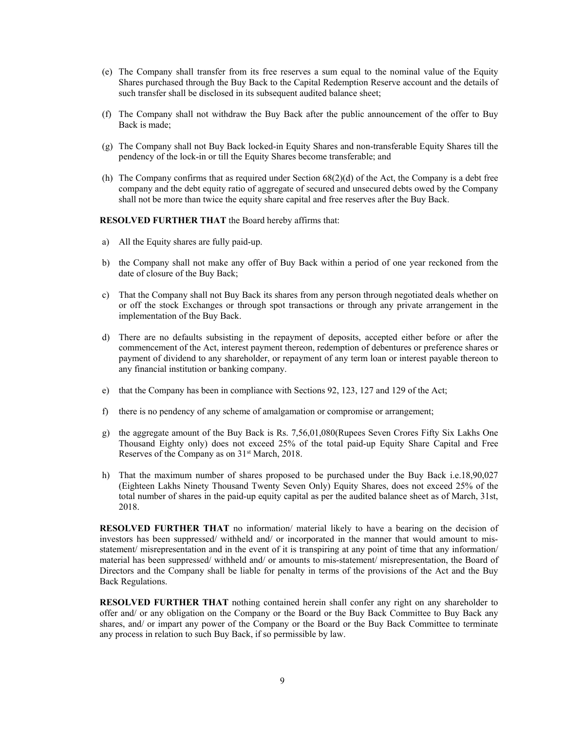(e) The Company shall transfer from its free reserves a sum equal to the nominal value of the Equity Shares purchased through the Buy Back to the Capital Redemption Reserve account and the details of such transfer shall be disclosed in its subsequent audited balance sheet;

(f) The Company shall not withdraw the Buy Back after the public announcement of the offer to Buy Back is made;

(g) The Company shall not Buy Back locked-in Equity Shares and non-transferable Equity Shares till the pendency of the lock-in or till the Equity Shares become transferable; and

(h) The Company confirms that as required under Section 68(2)(d) of the Act, the Company is a debt free company and the debt equity ratio of aggregate of secured and unsecured debts owed by the Company shall not be more than twice the equity share capital and free reserves after the Buy Back.

**RESOLVED FURTHER THAT** the Board hereby affirms that:

a) All the Equity shares are fully paid-up.

b) the Company shall not make any offer of Buy Back within a period of one year reckoned from the date of closure of the Buy Back;

c) That the Company shall not Buy Back its shares from any person through negotiated deals whether on or off the stock Exchanges or through spot transactions or through any private arrangement in the implementation of the Buy Back.

d) There are no defaults subsisting in the repayment of deposits, accepted either before or after the commencement of the Act, interest payment thereon, redemption of debentures or preference shares or payment of dividend to any shareholder, or repayment of any term loan or interest payable thereon to any financial institution or banking company.

e) that the Company has been in compliance with Sections 92, 123, 127 and 129 of the Act;

f) there is no pendency of any scheme of amalgamation or compromise or arrangement;

g) the aggregate amount of the Buy Back is Rs. 7,56,01,080(Rupees Seven Crores Fifty Six Lakhs One Thousand Eighty only) does not exceed 25% of the total paid-up Equity Share Capital and Free Reserves of the Company as on 31st March, 2018.

h) That the maximum number of shares proposed to be purchased under the Buy Back i.e.18,90,027 (Eighteen Lakhs Ninety Thousand Twenty Seven Only) Equity Shares, does not exceed 25% of the total number of shares in the paid-up equity capital as per the audited balance sheet as of March, 31st, 2018.

**RESOLVED FURTHER THAT** no information/ material likely to have a bearing on the decision of investors has been suppressed/ withheld and/ or incorporated in the manner that would amount to mis-statement/ misrepresentation and in the event of it is transpiring at any point of time that any information/ material has been suppressed/ withheld and/ or amounts to mis-statement/ misrepresentation, the Board of Directors and the Company shall be liable for penalty in terms of the provisions of the Act and the Buy Back Regulations.

**RESOLVED FURTHER THAT** nothing contained herein shall confer any right on any shareholder to offer and/ or any obligation on the Company or the Board or the Buy Back Committee to Buy Back any shares, and/ or impart any power of the Company or the Board or the Buy Back Committee to terminate any process in relation to such Buy Back, if so permissible by law.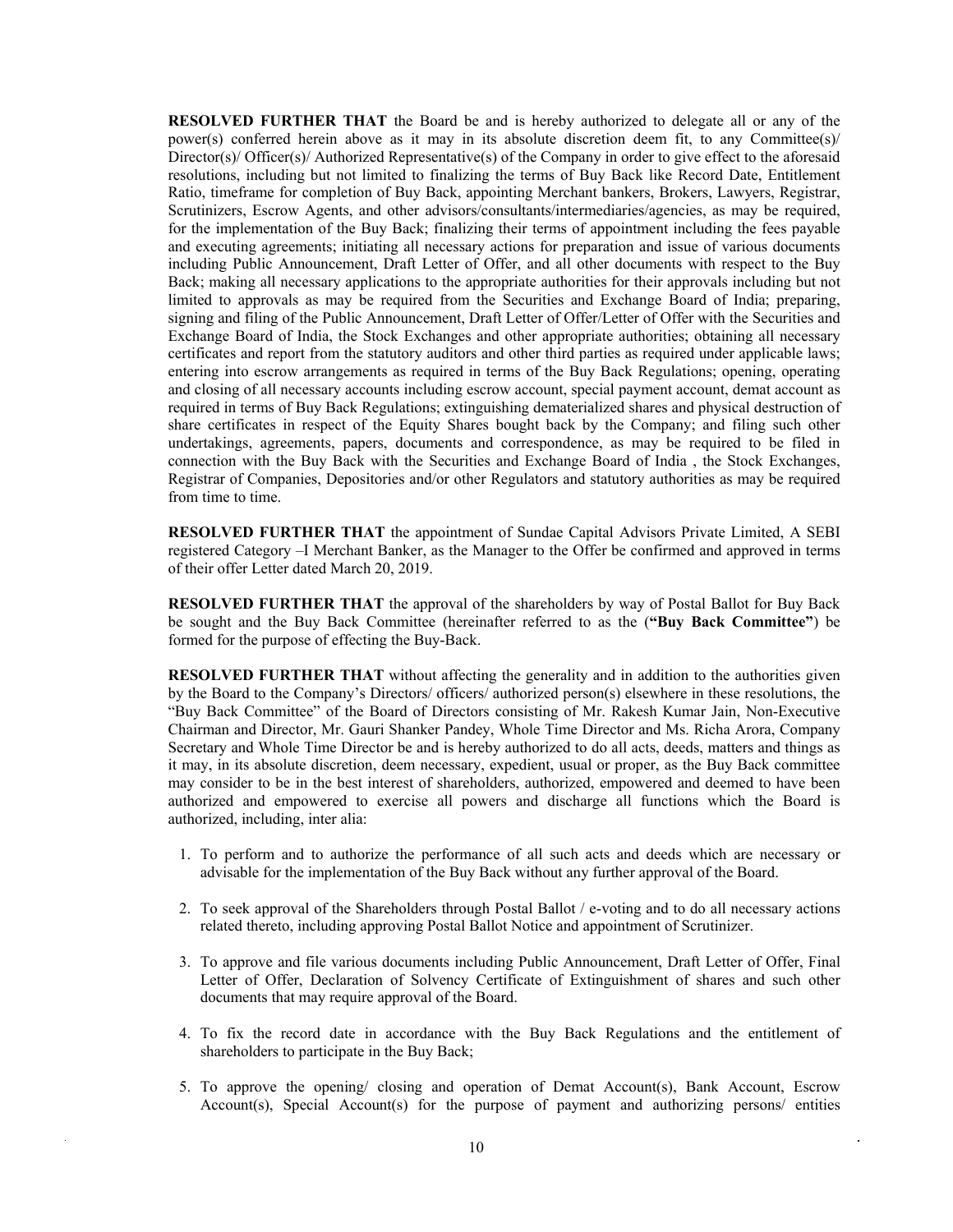**RESOLVED FURTHER THAT** the Board be and is hereby authorized to delegate all or any of the power(s) conferred herein above as it may in its absolute discretion deem fit, to any Committee(s)/ Director(s)/ Officer(s)/ Authorized Representative(s) of the Company in order to give effect to the aforesaid resolutions, including but not limited to finalizing the terms of Buy Back like Record Date, Entitlement Ratio, timeframe for completion of Buy Back, appointing Merchant bankers, Brokers, Lawyers, Registrar, Scrutinizers, Escrow Agents, and other advisors/consultants/intermediaries/agencies, as may be required, for the implementation of the Buy Back; finalizing their terms of appointment including the fees payable and executing agreements; initiating all necessary actions for preparation and issue of various documents including Public Announcement, Draft Letter of Offer, and all other documents with respect to the Buy Back; making all necessary applications to the appropriate authorities for their approvals including but not limited to approvals as may be required from the Securities and Exchange Board of India; preparing, signing and filing of the Public Announcement, Draft Letter of Offer/Letter of Offer with the Securities and Exchange Board of India, the Stock Exchanges and other appropriate authorities; obtaining all necessary certificates and report from the statutory auditors and other third parties as required under applicable laws; entering into escrow arrangements as required in terms of the Buy Back Regulations; opening, operating and closing of all necessary accounts including escrow account, special payment account, demat account as required in terms of Buy Back Regulations; extinguishing dematerialized shares and physical destruction of share certificates in respect of the Equity Shares bought back by the Company; and filing such other undertakings, agreements, papers, documents and correspondence, as may be required to be filed in connection with the Buy Back with the Securities and Exchange Board of India , the Stock Exchanges, Registrar of Companies, Depositories and/or other Regulators and statutory authorities as may be required from time to time.

**RESOLVED FURTHER THAT** the appointment of Sundae Capital Advisors Private Limited, A SEBI registered Category –I Merchant Banker, as the Manager to the Offer be confirmed and approved in terms of their offer Letter dated March 20, 2019.

**RESOLVED FURTHER THAT** the approval of the shareholders by way of Postal Ballot for Buy Back be sought and the Buy Back Committee (hereinafter referred to as the (**"Buy Back Committee"**) be formed for the purpose of effecting the Buy-Back.

**RESOLVED FURTHER THAT** without affecting the generality and in addition to the authorities given by the Board to the Company's Directors/ officers/ authorized person(s) elsewhere in these resolutions, the "Buy Back Committee" of the Board of Directors consisting of Mr. Rakesh Kumar Jain, Non-Executive Chairman and Director, Mr. Gauri Shanker Pandey, Whole Time Director and Ms. Richa Arora, Company Secretary and Whole Time Director be and is hereby authorized to do all acts, deeds, matters and things as it may, in its absolute discretion, deem necessary, expedient, usual or proper, as the Buy Back committee may consider to be in the best interest of shareholders, authorized, empowered and deemed to have been authorized and empowered to exercise all powers and discharge all functions which the Board is authorized, including, inter alia:

1. To perform and to authorize the performance of all such acts and deeds which are necessary or advisable for the implementation of the Buy Back without any further approval of the Board.

2. To seek approval of the Shareholders through Postal Ballot / e-voting and to do all necessary actions related thereto, including approving Postal Ballot Notice and appointment of Scrutinizer.

3. To approve and file various documents including Public Announcement, Draft Letter of Offer, Final Letter of Offer, Declaration of Solvency Certificate of Extinguishment of shares and such other documents that may require approval of the Board.

4. To fix the record date in accordance with the Buy Back Regulations and the entitlement of shareholders to participate in the Buy Back;

5. To approve the opening/ closing and operation of Demat Account(s), Bank Account, Escrow Account(s), Special Account(s) for the purpose of payment and authorizing persons/ entities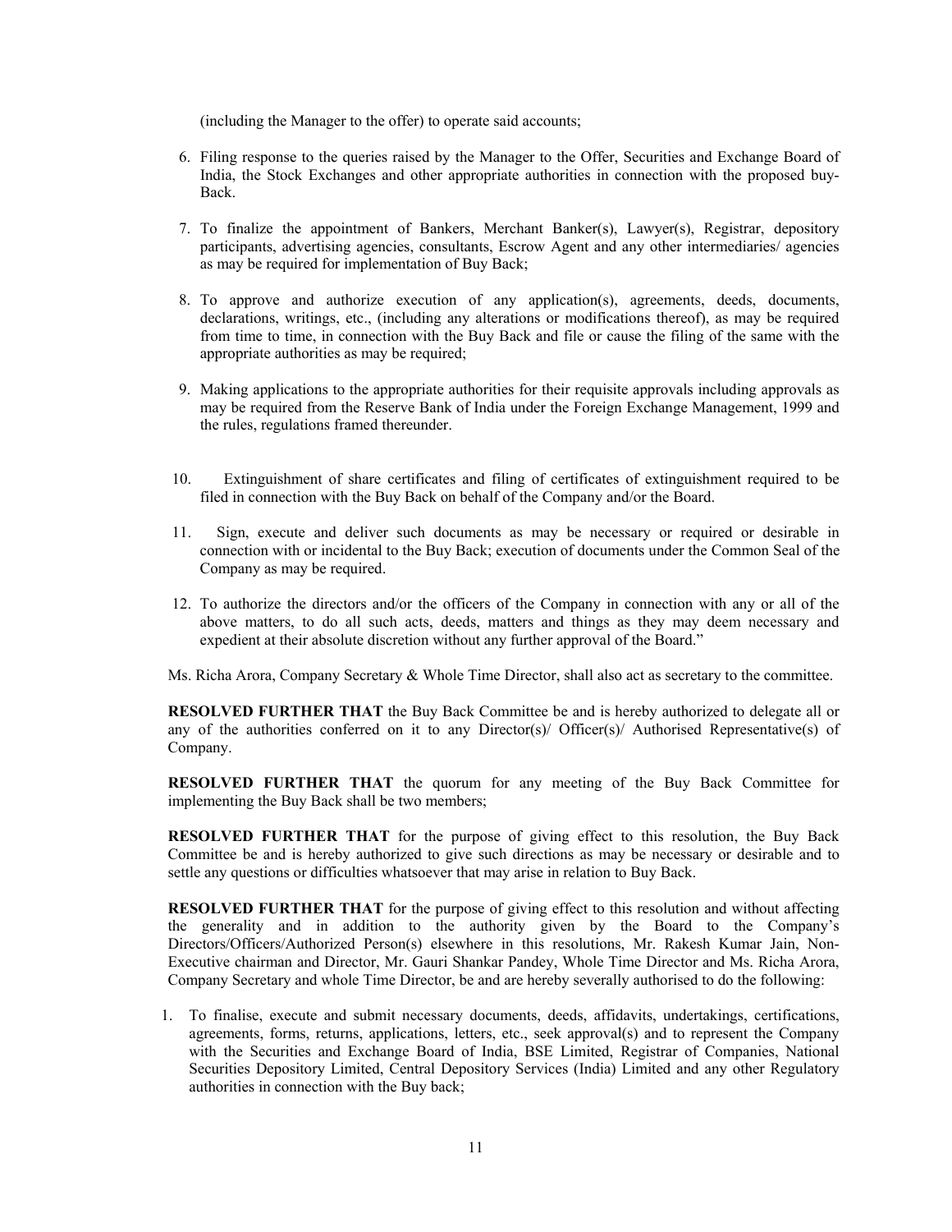(including the Manager to the offer) to operate said accounts;

6. Filing response to the queries raised by the Manager to the Offer, Securities and Exchange Board of India, the Stock Exchanges and other appropriate authorities in connection with the proposed buy-Back.

7. To finalize the appointment of Bankers, Merchant Banker(s), Lawyer(s), Registrar, depository participants, advertising agencies, consultants, Escrow Agent and any other intermediaries/ agencies as may be required for implementation of Buy Back;

8. To approve and authorize execution of any application(s), agreements, deeds, documents, declarations, writings, etc., (including any alterations or modifications thereof), as may be required from time to time, in connection with the Buy Back and file or cause the filing of the same with the appropriate authorities as may be required;

9. Making applications to the appropriate authorities for their requisite approvals including approvals as may be required from the Reserve Bank of India under the Foreign Exchange Management, 1999 and the rules, regulations framed thereunder.

10. Extinguishment of share certificates and filing of certificates of extinguishment required to be filed in connection with the Buy Back on behalf of the Company and/or the Board.

11. Sign, execute and deliver such documents as may be necessary or required or desirable in connection with or incidental to the Buy Back; execution of documents under the Common Seal of the Company as may be required.

12. To authorize the directors and/or the officers of the Company in connection with any or all of the above matters, to do all such acts, deeds, matters and things as they may deem necessary and expedient at their absolute discretion without any further approval of the Board."

Ms. Richa Arora, Company Secretary & Whole Time Director, shall also act as secretary to the committee.

**RESOLVED FURTHER THAT** the Buy Back Committee be and is hereby authorized to delegate all or any of the authorities conferred on it to any Director(s)/ Officer(s)/ Authorised Representative(s) of Company.

**RESOLVED FURTHER THAT** the quorum for any meeting of the Buy Back Committee for implementing the Buy Back shall be two members;

**RESOLVED FURTHER THAT** for the purpose of giving effect to this resolution, the Buy Back Committee be and is hereby authorized to give such directions as may be necessary or desirable and to settle any questions or difficulties whatsoever that may arise in relation to Buy Back.

**RESOLVED FURTHER THAT** for the purpose of giving effect to this resolution and without affecting the generality and in addition to the authority given by the Board to the Company's Directors/Officers/Authorized Person(s) elsewhere in this resolutions, Mr. Rakesh Kumar Jain, Non-Executive chairman and Director, Mr. Gauri Shankar Pandey, Whole Time Director and Ms. Richa Arora, Company Secretary and whole Time Director, be and are hereby severally authorised to do the following:

1. To finalise, execute and submit necessary documents, deeds, affidavits, undertakings, certifications, agreements, forms, returns, applications, letters, etc., seek approval(s) and to represent the Company with the Securities and Exchange Board of India, BSE Limited, Registrar of Companies, National Securities Depository Limited, Central Depository Services (India) Limited and any other Regulatory authorities in connection with the Buy back;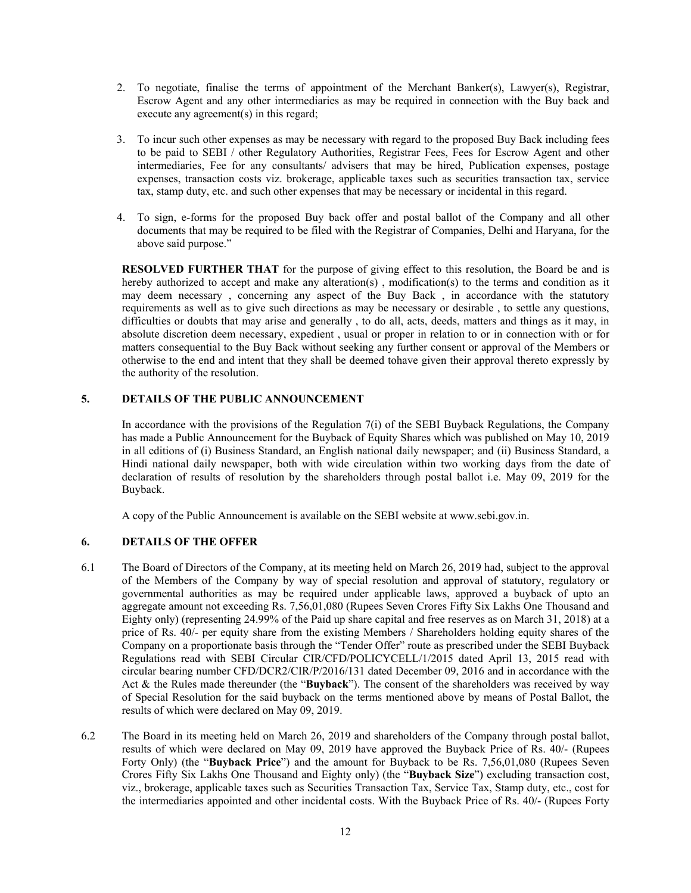2. To negotiate, finalise the terms of appointment of the Merchant Banker(s), Lawyer(s), Registrar, Escrow Agent and any other intermediaries as may be required in connection with the Buy back and execute any agreement(s) in this regard;

3. To incur such other expenses as may be necessary with regard to the proposed Buy Back including fees to be paid to SEBI / other Regulatory Authorities, Registrar Fees, Fees for Escrow Agent and other intermediaries, Fee for any consultants/ advisers that may be hired, Publication expenses, postage expenses, transaction costs viz. brokerage, applicable taxes such as securities transaction tax, service tax, stamp duty, etc. and such other expenses that may be necessary or incidental in this regard.

4. To sign, e-forms for the proposed Buy back offer and postal ballot of the Company and all other documents that may be required to be filed with the Registrar of Companies, Delhi and Haryana, for the above said purpose."

**RESOLVED FURTHER THAT** for the purpose of giving effect to this resolution, the Board be and is hereby authorized to accept and make any alteration(s) , modification(s) to the terms and condition as it may deem necessary , concerning any aspect of the Buy Back , in accordance with the statutory requirements as well as to give such directions as may be necessary or desirable , to settle any questions, difficulties or doubts that may arise and generally , to do all, acts, deeds, matters and things as it may, in absolute discretion deem necessary, expedient , usual or proper in relation to or in connection with or for matters consequential to the Buy Back without seeking any further consent or approval of the Members or otherwise to the end and intent that they shall be deemed tohave given their approval thereto expressly by the authority of the resolution.

## 5. DETAILS OF THE PUBLIC ANNOUNCEMENT

In accordance with the provisions of the Regulation 7(i) of the SEBI Buyback Regulations, the Company has made a Public Announcement for the Buyback of Equity Shares which was published on May 10, 2019 in all editions of (i) Business Standard, an English national daily newspaper; and (ii) Business Standard, a Hindi national daily newspaper, both with wide circulation within two working days from the date of declaration of results of resolution by the shareholders through postal ballot i.e. May 09, 2019 for the Buyback.

A copy of the Public Announcement is available on the SEBI website at www.sebi.gov.in.

## 6. DETAILS OF THE OFFER

6.1 The Board of Directors of the Company, at its meeting held on March 26, 2019 had, subject to the approval of the Members of the Company by way of special resolution and approval of statutory, regulatory or governmental authorities as may be required under applicable laws, approved a buyback of upto an aggregate amount not exceeding Rs. 7,56,01,080 (Rupees Seven Crores Fifty Six Lakhs One Thousand and Eighty only) (representing 24.99% of the Paid up share capital and free reserves as on March 31, 2018) at a price of Rs. 40/- per equity share from the existing Members / Shareholders holding equity shares of the Company on a proportionate basis through the "Tender Offer" route as prescribed under the SEBI Buyback Regulations read with SEBI Circular CIR/CFD/POLICYCELL/1/2015 dated April 13, 2015 read with circular bearing number CFD/DCR2/CIR/P/2016/131 dated December 09, 2016 and in accordance with the Act & the Rules made thereunder (the "**Buyback**"). The consent of the shareholders was received by way of Special Resolution for the said buyback on the terms mentioned above by means of Postal Ballot, the results of which were declared on May 09, 2019.

6.2 The Board in its meeting held on March 26, 2019 and shareholders of the Company through postal ballot, results of which were declared on May 09, 2019 have approved the Buyback Price of Rs. 40/- (Rupees Forty Only) (the "**Buyback Price**") and the amount for Buyback to be Rs. 7,56,01,080 (Rupees Seven Crores Fifty Six Lakhs One Thousand and Eighty only) (the "**Buyback Size**") excluding transaction cost, viz., brokerage, applicable taxes such as Securities Transaction Tax, Service Tax, Stamp duty, etc., cost for the intermediaries appointed and other incidental costs. With the Buyback Price of Rs. 40/- (Rupees Forty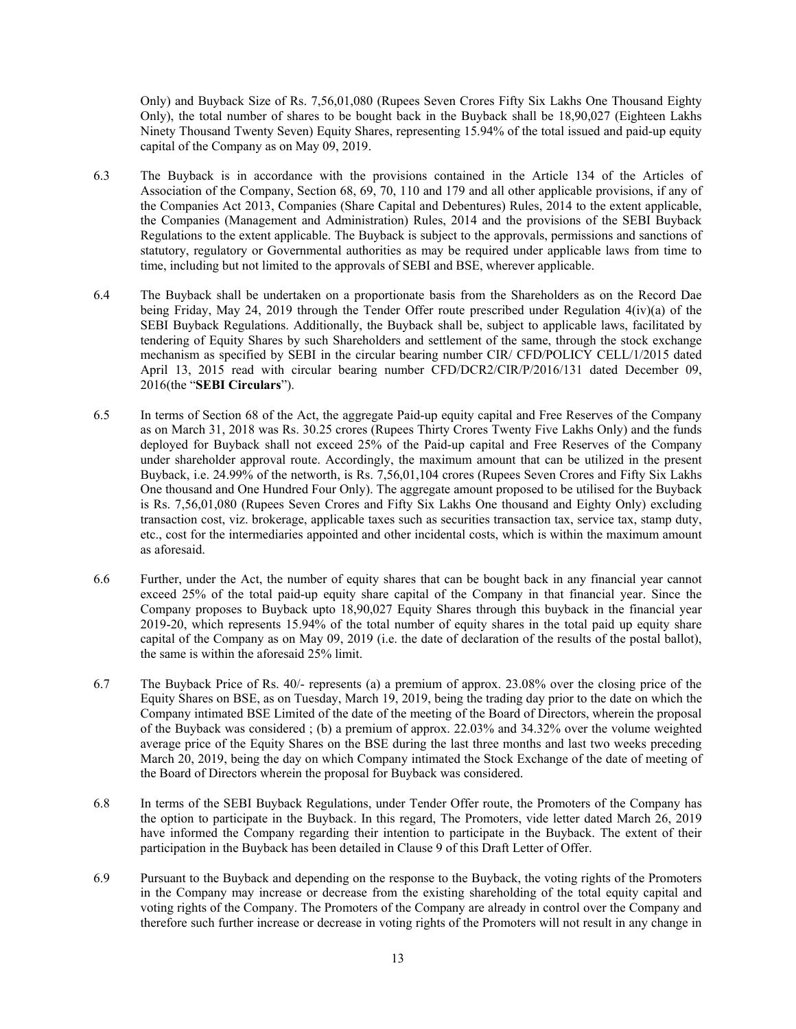Only) and Buyback Size of Rs. 7,56,01,080 (Rupees Seven Crores Fifty Six Lakhs One Thousand Eighty Only), the total number of shares to be bought back in the Buyback shall be 18,90,027 (Eighteen Lakhs Ninety Thousand Twenty Seven) Equity Shares, representing 15.94% of the total issued and paid-up equity capital of the Company as on May 09, 2019.

6.3 The Buyback is in accordance with the provisions contained in the Article 134 of the Articles of Association of the Company, Section 68, 69, 70, 110 and 179 and all other applicable provisions, if any of the Companies Act 2013, Companies (Share Capital and Debentures) Rules, 2014 to the extent applicable, the Companies (Management and Administration) Rules, 2014 and the provisions of the SEBI Buyback Regulations to the extent applicable. The Buyback is subject to the approvals, permissions and sanctions of statutory, regulatory or Governmental authorities as may be required under applicable laws from time to time, including but not limited to the approvals of SEBI and BSE, wherever applicable.

6.4 The Buyback shall be undertaken on a proportionate basis from the Shareholders as on the Record Dae being Friday, May 24, 2019 through the Tender Offer route prescribed under Regulation 4(iv)(a) of the SEBI Buyback Regulations. Additionally, the Buyback shall be, subject to applicable laws, facilitated by tendering of Equity Shares by such Shareholders and settlement of the same, through the stock exchange mechanism as specified by SEBI in the circular bearing number CIR/ CFD/POLICY CELL/1/2015 dated April 13, 2015 read with circular bearing number CFD/DCR2/CIR/P/2016/131 dated December 09, 2016(the "**SEBI Circulars**").

6.5 In terms of Section 68 of the Act, the aggregate Paid-up equity capital and Free Reserves of the Company as on March 31, 2018 was Rs. 30.25 crores (Rupees Thirty Crores Twenty Five Lakhs Only) and the funds deployed for Buyback shall not exceed 25% of the Paid-up capital and Free Reserves of the Company under shareholder approval route. Accordingly, the maximum amount that can be utilized in the present Buyback, i.e. 24.99% of the networth, is Rs. 7,56,01,104 crores (Rupees Seven Crores and Fifty Six Lakhs One thousand and One Hundred Four Only). The aggregate amount proposed to be utilised for the Buyback is Rs. 7,56,01,080 (Rupees Seven Crores and Fifty Six Lakhs One thousand and Eighty Only) excluding transaction cost, viz. brokerage, applicable taxes such as securities transaction tax, service tax, stamp duty, etc., cost for the intermediaries appointed and other incidental costs, which is within the maximum amount as aforesaid.

6.6 Further, under the Act, the number of equity shares that can be bought back in any financial year cannot exceed 25% of the total paid-up equity share capital of the Company in that financial year. Since the Company proposes to Buyback upto 18,90,027 Equity Shares through this buyback in the financial year 2019-20, which represents 15.94% of the total number of equity shares in the total paid up equity share capital of the Company as on May 09, 2019 (i.e. the date of declaration of the results of the postal ballot), the same is within the aforesaid 25% limit.

6.7 The Buyback Price of Rs. 40/- represents (a) a premium of approx. 23.08% over the closing price of the Equity Shares on BSE, as on Tuesday, March 19, 2019, being the trading day prior to the date on which the Company intimated BSE Limited of the date of the meeting of the Board of Directors, wherein the proposal of the Buyback was considered ; (b) a premium of approx. 22.03% and 34.32% over the volume weighted average price of the Equity Shares on the BSE during the last three months and last two weeks preceding March 20, 2019, being the day on which Company intimated the Stock Exchange of the date of meeting of the Board of Directors wherein the proposal for Buyback was considered.

6.8 In terms of the SEBI Buyback Regulations, under Tender Offer route, the Promoters of the Company has the option to participate in the Buyback. In this regard, The Promoters, vide letter dated March 26, 2019 have informed the Company regarding their intention to participate in the Buyback. The extent of their participation in the Buyback has been detailed in Clause 9 of this Draft Letter of Offer.

6.9 Pursuant to the Buyback and depending on the response to the Buyback, the voting rights of the Promoters in the Company may increase or decrease from the existing shareholding of the total equity capital and voting rights of the Company. The Promoters of the Company are already in control over the Company and therefore such further increase or decrease in voting rights of the Promoters will not result in any change in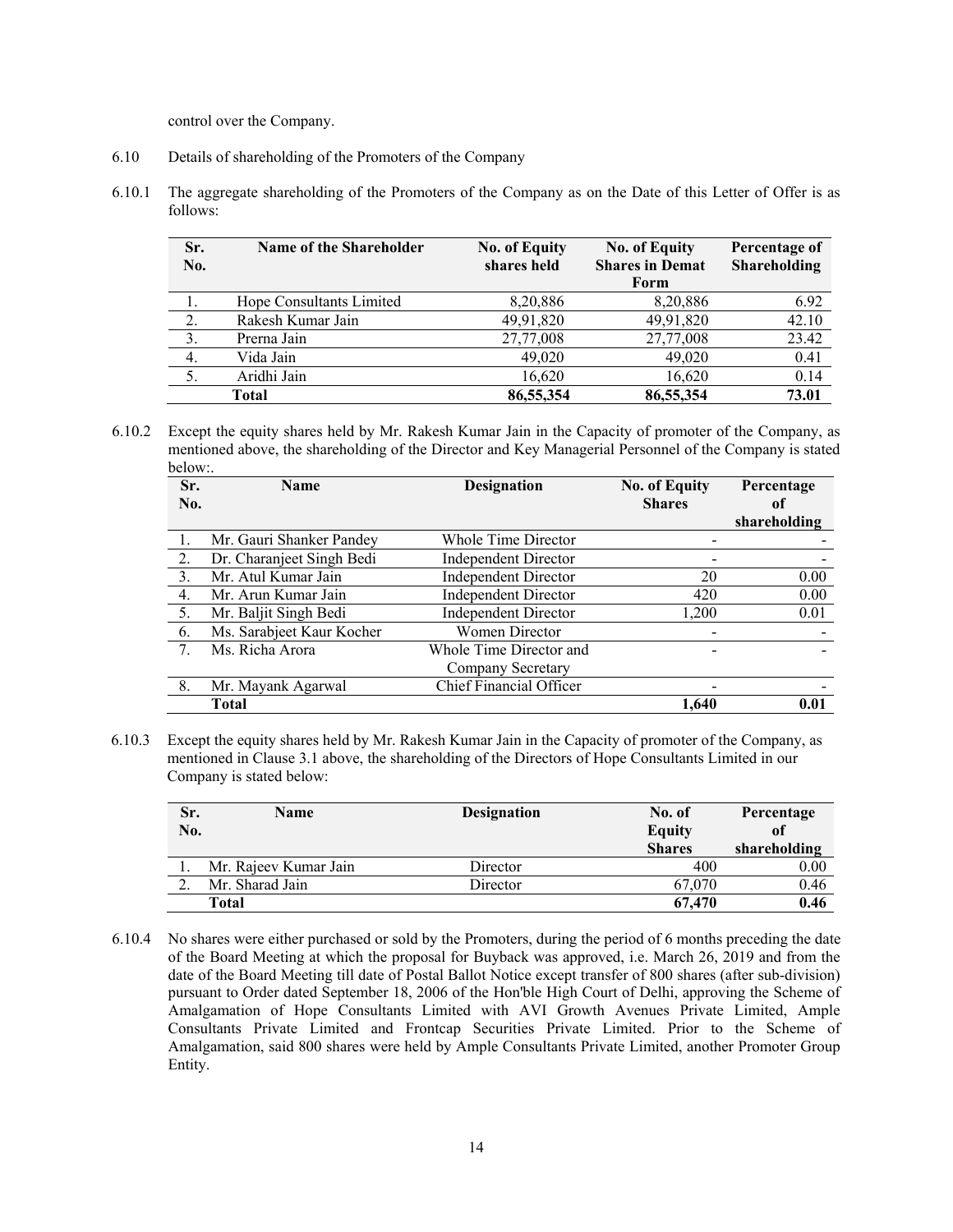control over the Company.

6.10 Details of shareholding of the Promoters of the Company

6.10.1 The aggregate shareholding of the Promoters of the Company as on the Date of this Letter of Offer is as follows:

| Sr. No. | Name of the Shareholder | No. of Equity shares held | No. of Equity Shares in Demat Form | Percentage of Shareholding |
|---|---|---|---|---|
| 1. | Hope Consultants Limited | 8,20,886 | 8,20,886 | 6.92 |
| 2. | Rakesh Kumar Jain | 49,91,820 | 49,91,820 | 42.10 |
| 3. | Prerna Jain | 27,77,008 | 27,77,008 | 23.42 |
| 4. | Vida Jain | 49,020 | 49,020 | 0.41 |
| 5. | Aridhi Jain | 16,620 | 16,620 | 0.14 |
| | **Total** | **86,55,354** | **86,55,354** | **73.01** |

6.10.2 Except the equity shares held by Mr. Rakesh Kumar Jain in the Capacity of promoter of the Company, as mentioned above, the shareholding of the Director and Key Managerial Personnel of the Company is stated below:.

| Sr. No. | Name | Designation | No. of Equity Shares | Percentage of shareholding |
|---|---|---|---|---|
| 1. | Mr. Gauri Shanker Pandey | Whole Time Director | - | - |
| 2. | Dr. Charanjeet Singh Bedi | Independent Director | - | - |
| 3. | Mr. Atul Kumar Jain | Independent Director | 20 | 0.00 |
| 4. | Mr. Arun Kumar Jain | Independent Director | 420 | 0.00 |
| 5. | Mr. Baljit Singh Bedi | Independent Director | 1,200 | 0.01 |
| 6. | Ms. Sarabjeet Kaur Kocher | Women Director | - | - |
| 7. | Ms. Richa Arora | Whole Time Director and Company Secretary | - | - |
| 8. | Mr. Mayank Agarwal | Chief Financial Officer | - | - |
| | **Total** | | **1,640** | **0.01** |

6.10.3 Except the equity shares held by Mr. Rakesh Kumar Jain in the Capacity of promoter of the Company, as mentioned in Clause 3.1 above, the shareholding of the Directors of Hope Consultants Limited in our Company is stated below:

| Sr. No. | Name | Designation | No. of Equity Shares | Percentage of shareholding |
|---|---|---|---|---|
| 1. | Mr. Rajeev Kumar Jain | Director | 400 | 0.00 |
| 2. | Mr. Sharad Jain | Director | 67,070 | 0.46 |
| | **Total** | | **67,470** | **0.46** |

6.10.4 No shares were either purchased or sold by the Promoters, during the period of 6 months preceding the date of the Board Meeting at which the proposal for Buyback was approved, i.e. March 26, 2019 and from the date of the Board Meeting till date of Postal Ballot Notice except transfer of 800 shares (after sub-division) pursuant to Order dated September 18, 2006 of the Hon'ble High Court of Delhi, approving the Scheme of Amalgamation of Hope Consultants Limited with AVI Growth Avenues Private Limited, Ample Consultants Private Limited and Frontcap Securities Private Limited. Prior to the Scheme of Amalgamation, said 800 shares were held by Ample Consultants Private Limited, another Promoter Group Entity.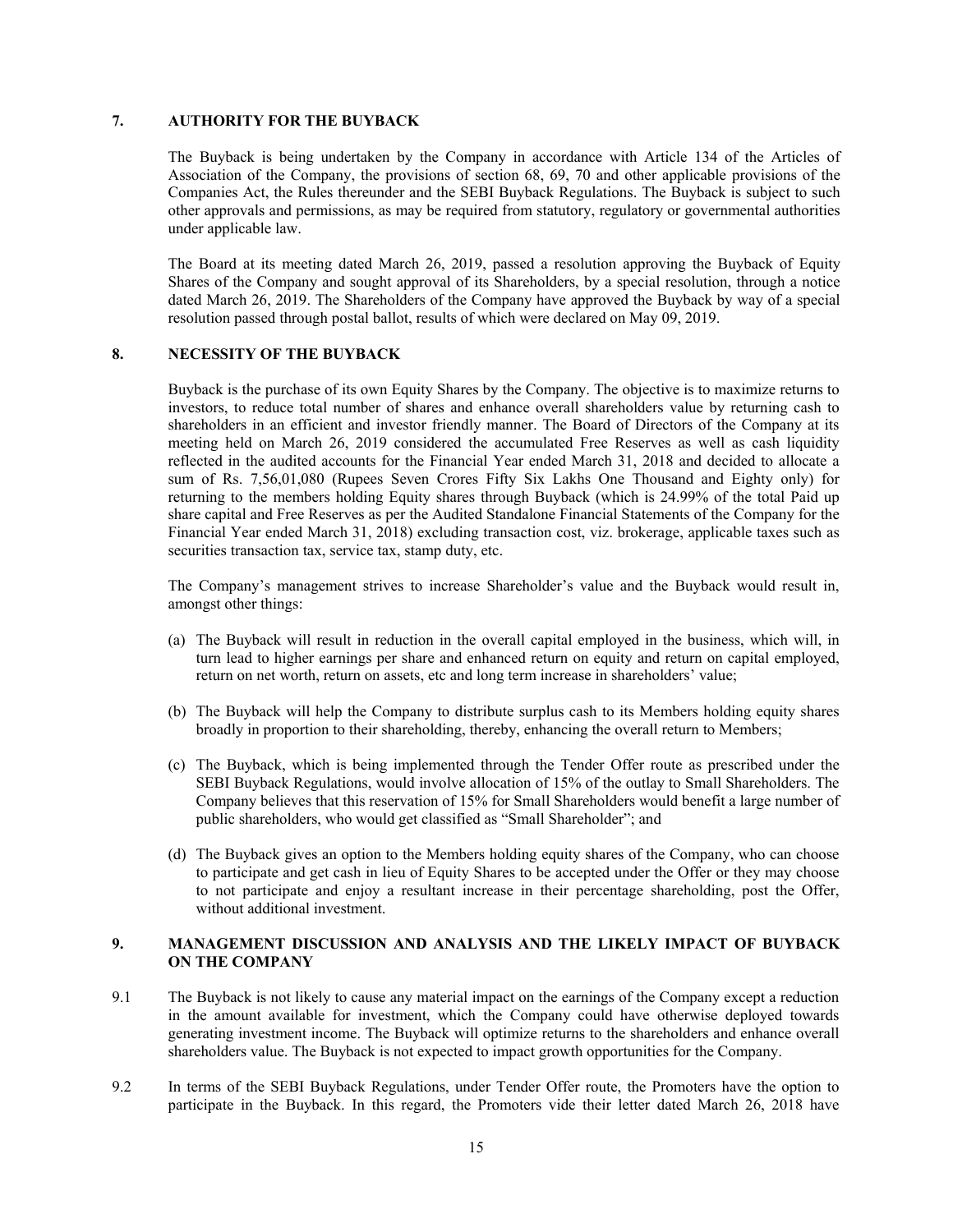## 7. AUTHORITY FOR THE BUYBACK

The Buyback is being undertaken by the Company in accordance with Article 134 of the Articles of Association of the Company, the provisions of section 68, 69, 70 and other applicable provisions of the Companies Act, the Rules thereunder and the SEBI Buyback Regulations. The Buyback is subject to such other approvals and permissions, as may be required from statutory, regulatory or governmental authorities under applicable law.

The Board at its meeting dated March 26, 2019, passed a resolution approving the Buyback of Equity Shares of the Company and sought approval of its Shareholders, by a special resolution, through a notice dated March 26, 2019. The Shareholders of the Company have approved the Buyback by way of a special resolution passed through postal ballot, results of which were declared on May 09, 2019.

## 8. NECESSITY OF THE BUYBACK

Buyback is the purchase of its own Equity Shares by the Company. The objective is to maximize returns to investors, to reduce total number of shares and enhance overall shareholders value by returning cash to shareholders in an efficient and investor friendly manner. The Board of Directors of the Company at its meeting held on March 26, 2019 considered the accumulated Free Reserves as well as cash liquidity reflected in the audited accounts for the Financial Year ended March 31, 2018 and decided to allocate a sum of Rs. 7,56,01,080 (Rupees Seven Crores Fifty Six Lakhs One Thousand and Eighty only) for returning to the members holding Equity shares through Buyback (which is 24.99% of the total Paid up share capital and Free Reserves as per the Audited Standalone Financial Statements of the Company for the Financial Year ended March 31, 2018) excluding transaction cost, viz. brokerage, applicable taxes such as securities transaction tax, service tax, stamp duty, etc.

The Company's management strives to increase Shareholder's value and the Buyback would result in, amongst other things:

(a) The Buyback will result in reduction in the overall capital employed in the business, which will, in turn lead to higher earnings per share and enhanced return on equity and return on capital employed, return on net worth, return on assets, etc and long term increase in shareholders' value;

(b) The Buyback will help the Company to distribute surplus cash to its Members holding equity shares broadly in proportion to their shareholding, thereby, enhancing the overall return to Members;

(c) The Buyback, which is being implemented through the Tender Offer route as prescribed under the SEBI Buyback Regulations, would involve allocation of 15% of the outlay to Small Shareholders. The Company believes that this reservation of 15% for Small Shareholders would benefit a large number of public shareholders, who would get classified as "Small Shareholder"; and

(d) The Buyback gives an option to the Members holding equity shares of the Company, who can choose to participate and get cash in lieu of Equity Shares to be accepted under the Offer or they may choose to not participate and enjoy a resultant increase in their percentage shareholding, post the Offer, without additional investment.

## 9. MANAGEMENT DISCUSSION AND ANALYSIS AND THE LIKELY IMPACT OF BUYBACK ON THE COMPANY

9.1 The Buyback is not likely to cause any material impact on the earnings of the Company except a reduction in the amount available for investment, which the Company could have otherwise deployed towards generating investment income. The Buyback will optimize returns to the shareholders and enhance overall shareholders value. The Buyback is not expected to impact growth opportunities for the Company.

9.2 In terms of the SEBI Buyback Regulations, under Tender Offer route, the Promoters have the option to participate in the Buyback. In this regard, the Promoters vide their letter dated March 26, 2018 have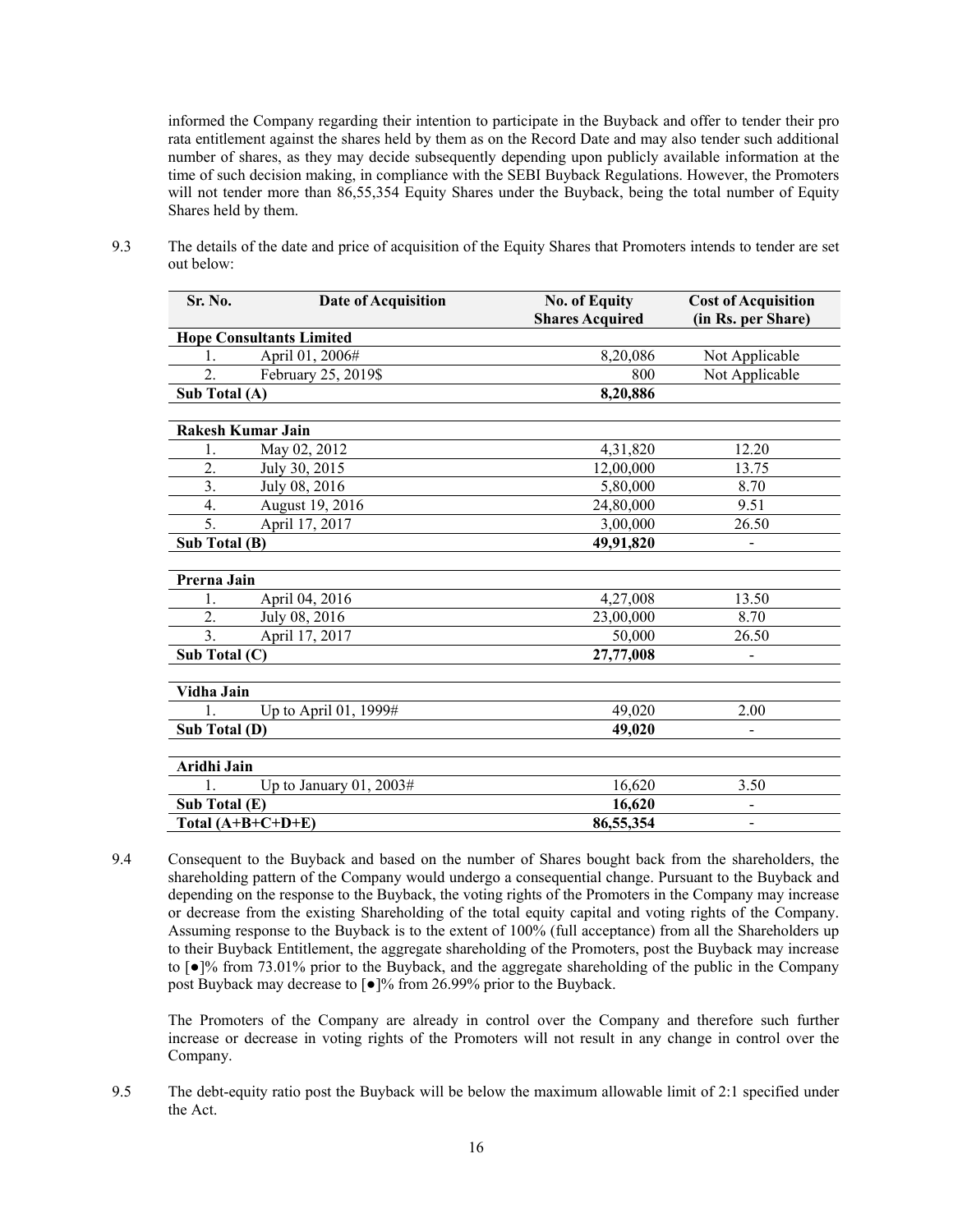informed the Company regarding their intention to participate in the Buyback and offer to tender their pro rata entitlement against the shares held by them as on the Record Date and may also tender such additional number of shares, as they may decide subsequently depending upon publicly available information at the time of such decision making, in compliance with the SEBI Buyback Regulations. However, the Promoters will not tender more than 86,55,354 Equity Shares under the Buyback, being the total number of Equity Shares held by them.

9.3 The details of the date and price of acquisition of the Equity Shares that Promoters intends to tender are set out below:

| Sr. No. | Date of Acquisition | No. of Equity Shares Acquired | Cost of Acquisition (in Rs. per Share) |
|---|---|---|---|
| **Hope Consultants Limited** | | | |
| 1. | April 01, 2006# | 8,20,086 | Not Applicable |
| 2. | February 25, 2019$ | 800 | Not Applicable |
| **Sub Total (A)** | | **8,20,886** | |
| **Rakesh Kumar Jain** | | | |
| 1. | May 02, 2012 | 4,31,820 | 12.20 |
| 2. | July 30, 2015 | 12,00,000 | 13.75 |
| 3. | July 08, 2016 | 5,80,000 | 8.70 |
| 4. | August 19, 2016 | 24,80,000 | 9.51 |
| 5. | April 17, 2017 | 3,00,000 | 26.50 |
| **Sub Total (B)** | | **49,91,820** | - |
| **Prerna Jain** | | | |
| 1. | April 04, 2016 | 4,27,008 | 13.50 |
| 2. | July 08, 2016 | 23,00,000 | 8.70 |
| 3. | April 17, 2017 | 50,000 | 26.50 |
| **Sub Total (C)** | | **27,77,008** | - |
| **Vidha Jain** | | | |
| 1. | Up to April 01, 1999# | 49,020 | 2.00 |
| **Sub Total (D)** | | **49,020** | - |
| **Aridhi Jain** | | | |
| 1. | Up to January 01, 2003# | 16,620 | 3.50 |
| **Sub Total (E)** | | **16,620** | - |
| **Total (A+B+C+D+E)** | | **86,55,354** | - |

9.4 Consequent to the Buyback and based on the number of Shares bought back from the shareholders, the shareholding pattern of the Company would undergo a consequential change. Pursuant to the Buyback and depending on the response to the Buyback, the voting rights of the Promoters in the Company may increase or decrease from the existing Shareholding of the total equity capital and voting rights of the Company. Assuming response to the Buyback is to the extent of 100% (full acceptance) from all the Shareholders up to their Buyback Entitlement, the aggregate shareholding of the Promoters, post the Buyback may increase to [●]% from 73.01% prior to the Buyback, and the aggregate shareholding of the public in the Company post Buyback may decrease to [●]% from 26.99% prior to the Buyback.

The Promoters of the Company are already in control over the Company and therefore such further increase or decrease in voting rights of the Promoters will not result in any change in control over the Company.

9.5 The debt-equity ratio post the Buyback will be below the maximum allowable limit of 2:1 specified under the Act.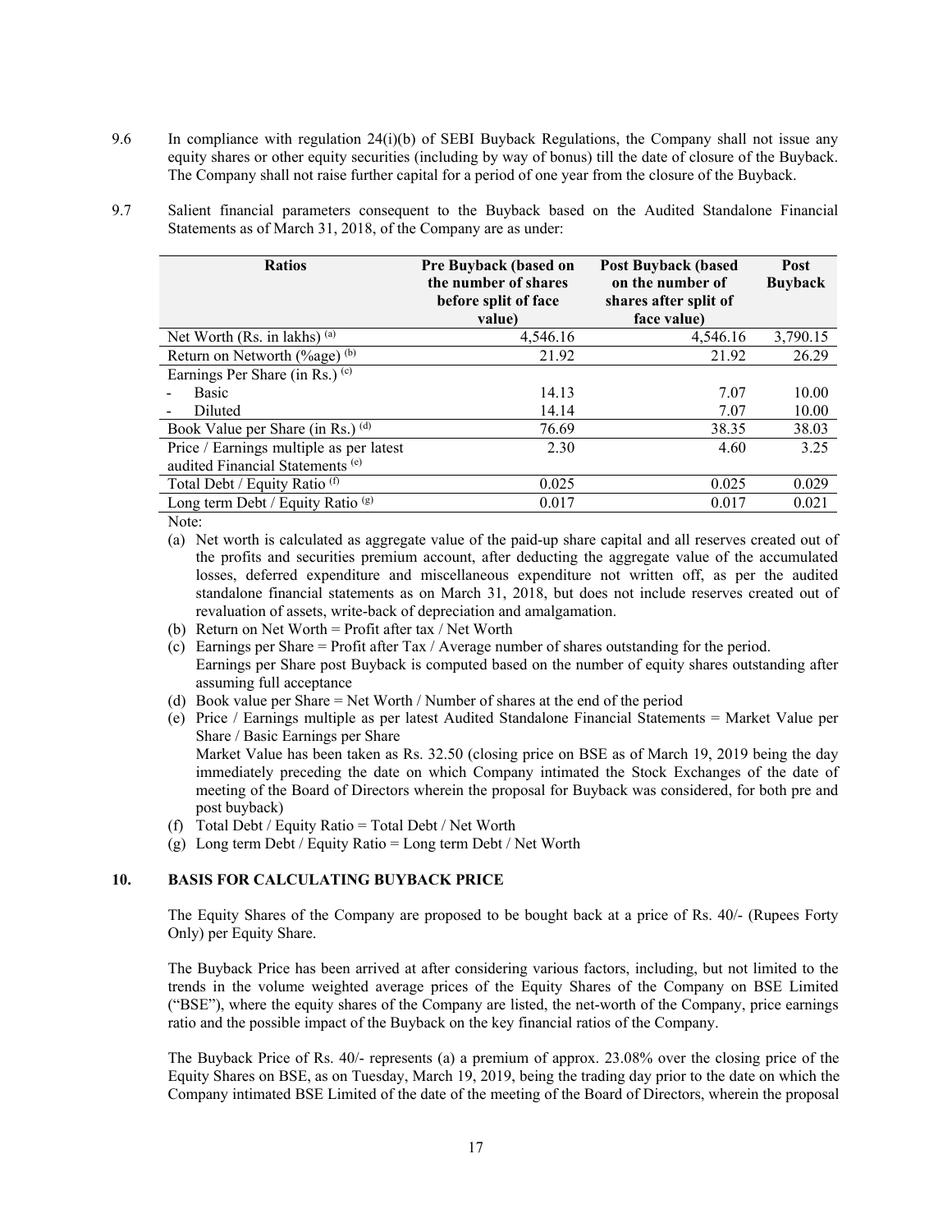9.6 In compliance with regulation 24(i)(b) of SEBI Buyback Regulations, the Company shall not issue any equity shares or other equity securities (including by way of bonus) till the date of closure of the Buyback. The Company shall not raise further capital for a period of one year from the closure of the Buyback.

9.7 Salient financial parameters consequent to the Buyback based on the Audited Standalone Financial Statements as of March 31, 2018, of the Company are as under:

| Ratios | Pre Buyback (based on the number of shares before split of face value) | Post Buyback (based on the number of shares after split of face value) | Post Buyback |
|---|---|---|---|
| Net Worth (Rs. in lakhs) [(a)] | 4,546.16 | 4,546.16 | 3,790.15 |
| Return on Networth (%age) [(b)] | 21.92 | 21.92 | 26.29 |
| Earnings Per Share (in Rs.) [(c)] | | | |
| - Basic | 14.13 | 7.07 | 10.00 |
| - Diluted | 14.14 | 7.07 | 10.00 |
| Book Value per Share (in Rs.) [(d)] | 76.69 | 38.35 | 38.03 |
| Price / Earnings multiple as per latest audited Financial Statements [(e)] | 2.30 | 4.60 | 3.25 |
| Total Debt / Equity Ratio [(f)] | 0.025 | 0.025 | 0.029 |
| Long term Debt / Equity Ratio [(g)] | 0.017 | 0.017 | 0.021 |

Note:

(a) Net worth is calculated as aggregate value of the paid-up share capital and all reserves created out of the profits and securities premium account, after deducting the aggregate value of the accumulated losses, deferred expenditure and miscellaneous expenditure not written off, as per the audited standalone financial statements as on March 31, 2018, but does not include reserves created out of revaluation of assets, write-back of depreciation and amalgamation.

(b) Return on Net Worth = Profit after tax / Net Worth

(c) Earnings per Share = Profit after Tax / Average number of shares outstanding for the period.
Earnings per Share post Buyback is computed based on the number of equity shares outstanding after assuming full acceptance

(d) Book value per Share = Net Worth / Number of shares at the end of the period

(e) Price / Earnings multiple as per latest Audited Standalone Financial Statements = Market Value per Share / Basic Earnings per Share
Market Value has been taken as Rs. 32.50 (closing price on BSE as of March 19, 2019 being the day immediately preceding the date on which Company intimated the Stock Exchanges of the date of meeting of the Board of Directors wherein the proposal for Buyback was considered, for both pre and post buyback)

(f) Total Debt / Equity Ratio = Total Debt / Net Worth

(g) Long term Debt / Equity Ratio = Long term Debt / Net Worth

## 10. BASIS FOR CALCULATING BUYBACK PRICE

The Equity Shares of the Company are proposed to be bought back at a price of Rs. 40/- (Rupees Forty Only) per Equity Share.

The Buyback Price has been arrived at after considering various factors, including, but not limited to the trends in the volume weighted average prices of the Equity Shares of the Company on BSE Limited ("BSE"), where the equity shares of the Company are listed, the net-worth of the Company, price earnings ratio and the possible impact of the Buyback on the key financial ratios of the Company.

The Buyback Price of Rs. 40/- represents (a) a premium of approx. 23.08% over the closing price of the Equity Shares on BSE, as on Tuesday, March 19, 2019, being the trading day prior to the date on which the Company intimated BSE Limited of the date of the meeting of the Board of Directors, wherein the proposal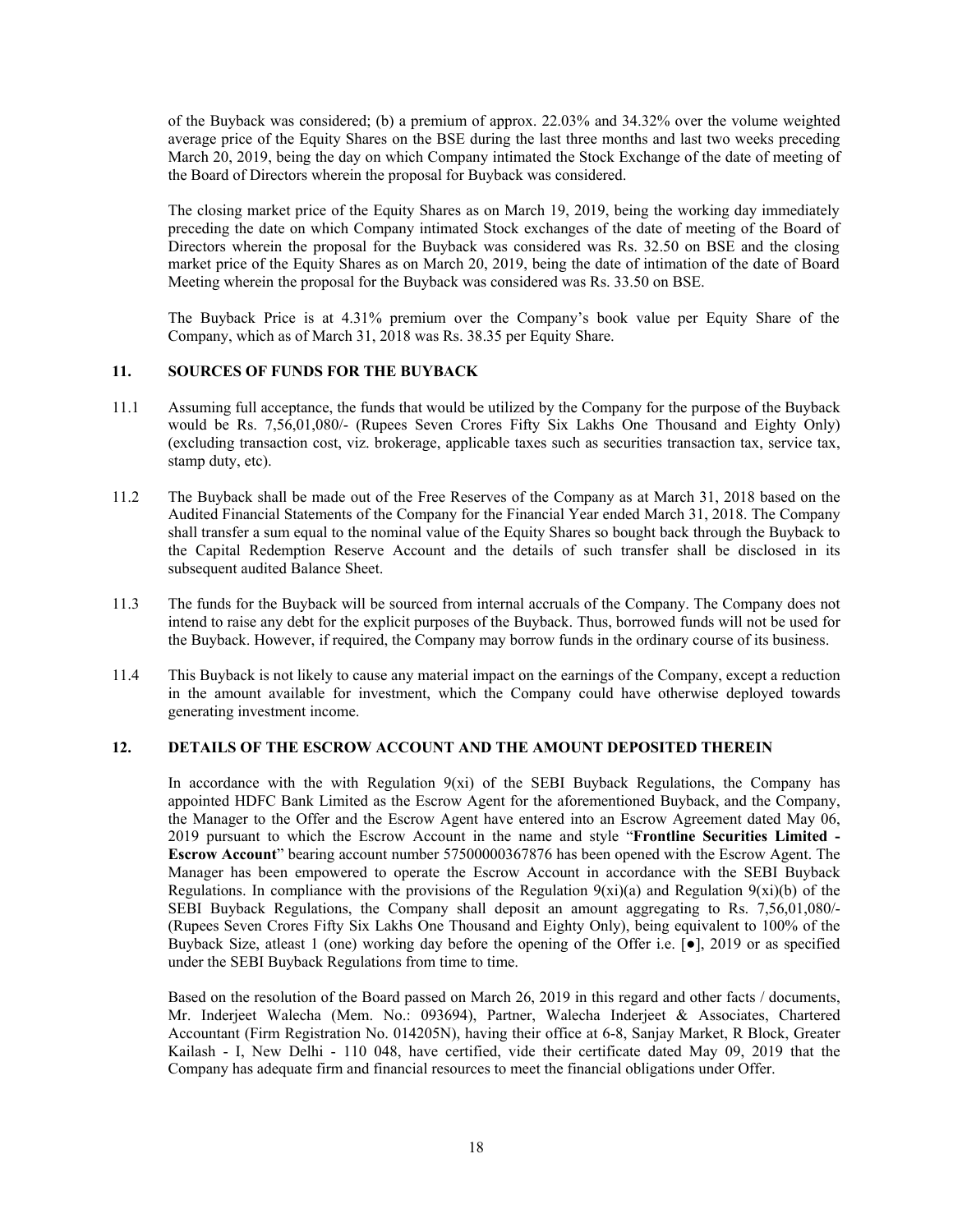of the Buyback was considered; (b) a premium of approx. 22.03% and 34.32% over the volume weighted average price of the Equity Shares on the BSE during the last three months and last two weeks preceding March 20, 2019, being the day on which Company intimated the Stock Exchange of the date of meeting of the Board of Directors wherein the proposal for Buyback was considered.

The closing market price of the Equity Shares as on March 19, 2019, being the working day immediately preceding the date on which Company intimated Stock exchanges of the date of meeting of the Board of Directors wherein the proposal for the Buyback was considered was Rs. 32.50 on BSE and the closing market price of the Equity Shares as on March 20, 2019, being the date of intimation of the date of Board Meeting wherein the proposal for the Buyback was considered was Rs. 33.50 on BSE.

The Buyback Price is at 4.31% premium over the Company's book value per Equity Share of the Company, which as of March 31, 2018 was Rs. 38.35 per Equity Share.

## 11. SOURCES OF FUNDS FOR THE BUYBACK

11.1 Assuming full acceptance, the funds that would be utilized by the Company for the purpose of the Buyback would be Rs. 7,56,01,080/- (Rupees Seven Crores Fifty Six Lakhs One Thousand and Eighty Only) (excluding transaction cost, viz. brokerage, applicable taxes such as securities transaction tax, service tax, stamp duty, etc).

11.2 The Buyback shall be made out of the Free Reserves of the Company as at March 31, 2018 based on the Audited Financial Statements of the Company for the Financial Year ended March 31, 2018. The Company shall transfer a sum equal to the nominal value of the Equity Shares so bought back through the Buyback to the Capital Redemption Reserve Account and the details of such transfer shall be disclosed in its subsequent audited Balance Sheet.

11.3 The funds for the Buyback will be sourced from internal accruals of the Company. The Company does not intend to raise any debt for the explicit purposes of the Buyback. Thus, borrowed funds will not be used for the Buyback. However, if required, the Company may borrow funds in the ordinary course of its business.

11.4 This Buyback is not likely to cause any material impact on the earnings of the Company, except a reduction in the amount available for investment, which the Company could have otherwise deployed towards generating investment income.

## 12. DETAILS OF THE ESCROW ACCOUNT AND THE AMOUNT DEPOSITED THEREIN

In accordance with the with Regulation 9(xi) of the SEBI Buyback Regulations, the Company has appointed HDFC Bank Limited as the Escrow Agent for the aforementioned Buyback, and the Company, the Manager to the Offer and the Escrow Agent have entered into an Escrow Agreement dated May 06, 2019 pursuant to which the Escrow Account in the name and style "**Frontline Securities Limited - Escrow Account**" bearing account number 57500000367876 has been opened with the Escrow Agent. The Manager has been empowered to operate the Escrow Account in accordance with the SEBI Buyback Regulations. In compliance with the provisions of the Regulation 9(xi)(a) and Regulation 9(xi)(b) of the SEBI Buyback Regulations, the Company shall deposit an amount aggregating to Rs. 7,56,01,080/- (Rupees Seven Crores Fifty Six Lakhs One Thousand and Eighty Only), being equivalent to 100% of the Buyback Size, atleast 1 (one) working day before the opening of the Offer i.e. [●], 2019 or as specified under the SEBI Buyback Regulations from time to time.

Based on the resolution of the Board passed on March 26, 2019 in this regard and other facts / documents, Mr. Inderjeet Walecha (Mem. No.: 093694), Partner, Walecha Inderjeet & Associates, Chartered Accountant (Firm Registration No. 014205N), having their office at 6-8, Sanjay Market, R Block, Greater Kailash - I, New Delhi - 110 048, have certified, vide their certificate dated May 09, 2019 that the Company has adequate firm and financial resources to meet the financial obligations under Offer.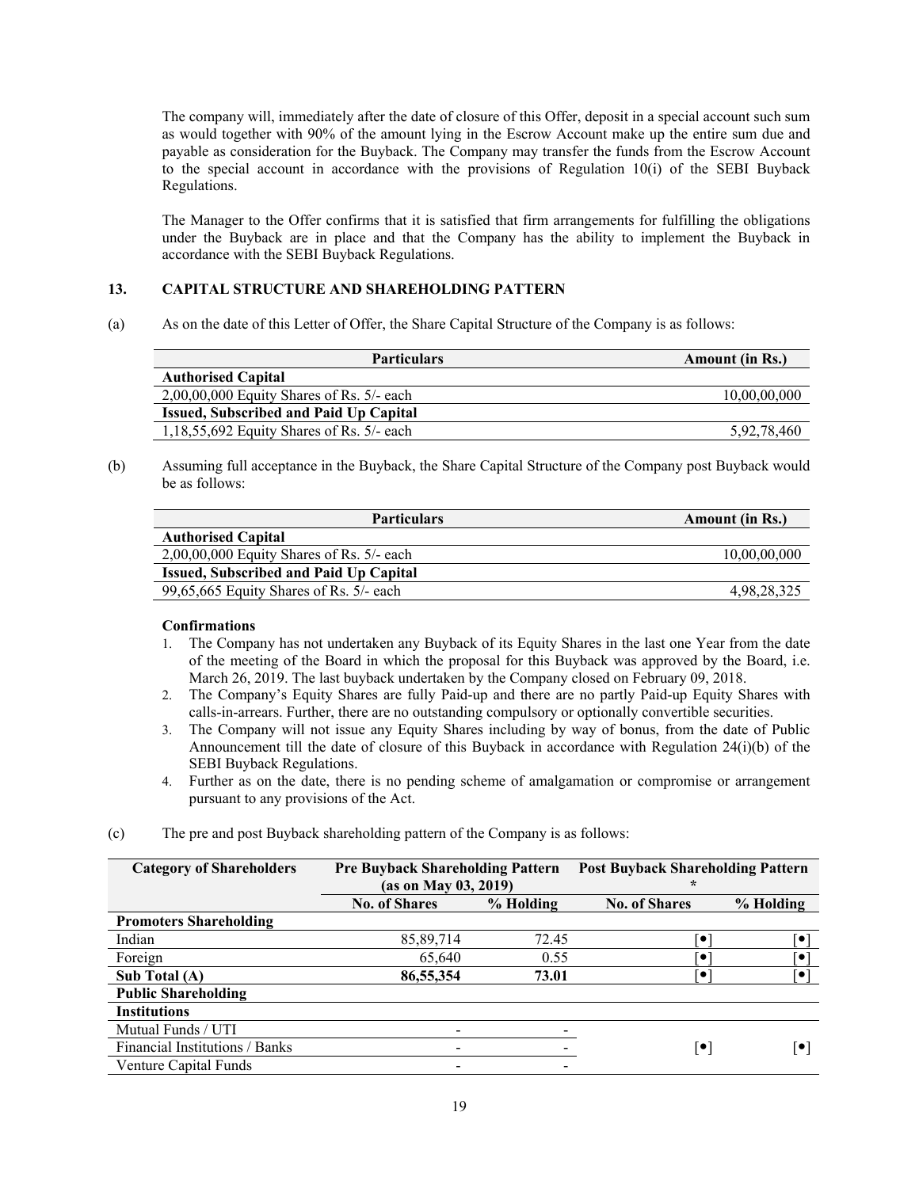The company will, immediately after the date of closure of this Offer, deposit in a special account such sum as would together with 90% of the amount lying in the Escrow Account make up the entire sum due and payable as consideration for the Buyback. The Company may transfer the funds from the Escrow Account to the special account in accordance with the provisions of Regulation 10(i) of the SEBI Buyback Regulations.

The Manager to the Offer confirms that it is satisfied that firm arrangements for fulfilling the obligations under the Buyback are in place and that the Company has the ability to implement the Buyback in accordance with the SEBI Buyback Regulations.

## 13. CAPITAL STRUCTURE AND SHAREHOLDING PATTERN

(a) As on the date of this Letter of Offer, the Share Capital Structure of the Company is as follows:

| Particulars | Amount (in Rs.) |
|---|---|
| **Authorised Capital** | |
| 2,00,00,000 Equity Shares of Rs. 5/- each | 10,00,00,000 |
| **Issued, Subscribed and Paid Up Capital** | |
| 1,18,55,692 Equity Shares of Rs. 5/- each | 5,92,78,460 |

(b) Assuming full acceptance in the Buyback, the Share Capital Structure of the Company post Buyback would be as follows:

| Particulars | Amount (in Rs.) |
|---|---|
| **Authorised Capital** | |
| 2,00,00,000 Equity Shares of Rs. 5/- each | 10,00,00,000 |
| **Issued, Subscribed and Paid Up Capital** | |
| 99,65,665 Equity Shares of Rs. 5/- each | 4,98,28,325 |

**Confirmations**

1. The Company has not undertaken any Buyback of its Equity Shares in the last one Year from the date of the meeting of the Board in which the proposal for this Buyback was approved by the Board, i.e. March 26, 2019. The last buyback undertaken by the Company closed on February 09, 2018.
2. The Company's Equity Shares are fully Paid-up and there are no partly Paid-up Equity Shares with calls-in-arrears. Further, there are no outstanding compulsory or optionally convertible securities.
3. The Company will not issue any Equity Shares including by way of bonus, from the date of Public Announcement till the date of closure of this Buyback in accordance with Regulation 24(i)(b) of the SEBI Buyback Regulations.
4. Further as on the date, there is no pending scheme of amalgamation or compromise or arrangement pursuant to any provisions of the Act.

(c) The pre and post Buyback shareholding pattern of the Company is as follows:

| Category of Shareholders | Pre Buyback Shareholding Pattern (as on May 03, 2019) | | Post Buyback Shareholding Pattern * | |
|---|---|---|---|---|
| | No. of Shares | % Holding | No. of Shares | % Holding |
| **Promoters Shareholding** | | | | |
| Indian | 85,89,714 | 72.45 | [•] | [•] |
| Foreign | 65,640 | 0.55 | [•] | [•] |
| **Sub Total (A)** | **86,55,354** | **73.01** | [•] | [•] |
| **Public Shareholding** | | | | |
| **Institutions** | | | | |
| Mutual Funds / UTI | - | - | | |
| Financial Institutions / Banks | - | - | [•] | [•] |
| Venture Capital Funds | - | - | | |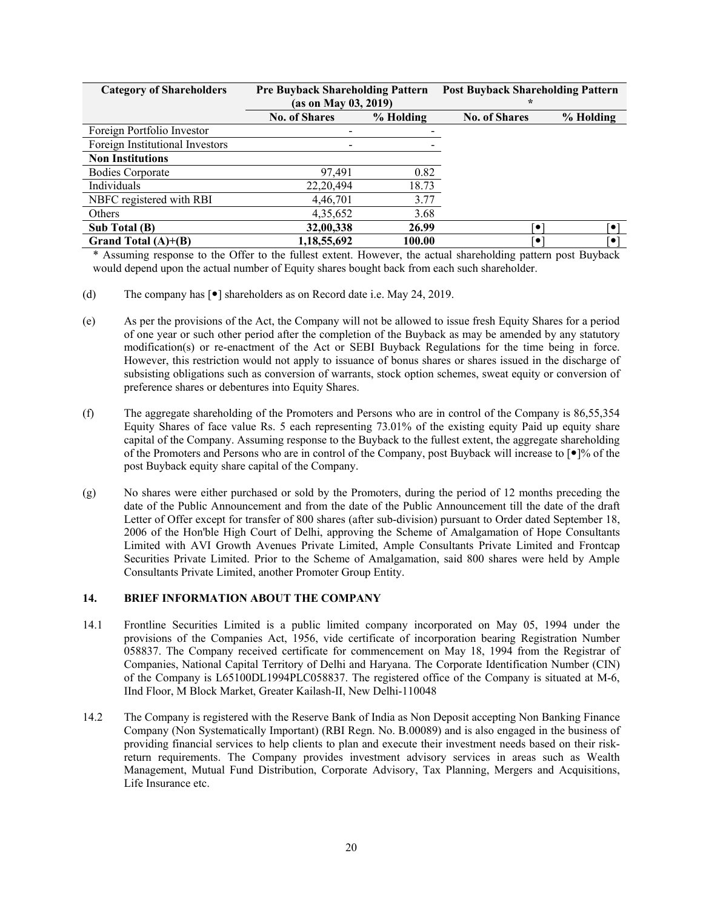| Category of Shareholders | Pre Buyback Shareholding Pattern (as on May 03, 2019) | | Post Buyback Shareholding Pattern * | |
|---|---|---|---|---|
| | No. of Shares | % Holding | No. of Shares | % Holding |
| Foreign Portfolio Investor | - | - | | |
| Foreign Institutional Investors | - | - | | |
| **Non Institutions** | | | | |
| Bodies Corporate | 97,491 | 0.82 | | |
| Individuals | 22,20,494 | 18.73 | | |
| NBFC registered with RBI | 4,46,701 | 3.77 | | |
| Others | 4,35,652 | 3.68 | | |
| **Sub Total (B)** | **32,00,338** | **26.99** | [•] | [•] |
| **Grand Total (A)+(B)** | **1,18,55,692** | **100.00** | [•] | [•] |

* Assuming response to the Offer to the fullest extent. However, the actual shareholding pattern post Buyback would depend upon the actual number of Equity shares bought back from each such shareholder.

(d) The company has [•] shareholders as on Record date i.e. May 24, 2019.

(e) As per the provisions of the Act, the Company will not be allowed to issue fresh Equity Shares for a period of one year or such other period after the completion of the Buyback as may be amended by any statutory modification(s) or re-enactment of the Act or SEBI Buyback Regulations for the time being in force. However, this restriction would not apply to issuance of bonus shares or shares issued in the discharge of subsisting obligations such as conversion of warrants, stock option schemes, sweat equity or conversion of preference shares or debentures into Equity Shares.

(f) The aggregate shareholding of the Promoters and Persons who are in control of the Company is 86,55,354 Equity Shares of face value Rs. 5 each representing 73.01% of the existing equity Paid up equity share capital of the Company. Assuming response to the Buyback to the fullest extent, the aggregate shareholding of the Promoters and Persons who are in control of the Company, post Buyback will increase to [•]% of the post Buyback equity share capital of the Company.

(g) No shares were either purchased or sold by the Promoters, during the period of 12 months preceding the date of the Public Announcement and from the date of the Public Announcement till the date of the draft Letter of Offer except for transfer of 800 shares (after sub-division) pursuant to Order dated September 18, 2006 of the Hon'ble High Court of Delhi, approving the Scheme of Amalgamation of Hope Consultants Limited with AVI Growth Avenues Private Limited, Ample Consultants Private Limited and Frontcap Securities Private Limited. Prior to the Scheme of Amalgamation, said 800 shares were held by Ample Consultants Private Limited, another Promoter Group Entity.

## 14. BRIEF INFORMATION ABOUT THE COMPANY

14.1 Frontline Securities Limited is a public limited company incorporated on May 05, 1994 under the provisions of the Companies Act, 1956, vide certificate of incorporation bearing Registration Number 058837. The Company received certificate for commencement on May 18, 1994 from the Registrar of Companies, National Capital Territory of Delhi and Haryana. The Corporate Identification Number (CIN) of the Company is L65100DL1994PLC058837. The registered office of the Company is situated at M-6, IInd Floor, M Block Market, Greater Kailash-II, New Delhi-110048

14.2 The Company is registered with the Reserve Bank of India as Non Deposit accepting Non Banking Finance Company (Non Systematically Important) (RBI Regn. No. B.00089) and is also engaged in the business of providing financial services to help clients to plan and execute their investment needs based on their risk-return requirements. The Company provides investment advisory services in areas such as Wealth Management, Mutual Fund Distribution, Corporate Advisory, Tax Planning, Mergers and Acquisitions, Life Insurance etc.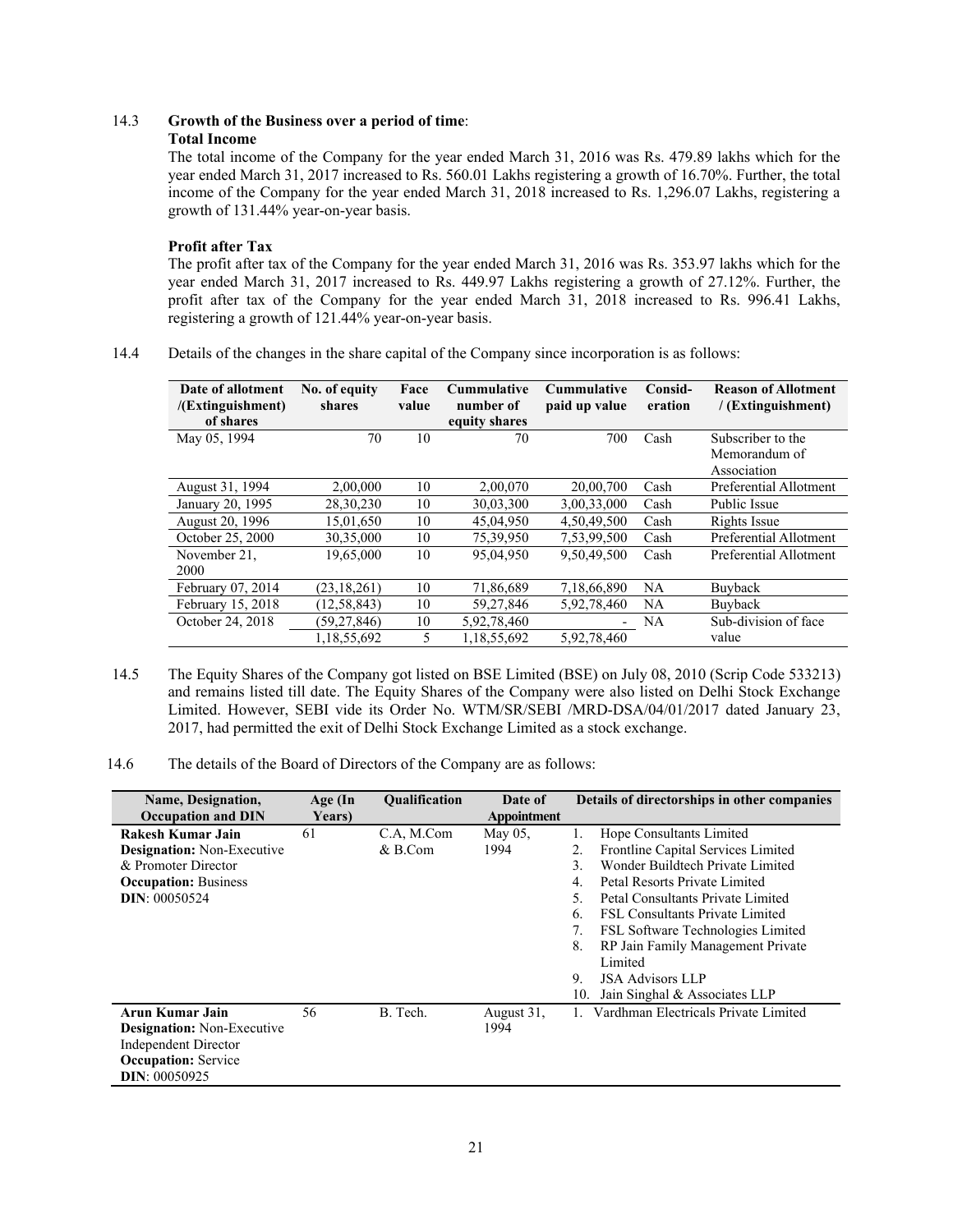14.3 **Growth of the Business over a period of time**:

**Total Income**

The total income of the Company for the year ended March 31, 2016 was Rs. 479.89 lakhs which for the year ended March 31, 2017 increased to Rs. 560.01 Lakhs registering a growth of 16.70%. Further, the total income of the Company for the year ended March 31, 2018 increased to Rs. 1,296.07 Lakhs, registering a growth of 131.44% year-on-year basis.

**Profit after Tax**

The profit after tax of the Company for the year ended March 31, 2016 was Rs. 353.97 lakhs which for the year ended March 31, 2017 increased to Rs. 449.97 Lakhs registering a growth of 27.12%. Further, the profit after tax of the Company for the year ended March 31, 2018 increased to Rs. 996.41 Lakhs, registering a growth of 121.44% year-on-year basis.

14.4 Details of the changes in the share capital of the Company since incorporation is as follows:

| Date of allotment /(Extinguishment) of shares | No. of equity shares | Face value | Cummulative number of equity shares | Cummulative paid up value | Consid-eration | Reason of Allotment / (Extinguishment) |
|---|---|---|---|---|---|---|
| May 05, 1994 | 70 | 10 | 70 | 700 | Cash | Subscriber to the Memorandum of Association |
| August 31, 1994 | 2,00,000 | 10 | 2,00,070 | 20,00,700 | Cash | Preferential Allotment |
| January 20, 1995 | 28,30,230 | 10 | 30,03,300 | 3,00,33,000 | Cash | Public Issue |
| August 20, 1996 | 15,01,650 | 10 | 45,04,950 | 4,50,49,500 | Cash | Rights Issue |
| October 25, 2000 | 30,35,000 | 10 | 75,39,950 | 7,53,99,500 | Cash | Preferential Allotment |
| November 21, 2000 | 19,65,000 | 10 | 95,04,950 | 9,50,49,500 | Cash | Preferential Allotment |
| February 07, 2014 | (23,18,261) | 10 | 71,86,689 | 7,18,66,890 | NA | Buyback |
| February 15, 2018 | (12,58,843) | 10 | 59,27,846 | 5,92,78,460 | NA | Buyback |
| October 24, 2018 | (59,27,846) | 10 | 5,92,78,460 | - | NA | Sub-division of face value |
| | 1,18,55,692 | 5 | 1,18,55,692 | 5,92,78,460 | | |

14.5 The Equity Shares of the Company got listed on BSE Limited (BSE) on July 08, 2010 (Scrip Code 533213) and remains listed till date. The Equity Shares of the Company were also listed on Delhi Stock Exchange Limited. However, SEBI vide its Order No. WTM/SR/SEBI /MRD-DSA/04/01/2017 dated January 23, 2017, had permitted the exit of Delhi Stock Exchange Limited as a stock exchange.

14.6 The details of the Board of Directors of the Company are as follows:

| Name, Designation, Occupation and DIN | Age (In Years) | Qualification | Date of Appointment | Details of directorships in other companies |
|---|---|---|---|---|
| **Rakesh Kumar Jain**<br>**Designation:** Non-Executive & Promoter Director<br>**Occupation:** Business<br>**DIN**: 00050524 | 61 | C.A, M.Com & B.Com | May 05, 1994 | 1. Hope Consultants Limited<br>2. Frontline Capital Services Limited<br>3. Wonder Buildtech Private Limited<br>4. Petal Resorts Private Limited<br>5. Petal Consultants Private Limited<br>6. FSL Consultants Private Limited<br>7. FSL Software Technologies Limited<br>8. RP Jain Family Management Private Limited<br>9. JSA Advisors LLP<br>10. Jain Singhal & Associates LLP |
| **Arun Kumar Jain**<br>**Designation:** Non-Executive Independent Director<br>**Occupation:** Service<br>**DIN**: 00050925 | 56 | B. Tech. | August 31, 1994 | 1. Vardhman Electricals Private Limited |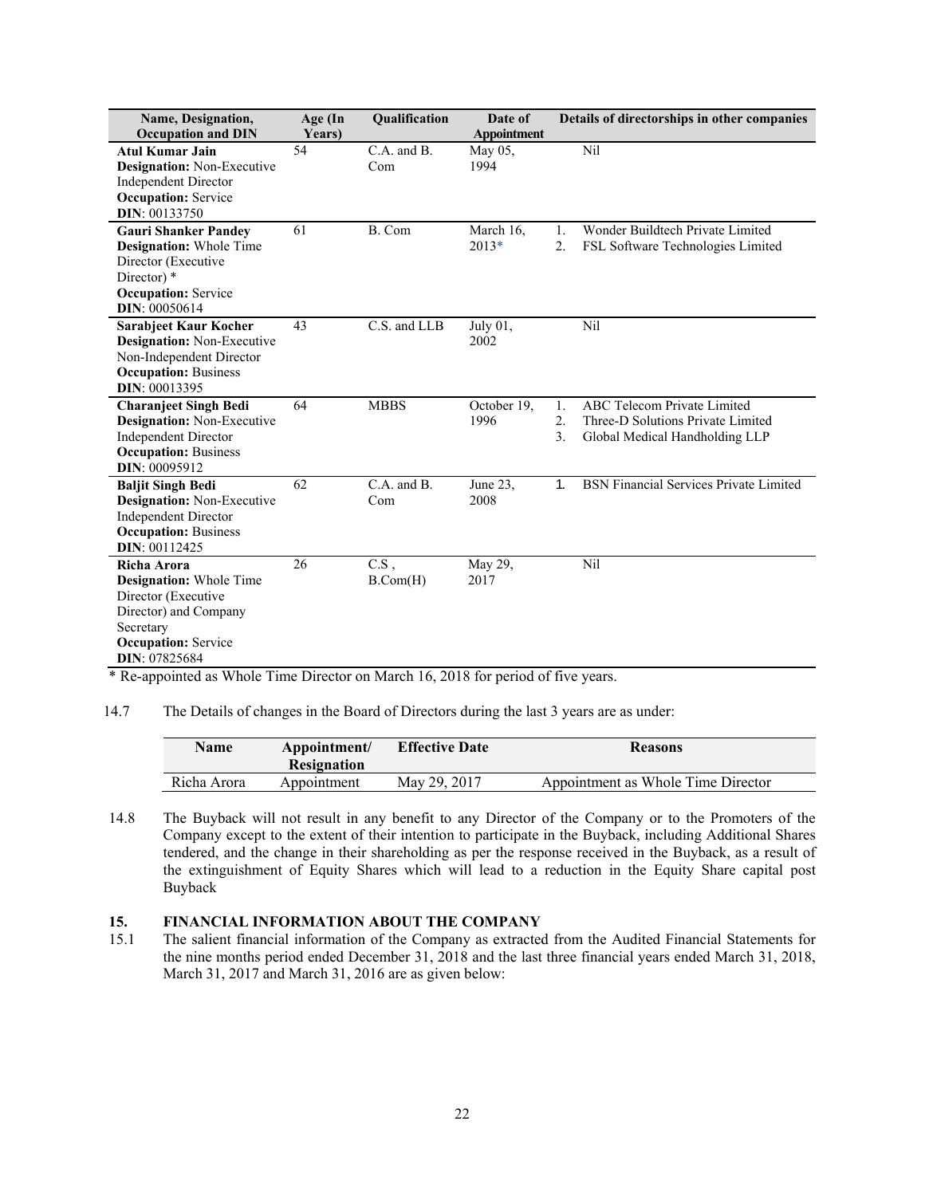| Name, Designation, Occupation and DIN | Age (In Years) | Qualification | Date of Appointment | Details of directorships in other companies |
|---|---|---|---|---|
| **Atul Kumar Jain**<br>**Designation:** Non-Executive Independent Director<br>**Occupation:** Service<br>**DIN**: 00133750 | 54 | C.A. and B. Com | May 05, 1994 | Nil |
| **Gauri Shanker Pandey**<br>**Designation:** Whole Time Director (Executive Director) *<br>**Occupation:** Service<br>**DIN**: 00050614 | 61 | B. Com | March 16, 2013* | 1. Wonder Buildtech Private Limited<br>2. FSL Software Technologies Limited |
| **Sarabjeet Kaur Kocher**<br>**Designation:** Non-Executive Non-Independent Director<br>**Occupation:** Business<br>**DIN**: 00013395 | 43 | C.S. and LLB | July 01, 2002 | Nil |
| **Charanjeet Singh Bedi**<br>**Designation:** Non-Executive Independent Director<br>**Occupation:** Business<br>**DIN**: 00095912 | 64 | MBBS | October 19, 1996 | 1. ABC Telecom Private Limited<br>2. Three-D Solutions Private Limited<br>3. Global Medical Handholding LLP |
| **Baljit Singh Bedi**<br>**Designation:** Non-Executive Independent Director<br>**Occupation:** Business<br>**DIN**: 00112425 | 62 | C.A. and B. Com | June 23, 2008 | 1. BSN Financial Services Private Limited |
| **Richa Arora**<br>**Designation:** Whole Time Director (Executive Director) and Company Secretary<br>**Occupation:** Service<br>**DIN**: 07825684 | 26 | C.S , B.Com(H) | May 29, 2017 | Nil |

* Re-appointed as Whole Time Director on March 16, 2018 for period of five years.

14.7 The Details of changes in the Board of Directors during the last 3 years are as under:

| Name | Appointment/ Resignation | Effective Date | Reasons |
|---|---|---|---|
| Richa Arora | Appointment | May 29, 2017 | Appointment as Whole Time Director |

14.8 The Buyback will not result in any benefit to any Director of the Company or to the Promoters of the Company except to the extent of their intention to participate in the Buyback, including Additional Shares tendered, and the change in their shareholding as per the response received in the Buyback, as a result of the extinguishment of Equity Shares which will lead to a reduction in the Equity Share capital post Buyback

## 15. FINANCIAL INFORMATION ABOUT THE COMPANY

15.1 The salient financial information of the Company as extracted from the Audited Financial Statements for the nine months period ended December 31, 2018 and the last three financial years ended March 31, 2018, March 31, 2017 and March 31, 2016 are as given below: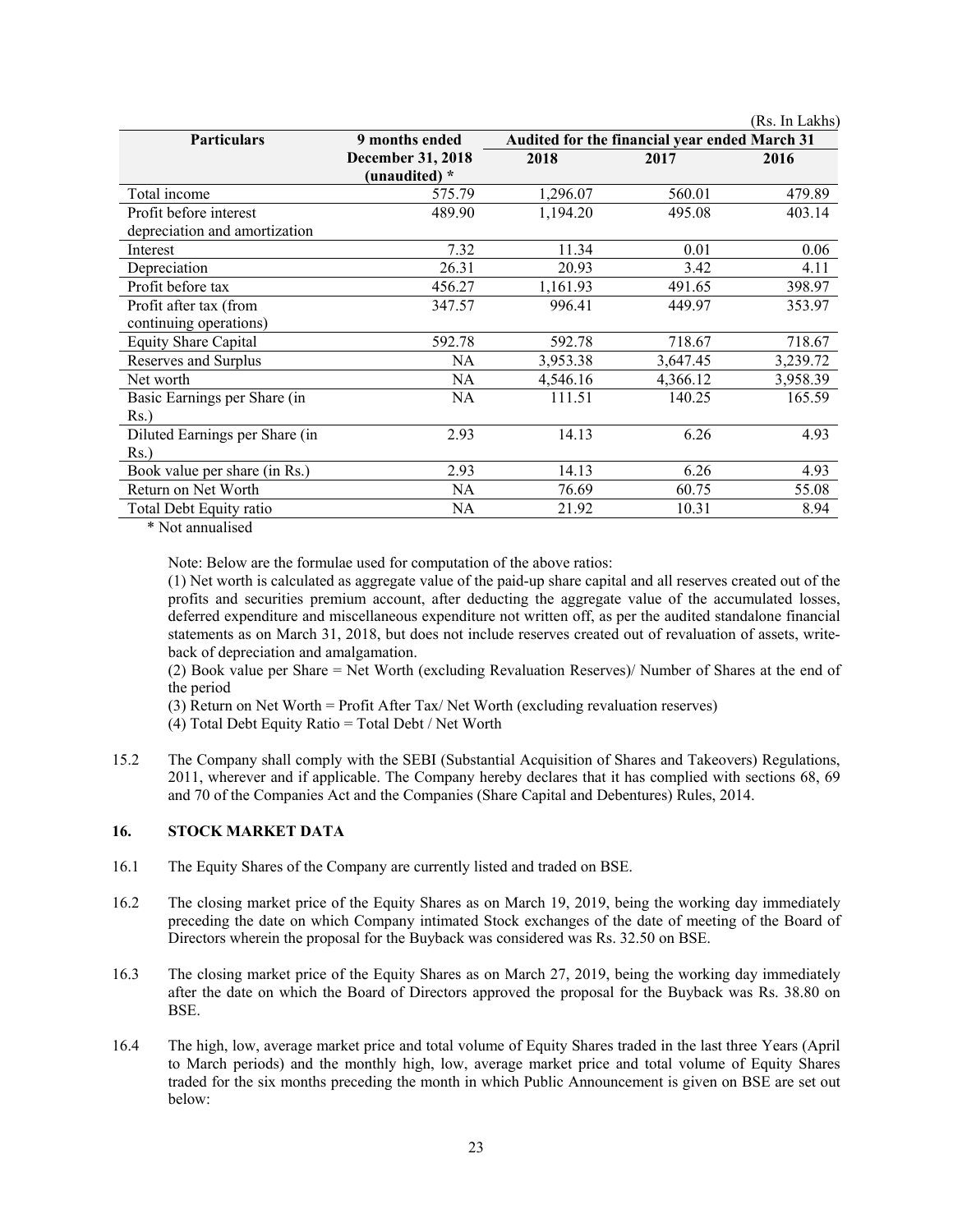(Rs. In Lakhs)

| Particulars | 9 months ended December 31, 2018 (unaudited) * | Audited for the financial year ended March 31 | | |
|---|---|---|---|---|
| | | 2018 | 2017 | 2016 |
| Total income | 575.79 | 1,296.07 | 560.01 | 479.89 |
| Profit before interest depreciation and amortization | 489.90 | 1,194.20 | 495.08 | 403.14 |
| Interest | 7.32 | 11.34 | 0.01 | 0.06 |
| Depreciation | 26.31 | 20.93 | 3.42 | 4.11 |
| Profit before tax | 456.27 | 1,161.93 | 491.65 | 398.97 |
| Profit after tax (from continuing operations) | 347.57 | 996.41 | 449.97 | 353.97 |
| Equity Share Capital | 592.78 | 592.78 | 718.67 | 718.67 |
| Reserves and Surplus | NA | 3,953.38 | 3,647.45 | 3,239.72 |
| Net worth | NA | 4,546.16 | 4,366.12 | 3,958.39 |
| Basic Earnings per Share (in Rs.) | NA | 111.51 | 140.25 | 165.59 |
| Diluted Earnings per Share (in Rs.) | 2.93 | 14.13 | 6.26 | 4.93 |
| Book value per share (in Rs.) | 2.93 | 14.13 | 6.26 | 4.93 |
| Return on Net Worth | NA | 76.69 | 60.75 | 55.08 |
| Total Debt Equity ratio | NA | 21.92 | 10.31 | 8.94 |

\* Not annualised

Note: Below are the formulae used for computation of the above ratios:

(1) Net worth is calculated as aggregate value of the paid-up share capital and all reserves created out of the profits and securities premium account, after deducting the aggregate value of the accumulated losses, deferred expenditure and miscellaneous expenditure not written off, as per the audited standalone financial statements as on March 31, 2018, but does not include reserves created out of revaluation of assets, write-back of depreciation and amalgamation.

(2) Book value per Share = Net Worth (excluding Revaluation Reserves)/ Number of Shares at the end of the period

(3) Return on Net Worth = Profit After Tax/ Net Worth (excluding revaluation reserves)

(4) Total Debt Equity Ratio = Total Debt / Net Worth

15.2 The Company shall comply with the SEBI (Substantial Acquisition of Shares and Takeovers) Regulations, 2011, wherever and if applicable. The Company hereby declares that it has complied with sections 68, 69 and 70 of the Companies Act and the Companies (Share Capital and Debentures) Rules, 2014.

## 16. STOCK MARKET DATA

16.1 The Equity Shares of the Company are currently listed and traded on BSE.

16.2 The closing market price of the Equity Shares as on March 19, 2019, being the working day immediately preceding the date on which Company intimated Stock exchanges of the date of meeting of the Board of Directors wherein the proposal for the Buyback was considered was Rs. 32.50 on BSE.

16.3 The closing market price of the Equity Shares as on March 27, 2019, being the working day immediately after the date on which the Board of Directors approved the proposal for the Buyback was Rs. 38.80 on BSE.

16.4 The high, low, average market price and total volume of Equity Shares traded in the last three Years (April to March periods) and the monthly high, low, average market price and total volume of Equity Shares traded for the six months preceding the month in which Public Announcement is given on BSE are set out below: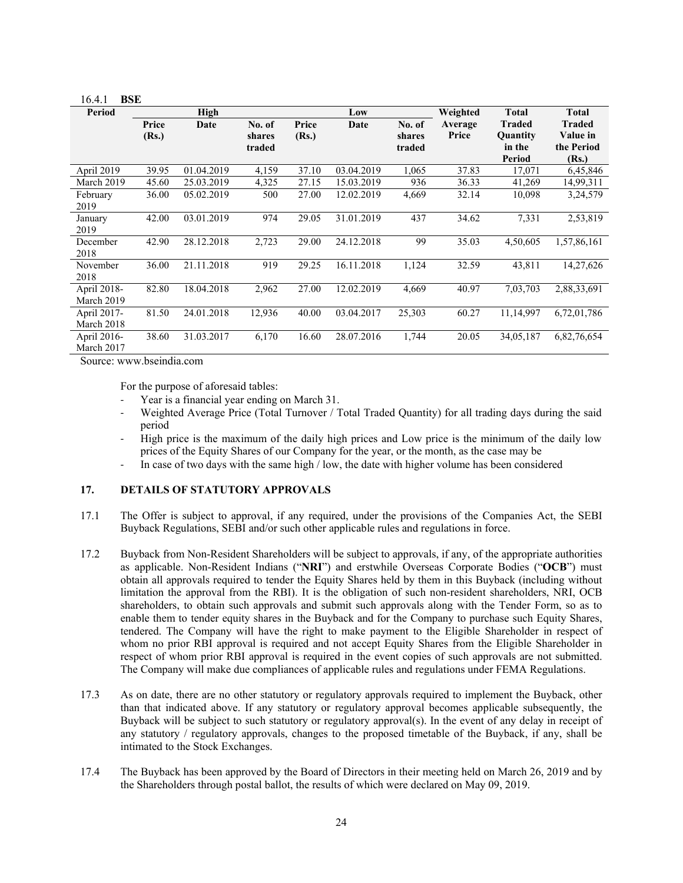16.4.1 **BSE**

| Period | High | | | Low | | | Weighted Average Price | Total Traded Quantity in the Period | Total Traded Value in the Period (Rs.) |
|---|---|---|---|---|---|---|---|---|---|
| | Price (Rs.) | Date | No. of shares traded | Price (Rs.) | Date | No. of shares traded | | | |
| April 2019 | 39.95 | 01.04.2019 | 4,159 | 37.10 | 03.04.2019 | 1,065 | 37.83 | 17,071 | 6,45,846 |
| March 2019 | 45.60 | 25.03.2019 | 4,325 | 27.15 | 15.03.2019 | 936 | 36.33 | 41,269 | 14,99,311 |
| February 2019 | 36.00 | 05.02.2019 | 500 | 27.00 | 12.02.2019 | 4,669 | 32.14 | 10,098 | 3,24,579 |
| January 2019 | 42.00 | 03.01.2019 | 974 | 29.05 | 31.01.2019 | 437 | 34.62 | 7,331 | 2,53,819 |
| December 2018 | 42.90 | 28.12.2018 | 2,723 | 29.00 | 24.12.2018 | 99 | 35.03 | 4,50,605 | 1,57,86,161 |
| November 2018 | 36.00 | 21.11.2018 | 919 | 29.25 | 16.11.2018 | 1,124 | 32.59 | 43,811 | 14,27,626 |
| April 2018-March 2019 | 82.80 | 18.04.2018 | 2,962 | 27.00 | 12.02.2019 | 4,669 | 40.97 | 7,03,703 | 2,88,33,691 |
| April 2017-March 2018 | 81.50 | 24.01.2018 | 12,936 | 40.00 | 03.04.2017 | 25,303 | 60.27 | 11,14,997 | 6,72,01,786 |
| April 2016-March 2017 | 38.60 | 31.03.2017 | 6,170 | 16.60 | 28.07.2016 | 1,744 | 20.05 | 34,05,187 | 6,82,76,654 |

Source: www.bseindia.com

For the purpose of aforesaid tables:

- Year is a financial year ending on March 31.
- Weighted Average Price (Total Turnover / Total Traded Quantity) for all trading days during the said period
- High price is the maximum of the daily high prices and Low price is the minimum of the daily low prices of the Equity Shares of our Company for the year, or the month, as the case may be
- In case of two days with the same high / low, the date with higher volume has been considered

## 17. DETAILS OF STATUTORY APPROVALS

17.1 The Offer is subject to approval, if any required, under the provisions of the Companies Act, the SEBI Buyback Regulations, SEBI and/or such other applicable rules and regulations in force.

17.2 Buyback from Non-Resident Shareholders will be subject to approvals, if any, of the appropriate authorities as applicable. Non-Resident Indians ("**NRI**") and erstwhile Overseas Corporate Bodies ("**OCB**") must obtain all approvals required to tender the Equity Shares held by them in this Buyback (including without limitation the approval from the RBI). It is the obligation of such non-resident shareholders, NRI, OCB shareholders, to obtain such approvals and submit such approvals along with the Tender Form, so as to enable them to tender equity shares in the Buyback and for the Company to purchase such Equity Shares, tendered. The Company will have the right to make payment to the Eligible Shareholder in respect of whom no prior RBI approval is required and not accept Equity Shares from the Eligible Shareholder in respect of whom prior RBI approval is required in the event copies of such approvals are not submitted. The Company will make due compliances of applicable rules and regulations under FEMA Regulations.

17.3 As on date, there are no other statutory or regulatory approvals required to implement the Buyback, other than that indicated above. If any statutory or regulatory approval becomes applicable subsequently, the Buyback will be subject to such statutory or regulatory approval(s). In the event of any delay in receipt of any statutory / regulatory approvals, changes to the proposed timetable of the Buyback, if any, shall be intimated to the Stock Exchanges.

17.4 The Buyback has been approved by the Board of Directors in their meeting held on March 26, 2019 and by the Shareholders through postal ballot, the results of which were declared on May 09, 2019.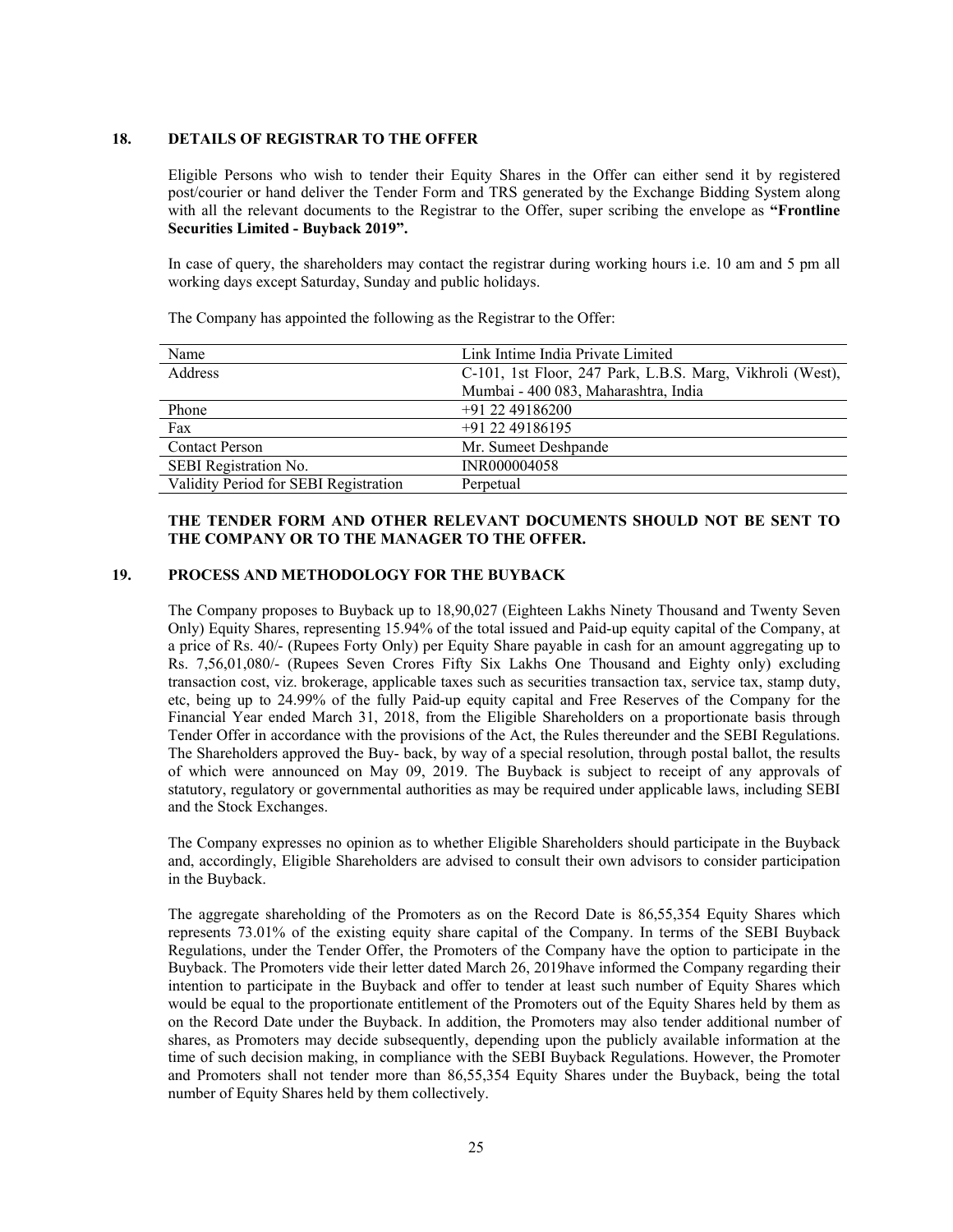## 18. DETAILS OF REGISTRAR TO THE OFFER

Eligible Persons who wish to tender their Equity Shares in the Offer can either send it by registered post/courier or hand deliver the Tender Form and TRS generated by the Exchange Bidding System along with all the relevant documents to the Registrar to the Offer, super scribing the envelope as **"Frontline Securities Limited - Buyback 2019".**

In case of query, the shareholders may contact the registrar during working hours i.e. 10 am and 5 pm all working days except Saturday, Sunday and public holidays.

The Company has appointed the following as the Registrar to the Offer:

| Name | Link Intime India Private Limited |
|---|---|
| Address | C-101, 1st Floor, 247 Park, L.B.S. Marg, Vikhroli (West), Mumbai - 400 083, Maharashtra, India |
| Phone | +91 22 49186200 |
| Fax | +91 22 49186195 |
| Contact Person | Mr. Sumeet Deshpande |
| SEBI Registration No. | INR000004058 |
| Validity Period for SEBI Registration | Perpetual |

**THE TENDER FORM AND OTHER RELEVANT DOCUMENTS SHOULD NOT BE SENT TO THE COMPANY OR TO THE MANAGER TO THE OFFER.**

## 19. PROCESS AND METHODOLOGY FOR THE BUYBACK

The Company proposes to Buyback up to 18,90,027 (Eighteen Lakhs Ninety Thousand and Twenty Seven Only) Equity Shares, representing 15.94% of the total issued and Paid-up equity capital of the Company, at a price of Rs. 40/- (Rupees Forty Only) per Equity Share payable in cash for an amount aggregating up to Rs. 7,56,01,080/- (Rupees Seven Crores Fifty Six Lakhs One Thousand and Eighty only) excluding transaction cost, viz. brokerage, applicable taxes such as securities transaction tax, service tax, stamp duty, etc, being up to 24.99% of the fully Paid-up equity capital and Free Reserves of the Company for the Financial Year ended March 31, 2018, from the Eligible Shareholders on a proportionate basis through Tender Offer in accordance with the provisions of the Act, the Rules thereunder and the SEBI Regulations. The Shareholders approved the Buy- back, by way of a special resolution, through postal ballot, the results of which were announced on May 09, 2019. The Buyback is subject to receipt of any approvals of statutory, regulatory or governmental authorities as may be required under applicable laws, including SEBI and the Stock Exchanges.

The Company expresses no opinion as to whether Eligible Shareholders should participate in the Buyback and, accordingly, Eligible Shareholders are advised to consult their own advisors to consider participation in the Buyback.

The aggregate shareholding of the Promoters as on the Record Date is 86,55,354 Equity Shares which represents 73.01% of the existing equity share capital of the Company. In terms of the SEBI Buyback Regulations, under the Tender Offer, the Promoters of the Company have the option to participate in the Buyback. The Promoters vide their letter dated March 26, 2019have informed the Company regarding their intention to participate in the Buyback and offer to tender at least such number of Equity Shares which would be equal to the proportionate entitlement of the Promoters out of the Equity Shares held by them as on the Record Date under the Buyback. In addition, the Promoters may also tender additional number of shares, as Promoters may decide subsequently, depending upon the publicly available information at the time of such decision making, in compliance with the SEBI Buyback Regulations. However, the Promoter and Promoters shall not tender more than 86,55,354 Equity Shares under the Buyback, being the total number of Equity Shares held by them collectively.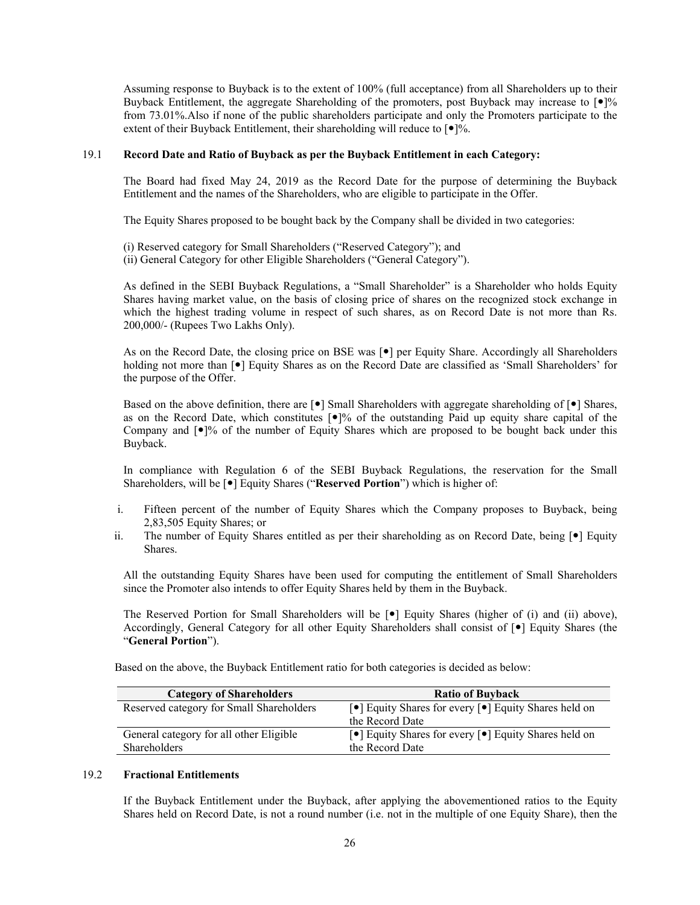Assuming response to Buyback is to the extent of 100% (full acceptance) from all Shareholders up to their Buyback Entitlement, the aggregate Shareholding of the promoters, post Buyback may increase to [•]% from 73.01%.Also if none of the public shareholders participate and only the Promoters participate to the extent of their Buyback Entitlement, their shareholding will reduce to [•]%.

### 19.1 Record Date and Ratio of Buyback as per the Buyback Entitlement in each Category:

The Board had fixed May 24, 2019 as the Record Date for the purpose of determining the Buyback Entitlement and the names of the Shareholders, who are eligible to participate in the Offer.

The Equity Shares proposed to be bought back by the Company shall be divided in two categories:

(i) Reserved category for Small Shareholders ("Reserved Category"); and
(ii) General Category for other Eligible Shareholders ("General Category").

As defined in the SEBI Buyback Regulations, a "Small Shareholder" is a Shareholder who holds Equity Shares having market value, on the basis of closing price of shares on the recognized stock exchange in which the highest trading volume in respect of such shares, as on Record Date is not more than Rs. 200,000/- (Rupees Two Lakhs Only).

As on the Record Date, the closing price on BSE was [•] per Equity Share. Accordingly all Shareholders holding not more than [•] Equity Shares as on the Record Date are classified as 'Small Shareholders' for the purpose of the Offer.

Based on the above definition, there are [•] Small Shareholders with aggregate shareholding of [•] Shares, as on the Record Date, which constitutes [•]% of the outstanding Paid up equity share capital of the Company and [•]% of the number of Equity Shares which are proposed to be bought back under this Buyback.

In compliance with Regulation 6 of the SEBI Buyback Regulations, the reservation for the Small Shareholders, will be [•] Equity Shares ("**Reserved Portion**") which is higher of:

i. Fifteen percent of the number of Equity Shares which the Company proposes to Buyback, being 2,83,505 Equity Shares; or
ii. The number of Equity Shares entitled as per their shareholding as on Record Date, being [•] Equity Shares.

All the outstanding Equity Shares have been used for computing the entitlement of Small Shareholders since the Promoter also intends to offer Equity Shares held by them in the Buyback.

The Reserved Portion for Small Shareholders will be [•] Equity Shares (higher of (i) and (ii) above), Accordingly, General Category for all other Equity Shareholders shall consist of [•] Equity Shares (the "**General Portion**").

Based on the above, the Buyback Entitlement ratio for both categories is decided as below:

| Category of Shareholders | Ratio of Buyback |
|---|---|
| Reserved category for Small Shareholders | [•] Equity Shares for every [•] Equity Shares held on the Record Date |
| General category for all other Eligible Shareholders | [•] Equity Shares for every [•] Equity Shares held on the Record Date |

### 19.2 Fractional Entitlements

If the Buyback Entitlement under the Buyback, after applying the abovementioned ratios to the Equity Shares held on Record Date, is not a round number (i.e. not in the multiple of one Equity Share), then the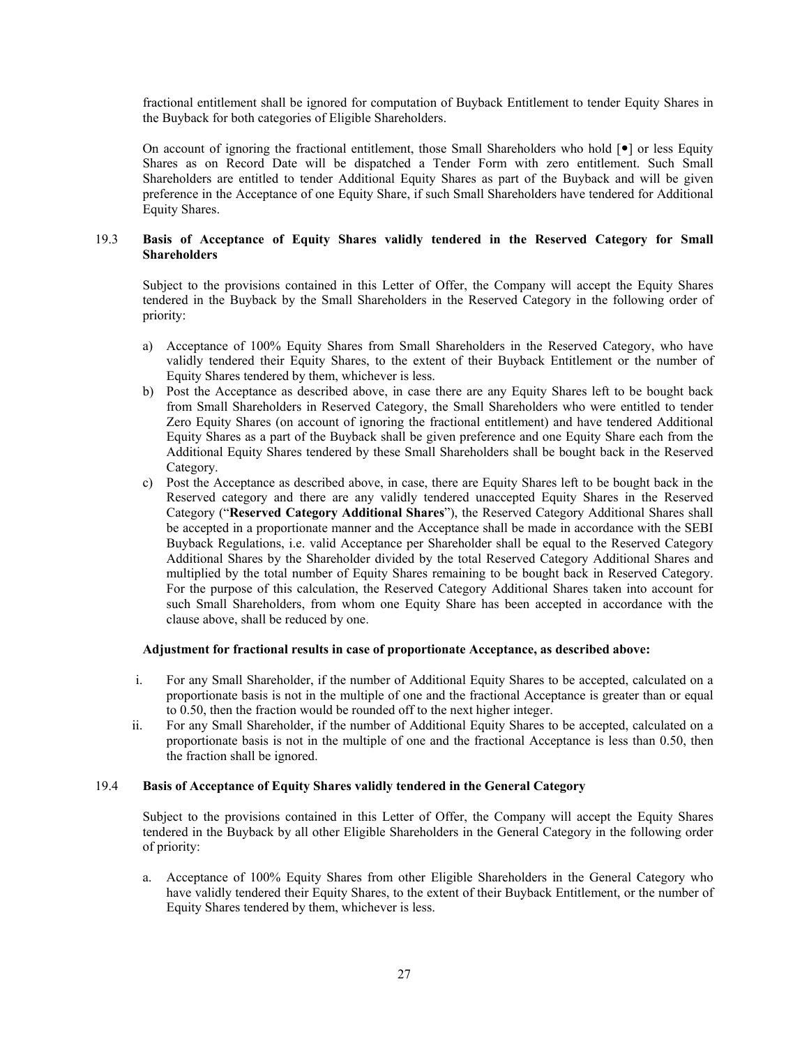fractional entitlement shall be ignored for computation of Buyback Entitlement to tender Equity Shares in the Buyback for both categories of Eligible Shareholders.

On account of ignoring the fractional entitlement, those Small Shareholders who hold [•] or less Equity Shares as on Record Date will be dispatched a Tender Form with zero entitlement. Such Small Shareholders are entitled to tender Additional Equity Shares as part of the Buyback and will be given preference in the Acceptance of one Equity Share, if such Small Shareholders have tendered for Additional Equity Shares.

### 19.3 Basis of Acceptance of Equity Shares validly tendered in the Reserved Category for Small Shareholders

Subject to the provisions contained in this Letter of Offer, the Company will accept the Equity Shares tendered in the Buyback by the Small Shareholders in the Reserved Category in the following order of priority:

a) Acceptance of 100% Equity Shares from Small Shareholders in the Reserved Category, who have validly tendered their Equity Shares, to the extent of their Buyback Entitlement or the number of Equity Shares tendered by them, whichever is less.

b) Post the Acceptance as described above, in case there are any Equity Shares left to be bought back from Small Shareholders in Reserved Category, the Small Shareholders who were entitled to tender Zero Equity Shares (on account of ignoring the fractional entitlement) and have tendered Additional Equity Shares as a part of the Buyback shall be given preference and one Equity Share each from the Additional Equity Shares tendered by these Small Shareholders shall be bought back in the Reserved Category.

c) Post the Acceptance as described above, in case, there are Equity Shares left to be bought back in the Reserved category and there are any validly tendered unaccepted Equity Shares in the Reserved Category ("**Reserved Category Additional Shares**"), the Reserved Category Additional Shares shall be accepted in a proportionate manner and the Acceptance shall be made in accordance with the SEBI Buyback Regulations, i.e. valid Acceptance per Shareholder shall be equal to the Reserved Category Additional Shares by the Shareholder divided by the total Reserved Category Additional Shares and multiplied by the total number of Equity Shares remaining to be bought back in Reserved Category. For the purpose of this calculation, the Reserved Category Additional Shares taken into account for such Small Shareholders, from whom one Equity Share has been accepted in accordance with the clause above, shall be reduced by one.

**Adjustment for fractional results in case of proportionate Acceptance, as described above:**

i. For any Small Shareholder, if the number of Additional Equity Shares to be accepted, calculated on a proportionate basis is not in the multiple of one and the fractional Acceptance is greater than or equal to 0.50, then the fraction would be rounded off to the next higher integer.

ii. For any Small Shareholder, if the number of Additional Equity Shares to be accepted, calculated on a proportionate basis is not in the multiple of one and the fractional Acceptance is less than 0.50, then the fraction shall be ignored.

### 19.4 Basis of Acceptance of Equity Shares validly tendered in the General Category

Subject to the provisions contained in this Letter of Offer, the Company will accept the Equity Shares tendered in the Buyback by all other Eligible Shareholders in the General Category in the following order of priority:

a. Acceptance of 100% Equity Shares from other Eligible Shareholders in the General Category who have validly tendered their Equity Shares, to the extent of their Buyback Entitlement, or the number of Equity Shares tendered by them, whichever is less.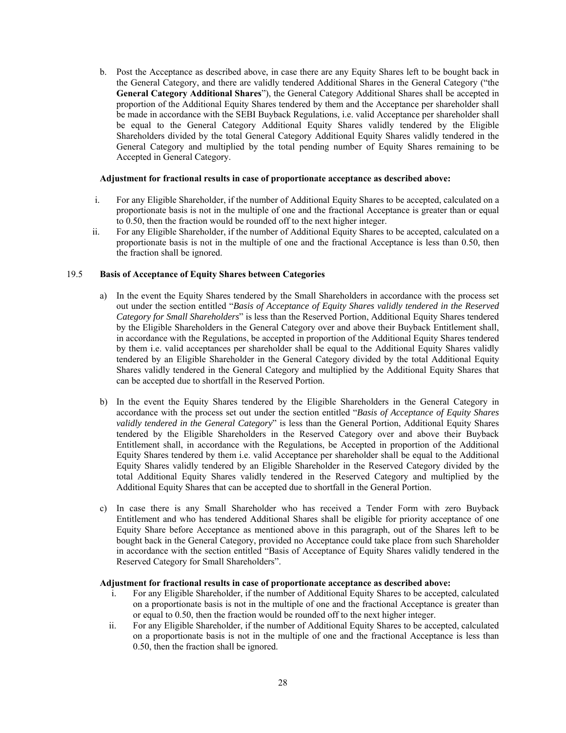b. Post the Acceptance as described above, in case there are any Equity Shares left to be bought back in the General Category, and there are validly tendered Additional Shares in the General Category ("the **General Category Additional Shares**"), the General Category Additional Shares shall be accepted in proportion of the Additional Equity Shares tendered by them and the Acceptance per shareholder shall be made in accordance with the SEBI Buyback Regulations, i.e. valid Acceptance per shareholder shall be equal to the General Category Additional Equity Shares validly tendered by the Eligible Shareholders divided by the total General Category Additional Equity Shares validly tendered in the General Category and multiplied by the total pending number of Equity Shares remaining to be Accepted in General Category.

**Adjustment for fractional results in case of proportionate acceptance as described above:**

i. For any Eligible Shareholder, if the number of Additional Equity Shares to be accepted, calculated on a proportionate basis is not in the multiple of one and the fractional Acceptance is greater than or equal to 0.50, then the fraction would be rounded off to the next higher integer.

ii. For any Eligible Shareholder, if the number of Additional Equity Shares to be accepted, calculated on a proportionate basis is not in the multiple of one and the fractional Acceptance is less than 0.50, then the fraction shall be ignored.

19.5 **Basis of Acceptance of Equity Shares between Categories**

a) In the event the Equity Shares tendered by the Small Shareholders in accordance with the process set out under the section entitled "*Basis of Acceptance of Equity Shares validly tendered in the Reserved Category for Small Shareholders*" is less than the Reserved Portion, Additional Equity Shares tendered by the Eligible Shareholders in the General Category over and above their Buyback Entitlement shall, in accordance with the Regulations, be accepted in proportion of the Additional Equity Shares tendered by them i.e. valid acceptances per shareholder shall be equal to the Additional Equity Shares validly tendered by an Eligible Shareholder in the General Category divided by the total Additional Equity Shares validly tendered in the General Category and multiplied by the Additional Equity Shares that can be accepted due to shortfall in the Reserved Portion.

b) In the event the Equity Shares tendered by the Eligible Shareholders in the General Category in accordance with the process set out under the section entitled "*Basis of Acceptance of Equity Shares validly tendered in the General Category*" is less than the General Portion, Additional Equity Shares tendered by the Eligible Shareholders in the Reserved Category over and above their Buyback Entitlement shall, in accordance with the Regulations, be Accepted in proportion of the Additional Equity Shares tendered by them i.e. valid Acceptance per shareholder shall be equal to the Additional Equity Shares validly tendered by an Eligible Shareholder in the Reserved Category divided by the total Additional Equity Shares validly tendered in the Reserved Category and multiplied by the Additional Equity Shares that can be accepted due to shortfall in the General Portion.

c) In case there is any Small Shareholder who has received a Tender Form with zero Buyback Entitlement and who has tendered Additional Shares shall be eligible for priority acceptance of one Equity Share before Acceptance as mentioned above in this paragraph, out of the Shares left to be bought back in the General Category, provided no Acceptance could take place from such Shareholder in accordance with the section entitled "Basis of Acceptance of Equity Shares validly tendered in the Reserved Category for Small Shareholders".

**Adjustment for fractional results in case of proportionate acceptance as described above:**

i. For any Eligible Shareholder, if the number of Additional Equity Shares to be accepted, calculated on a proportionate basis is not in the multiple of one and the fractional Acceptance is greater than or equal to 0.50, then the fraction would be rounded off to the next higher integer.

ii. For any Eligible Shareholder, if the number of Additional Equity Shares to be accepted, calculated on a proportionate basis is not in the multiple of one and the fractional Acceptance is less than 0.50, then the fraction shall be ignored.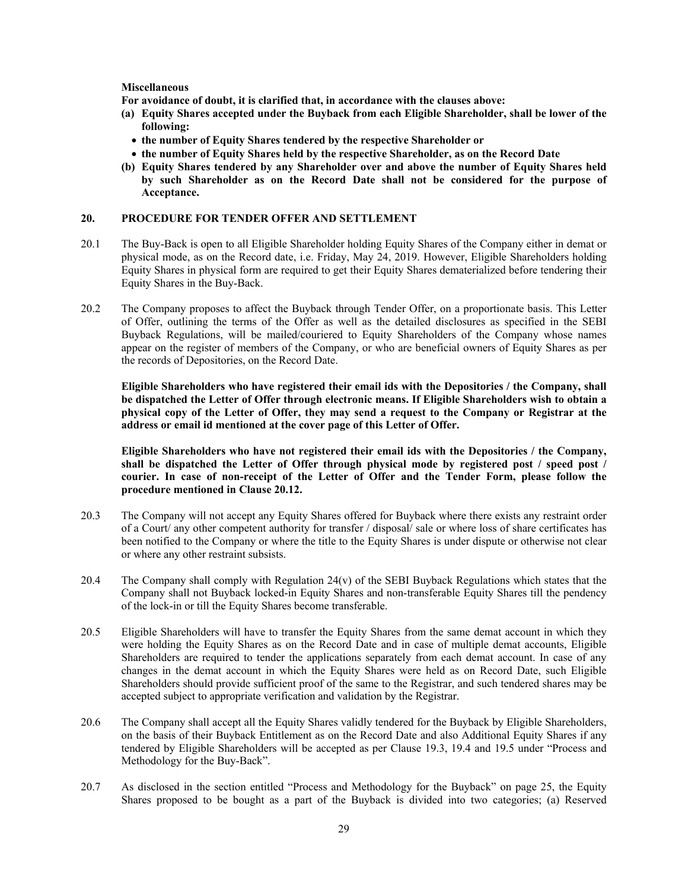**Miscellaneous**

**For avoidance of doubt, it is clarified that, in accordance with the clauses above:**

**(a) Equity Shares accepted under the Buyback from each Eligible Shareholder, shall be lower of the following:**
- **the number of Equity Shares tendered by the respective Shareholder or**
- **the number of Equity Shares held by the respective Shareholder, as on the Record Date**

**(b) Equity Shares tendered by any Shareholder over and above the number of Equity Shares held by such Shareholder as on the Record Date shall not be considered for the purpose of Acceptance.**

## 20. PROCEDURE FOR TENDER OFFER AND SETTLEMENT

20.1 The Buy-Back is open to all Eligible Shareholder holding Equity Shares of the Company either in demat or physical mode, as on the Record date, i.e. Friday, May 24, 2019. However, Eligible Shareholders holding Equity Shares in physical form are required to get their Equity Shares dematerialized before tendering their Equity Shares in the Buy-Back.

20.2 The Company proposes to affect the Buyback through Tender Offer, on a proportionate basis. This Letter of Offer, outlining the terms of the Offer as well as the detailed disclosures as specified in the SEBI Buyback Regulations, will be mailed/couriered to Equity Shareholders of the Company whose names appear on the register of members of the Company, or who are beneficial owners of Equity Shares as per the records of Depositories, on the Record Date.

**Eligible Shareholders who have registered their email ids with the Depositories / the Company, shall be dispatched the Letter of Offer through electronic means. If Eligible Shareholders wish to obtain a physical copy of the Letter of Offer, they may send a request to the Company or Registrar at the address or email id mentioned at the cover page of this Letter of Offer.**

**Eligible Shareholders who have not registered their email ids with the Depositories / the Company, shall be dispatched the Letter of Offer through physical mode by registered post / speed post / courier. In case of non-receipt of the Letter of Offer and the Tender Form, please follow the procedure mentioned in Clause 20.12.**

20.3 The Company will not accept any Equity Shares offered for Buyback where there exists any restraint order of a Court/ any other competent authority for transfer / disposal/ sale or where loss of share certificates has been notified to the Company or where the title to the Equity Shares is under dispute or otherwise not clear or where any other restraint subsists.

20.4 The Company shall comply with Regulation 24(v) of the SEBI Buyback Regulations which states that the Company shall not Buyback locked-in Equity Shares and non-transferable Equity Shares till the pendency of the lock-in or till the Equity Shares become transferable.

20.5 Eligible Shareholders will have to transfer the Equity Shares from the same demat account in which they were holding the Equity Shares as on the Record Date and in case of multiple demat accounts, Eligible Shareholders are required to tender the applications separately from each demat account. In case of any changes in the demat account in which the Equity Shares were held as on Record Date, such Eligible Shareholders should provide sufficient proof of the same to the Registrar, and such tendered shares may be accepted subject to appropriate verification and validation by the Registrar.

20.6 The Company shall accept all the Equity Shares validly tendered for the Buyback by Eligible Shareholders, on the basis of their Buyback Entitlement as on the Record Date and also Additional Equity Shares if any tendered by Eligible Shareholders will be accepted as per Clause 19.3, 19.4 and 19.5 under "Process and Methodology for the Buy-Back".

20.7 As disclosed in the section entitled "Process and Methodology for the Buyback" on page 25, the Equity Shares proposed to be bought as a part of the Buyback is divided into two categories; (a) Reserved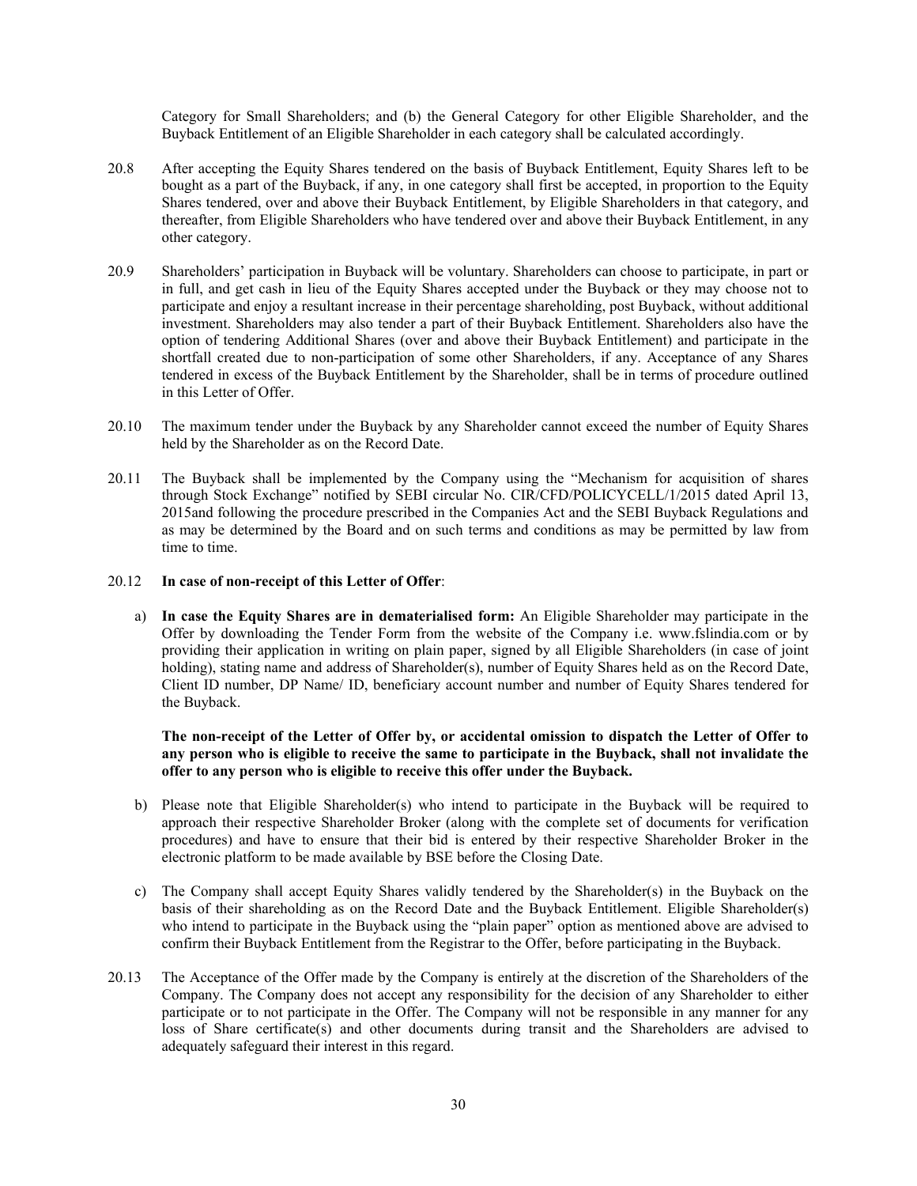Category for Small Shareholders; and (b) the General Category for other Eligible Shareholder, and the Buyback Entitlement of an Eligible Shareholder in each category shall be calculated accordingly.

20.8 After accepting the Equity Shares tendered on the basis of Buyback Entitlement, Equity Shares left to be bought as a part of the Buyback, if any, in one category shall first be accepted, in proportion to the Equity Shares tendered, over and above their Buyback Entitlement, by Eligible Shareholders in that category, and thereafter, from Eligible Shareholders who have tendered over and above their Buyback Entitlement, in any other category.

20.9 Shareholders' participation in Buyback will be voluntary. Shareholders can choose to participate, in part or in full, and get cash in lieu of the Equity Shares accepted under the Buyback or they may choose not to participate and enjoy a resultant increase in their percentage shareholding, post Buyback, without additional investment. Shareholders may also tender a part of their Buyback Entitlement. Shareholders also have the option of tendering Additional Shares (over and above their Buyback Entitlement) and participate in the shortfall created due to non-participation of some other Shareholders, if any. Acceptance of any Shares tendered in excess of the Buyback Entitlement by the Shareholder, shall be in terms of procedure outlined in this Letter of Offer.

20.10 The maximum tender under the Buyback by any Shareholder cannot exceed the number of Equity Shares held by the Shareholder as on the Record Date.

20.11 The Buyback shall be implemented by the Company using the "Mechanism for acquisition of shares through Stock Exchange" notified by SEBI circular No. CIR/CFD/POLICYCELL/1/2015 dated April 13, 2015and following the procedure prescribed in the Companies Act and the SEBI Buyback Regulations and as may be determined by the Board and on such terms and conditions as may be permitted by law from time to time.

20.12 **In case of non-receipt of this Letter of Offer**:

a) **In case the Equity Shares are in dematerialised form:** An Eligible Shareholder may participate in the Offer by downloading the Tender Form from the website of the Company i.e. www.fslindia.com or by providing their application in writing on plain paper, signed by all Eligible Shareholders (in case of joint holding), stating name and address of Shareholder(s), number of Equity Shares held as on the Record Date, Client ID number, DP Name/ ID, beneficiary account number and number of Equity Shares tendered for the Buyback.

**The non-receipt of the Letter of Offer by, or accidental omission to dispatch the Letter of Offer to any person who is eligible to receive the same to participate in the Buyback, shall not invalidate the offer to any person who is eligible to receive this offer under the Buyback.**

b) Please note that Eligible Shareholder(s) who intend to participate in the Buyback will be required to approach their respective Shareholder Broker (along with the complete set of documents for verification procedures) and have to ensure that their bid is entered by their respective Shareholder Broker in the electronic platform to be made available by BSE before the Closing Date.

c) The Company shall accept Equity Shares validly tendered by the Shareholder(s) in the Buyback on the basis of their shareholding as on the Record Date and the Buyback Entitlement. Eligible Shareholder(s) who intend to participate in the Buyback using the "plain paper" option as mentioned above are advised to confirm their Buyback Entitlement from the Registrar to the Offer, before participating in the Buyback.

20.13 The Acceptance of the Offer made by the Company is entirely at the discretion of the Shareholders of the Company. The Company does not accept any responsibility for the decision of any Shareholder to either participate or to not participate in the Offer. The Company will not be responsible in any manner for any loss of Share certificate(s) and other documents during transit and the Shareholders are advised to adequately safeguard their interest in this regard.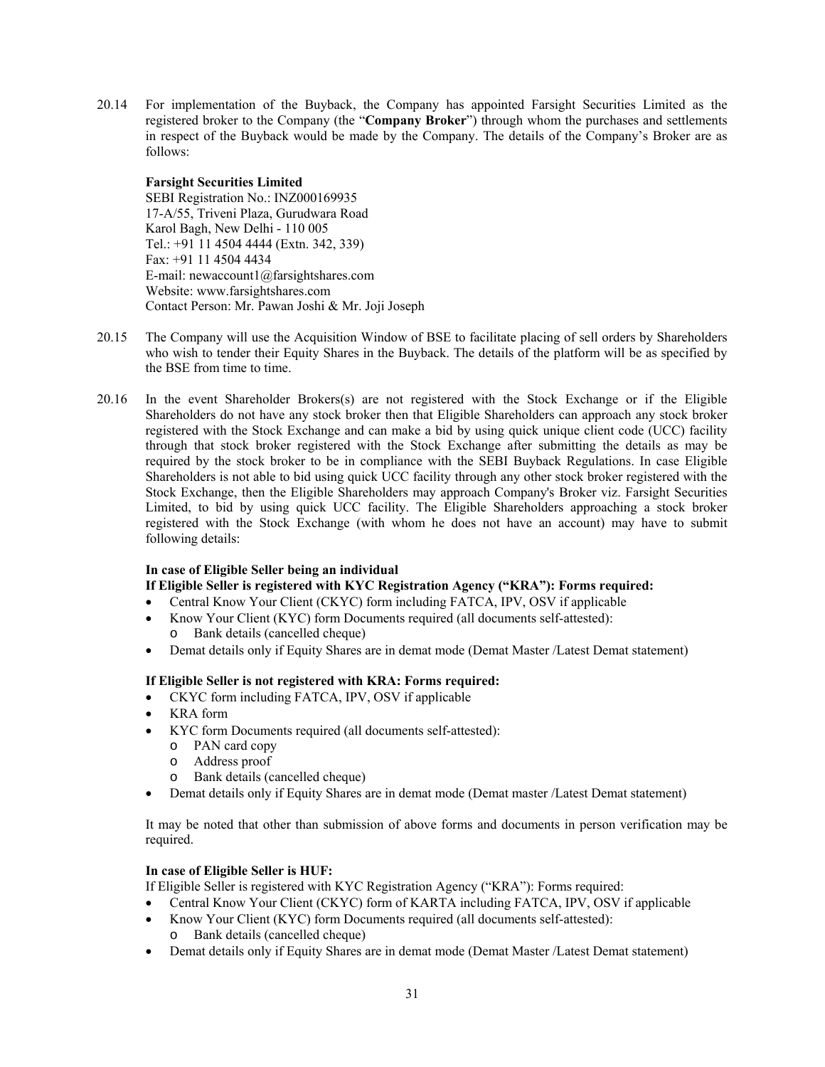20.14 For implementation of the Buyback, the Company has appointed Farsight Securities Limited as the registered broker to the Company (the "**Company Broker**") through whom the purchases and settlements in respect of the Buyback would be made by the Company. The details of the Company's Broker are as follows:

**Farsight Securities Limited**
SEBI Registration No.: INZ000169935
17-A/55, Triveni Plaza, Gurudwara Road
Karol Bagh, New Delhi - 110 005
Tel.: +91 11 4504 4444 (Extn. 342, 339)
Fax: +91 11 4504 4434
E-mail: newaccount1@farsightshares.com
Website: www.farsightshares.com
Contact Person: Mr. Pawan Joshi & Mr. Joji Joseph

20.15 The Company will use the Acquisition Window of BSE to facilitate placing of sell orders by Shareholders who wish to tender their Equity Shares in the Buyback. The details of the platform will be as specified by the BSE from time to time.

20.16 In the event Shareholder Brokers(s) are not registered with the Stock Exchange or if the Eligible Shareholders do not have any stock broker then that Eligible Shareholders can approach any stock broker registered with the Stock Exchange and can make a bid by using quick unique client code (UCC) facility through that stock broker registered with the Stock Exchange after submitting the details as may be required by the stock broker to be in compliance with the SEBI Buyback Regulations. In case Eligible Shareholders is not able to bid using quick UCC facility through any other stock broker registered with the Stock Exchange, then the Eligible Shareholders may approach Company's Broker viz. Farsight Securities Limited, to bid by using quick UCC facility. The Eligible Shareholders approaching a stock broker registered with the Stock Exchange (with whom he does not have an account) may have to submit following details:

**In case of Eligible Seller being an individual**
**If Eligible Seller is registered with KYC Registration Agency ("KRA"): Forms required:**

- Central Know Your Client (CKYC) form including FATCA, IPV, OSV if applicable
- Know Your Client (KYC) form Documents required (all documents self-attested):
  - Bank details (cancelled cheque)
- Demat details only if Equity Shares are in demat mode (Demat Master /Latest Demat statement)

**If Eligible Seller is not registered with KRA: Forms required:**

- CKYC form including FATCA, IPV, OSV if applicable
- KRA form
- KYC form Documents required (all documents self-attested):
  - PAN card copy
  - Address proof
  - Bank details (cancelled cheque)
- Demat details only if Equity Shares are in demat mode (Demat master /Latest Demat statement)

It may be noted that other than submission of above forms and documents in person verification may be required.

**In case of Eligible Seller is HUF:**
If Eligible Seller is registered with KYC Registration Agency ("KRA"): Forms required:

- Central Know Your Client (CKYC) form of KARTA including FATCA, IPV, OSV if applicable
- Know Your Client (KYC) form Documents required (all documents self-attested):
  - Bank details (cancelled cheque)
- Demat details only if Equity Shares are in demat mode (Demat Master /Latest Demat statement)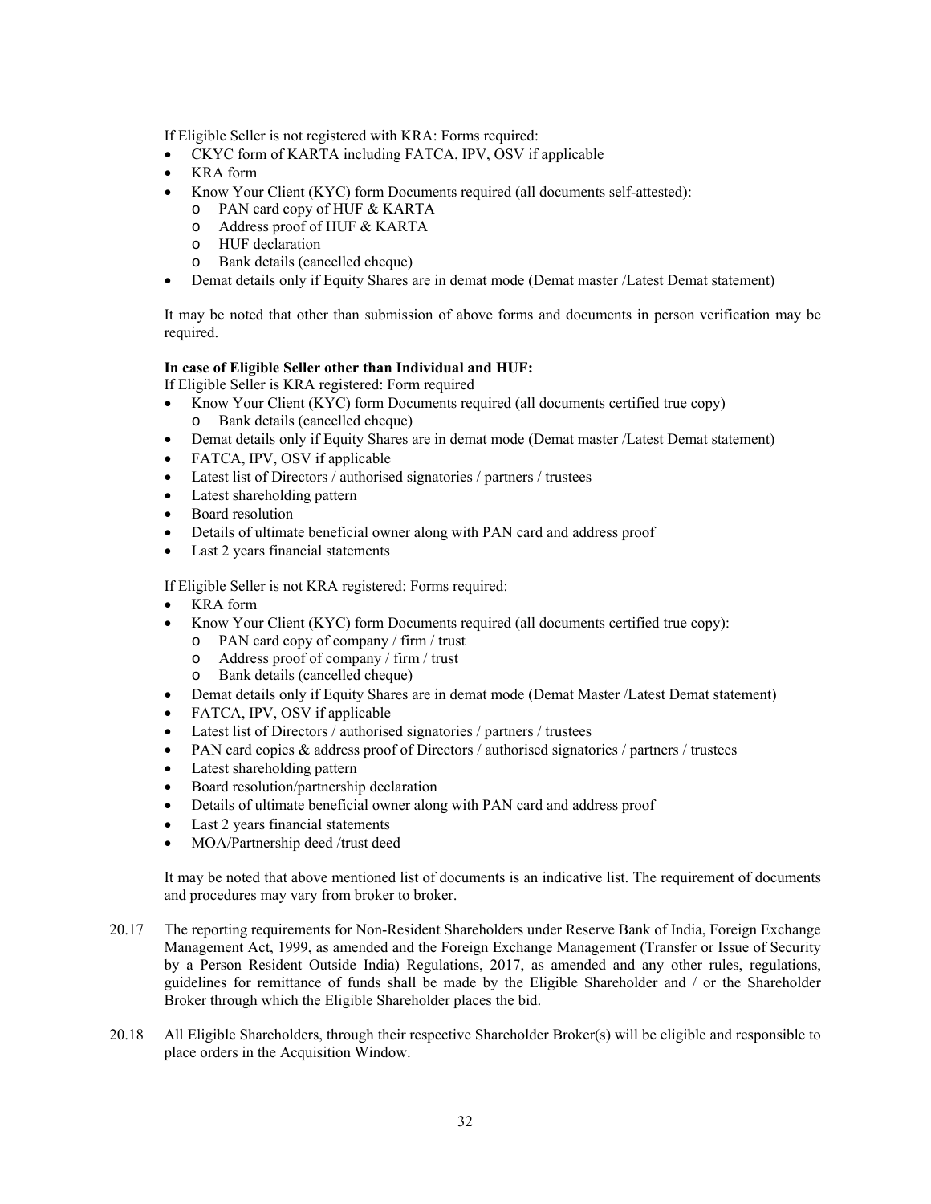If Eligible Seller is not registered with KRA: Forms required:

- CKYC form of KARTA including FATCA, IPV, OSV if applicable
- KRA form
- Know Your Client (KYC) form Documents required (all documents self-attested):
  - PAN card copy of HUF & KARTA
  - Address proof of HUF & KARTA
  - HUF declaration
  - Bank details (cancelled cheque)
- Demat details only if Equity Shares are in demat mode (Demat master /Latest Demat statement)

It may be noted that other than submission of above forms and documents in person verification may be required.

**In case of Eligible Seller other than Individual and HUF:**

If Eligible Seller is KRA registered: Form required

- Know Your Client (KYC) form Documents required (all documents certified true copy)
  - Bank details (cancelled cheque)
- Demat details only if Equity Shares are in demat mode (Demat master /Latest Demat statement)
- FATCA, IPV, OSV if applicable
- Latest list of Directors / authorised signatories / partners / trustees
- Latest shareholding pattern
- Board resolution
- Details of ultimate beneficial owner along with PAN card and address proof
- Last 2 years financial statements

If Eligible Seller is not KRA registered: Forms required:

- KRA form
- Know Your Client (KYC) form Documents required (all documents certified true copy):
  - PAN card copy of company / firm / trust
  - Address proof of company / firm / trust
  - Bank details (cancelled cheque)
- Demat details only if Equity Shares are in demat mode (Demat Master /Latest Demat statement)
- FATCA, IPV, OSV if applicable
- Latest list of Directors / authorised signatories / partners / trustees
- PAN card copies & address proof of Directors / authorised signatories / partners / trustees
- Latest shareholding pattern
- Board resolution/partnership declaration
- Details of ultimate beneficial owner along with PAN card and address proof
- Last 2 years financial statements
- MOA/Partnership deed /trust deed

It may be noted that above mentioned list of documents is an indicative list. The requirement of documents and procedures may vary from broker to broker.

20.17 The reporting requirements for Non-Resident Shareholders under Reserve Bank of India, Foreign Exchange Management Act, 1999, as amended and the Foreign Exchange Management (Transfer or Issue of Security by a Person Resident Outside India) Regulations, 2017, as amended and any other rules, regulations, guidelines for remittance of funds shall be made by the Eligible Shareholder and / or the Shareholder Broker through which the Eligible Shareholder places the bid.

20.18 All Eligible Shareholders, through their respective Shareholder Broker(s) will be eligible and responsible to place orders in the Acquisition Window.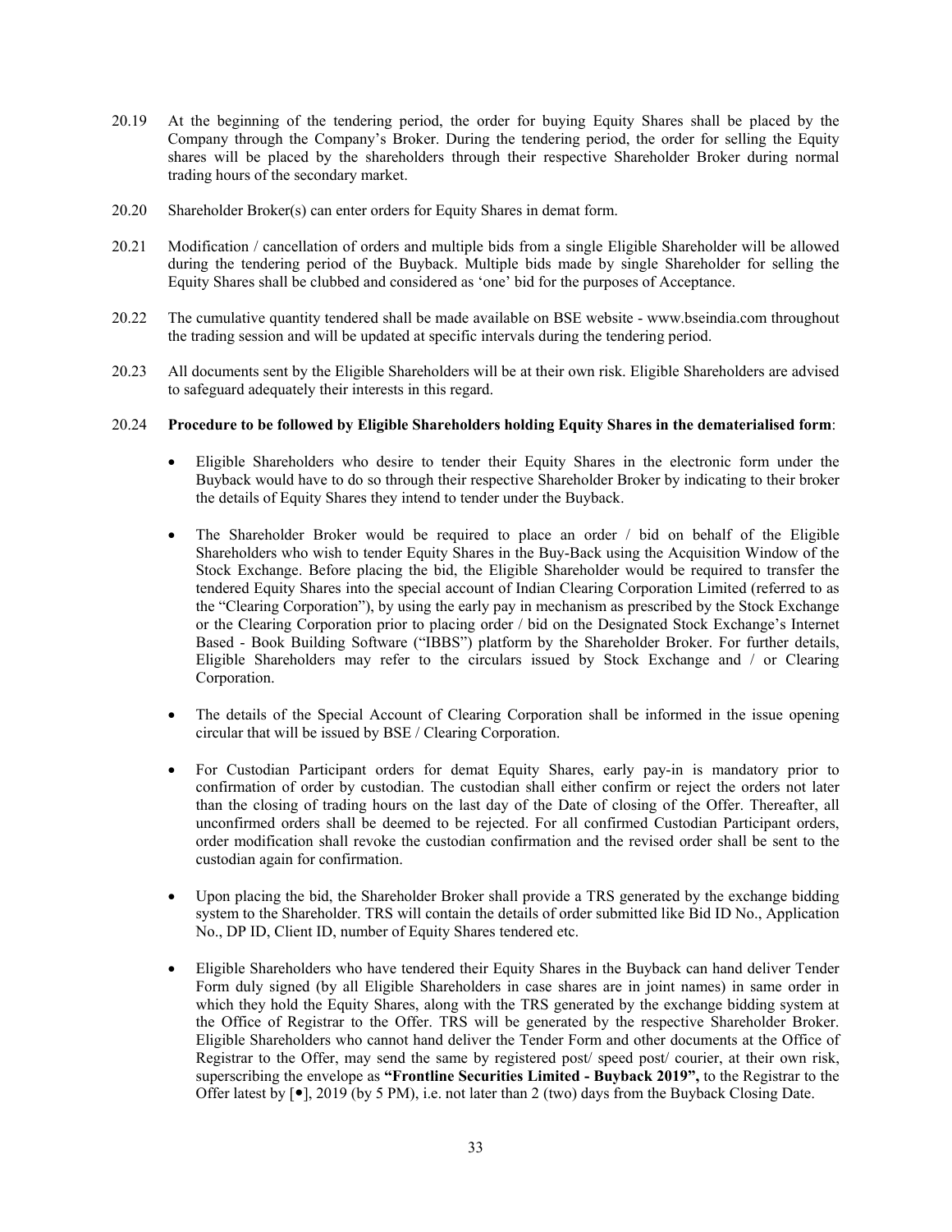20.19 At the beginning of the tendering period, the order for buying Equity Shares shall be placed by the Company through the Company's Broker. During the tendering period, the order for selling the Equity shares will be placed by the shareholders through their respective Shareholder Broker during normal trading hours of the secondary market.

20.20 Shareholder Broker(s) can enter orders for Equity Shares in demat form.

20.21 Modification / cancellation of orders and multiple bids from a single Eligible Shareholder will be allowed during the tendering period of the Buyback. Multiple bids made by single Shareholder for selling the Equity Shares shall be clubbed and considered as 'one' bid for the purposes of Acceptance.

20.22 The cumulative quantity tendered shall be made available on BSE website - www.bseindia.com throughout the trading session and will be updated at specific intervals during the tendering period.

20.23 All documents sent by the Eligible Shareholders will be at their own risk. Eligible Shareholders are advised to safeguard adequately their interests in this regard.

20.24 **Procedure to be followed by Eligible Shareholders holding Equity Shares in the dematerialised form**:

- Eligible Shareholders who desire to tender their Equity Shares in the electronic form under the Buyback would have to do so through their respective Shareholder Broker by indicating to their broker the details of Equity Shares they intend to tender under the Buyback.

- The Shareholder Broker would be required to place an order / bid on behalf of the Eligible Shareholders who wish to tender Equity Shares in the Buy-Back using the Acquisition Window of the Stock Exchange. Before placing the bid, the Eligible Shareholder would be required to transfer the tendered Equity Shares into the special account of Indian Clearing Corporation Limited (referred to as the "Clearing Corporation"), by using the early pay in mechanism as prescribed by the Stock Exchange or the Clearing Corporation prior to placing order / bid on the Designated Stock Exchange's Internet Based - Book Building Software ("IBBS") platform by the Shareholder Broker. For further details, Eligible Shareholders may refer to the circulars issued by Stock Exchange and / or Clearing Corporation.

- The details of the Special Account of Clearing Corporation shall be informed in the issue opening circular that will be issued by BSE / Clearing Corporation.

- For Custodian Participant orders for demat Equity Shares, early pay-in is mandatory prior to confirmation of order by custodian. The custodian shall either confirm or reject the orders not later than the closing of trading hours on the last day of the Date of closing of the Offer. Thereafter, all unconfirmed orders shall be deemed to be rejected. For all confirmed Custodian Participant orders, order modification shall revoke the custodian confirmation and the revised order shall be sent to the custodian again for confirmation.

- Upon placing the bid, the Shareholder Broker shall provide a TRS generated by the exchange bidding system to the Shareholder. TRS will contain the details of order submitted like Bid ID No., Application No., DP ID, Client ID, number of Equity Shares tendered etc.

- Eligible Shareholders who have tendered their Equity Shares in the Buyback can hand deliver Tender Form duly signed (by all Eligible Shareholders in case shares are in joint names) in same order in which they hold the Equity Shares, along with the TRS generated by the exchange bidding system at the Office of Registrar to the Offer. TRS will be generated by the respective Shareholder Broker. Eligible Shareholders who cannot hand deliver the Tender Form and other documents at the Office of Registrar to the Offer, may send the same by registered post/ speed post/ courier, at their own risk, superscribing the envelope as **"Frontline Securities Limited - Buyback 2019",** to the Registrar to the Offer latest by [●], 2019 (by 5 PM), i.e. not later than 2 (two) days from the Buyback Closing Date.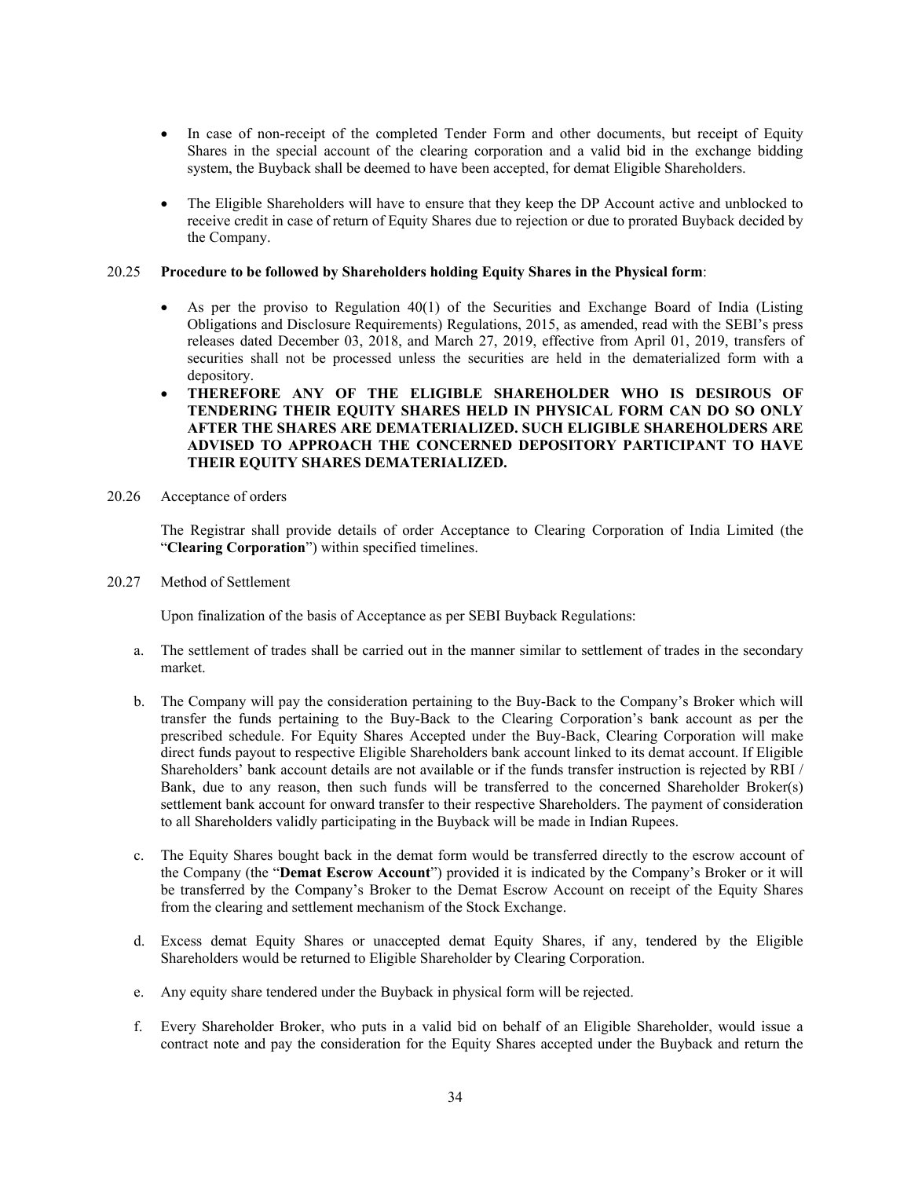- In case of non-receipt of the completed Tender Form and other documents, but receipt of Equity Shares in the special account of the clearing corporation and a valid bid in the exchange bidding system, the Buyback shall be deemed to have been accepted, for demat Eligible Shareholders.

- The Eligible Shareholders will have to ensure that they keep the DP Account active and unblocked to receive credit in case of return of Equity Shares due to rejection or due to prorated Buyback decided by the Company.

20.25 **Procedure to be followed by Shareholders holding Equity Shares in the Physical form**:

- As per the proviso to Regulation 40(1) of the Securities and Exchange Board of India (Listing Obligations and Disclosure Requirements) Regulations, 2015, as amended, read with the SEBI's press releases dated December 03, 2018, and March 27, 2019, effective from April 01, 2019, transfers of securities shall not be processed unless the securities are held in the dematerialized form with a depository.
- **THEREFORE ANY OF THE ELIGIBLE SHAREHOLDER WHO IS DESIROUS OF TENDERING THEIR EQUITY SHARES HELD IN PHYSICAL FORM CAN DO SO ONLY AFTER THE SHARES ARE DEMATERIALIZED. SUCH ELIGIBLE SHAREHOLDERS ARE ADVISED TO APPROACH THE CONCERNED DEPOSITORY PARTICIPANT TO HAVE THEIR EQUITY SHARES DEMATERIALIZED.**

20.26 Acceptance of orders

The Registrar shall provide details of order Acceptance to Clearing Corporation of India Limited (the "**Clearing Corporation**") within specified timelines.

20.27 Method of Settlement

Upon finalization of the basis of Acceptance as per SEBI Buyback Regulations:

a. The settlement of trades shall be carried out in the manner similar to settlement of trades in the secondary market.

b. The Company will pay the consideration pertaining to the Buy-Back to the Company's Broker which will transfer the funds pertaining to the Buy-Back to the Clearing Corporation's bank account as per the prescribed schedule. For Equity Shares Accepted under the Buy-Back, Clearing Corporation will make direct funds payout to respective Eligible Shareholders bank account linked to its demat account. If Eligible Shareholders' bank account details are not available or if the funds transfer instruction is rejected by RBI / Bank, due to any reason, then such funds will be transferred to the concerned Shareholder Broker(s) settlement bank account for onward transfer to their respective Shareholders. The payment of consideration to all Shareholders validly participating in the Buyback will be made in Indian Rupees.

c. The Equity Shares bought back in the demat form would be transferred directly to the escrow account of the Company (the "**Demat Escrow Account**") provided it is indicated by the Company's Broker or it will be transferred by the Company's Broker to the Demat Escrow Account on receipt of the Equity Shares from the clearing and settlement mechanism of the Stock Exchange.

d. Excess demat Equity Shares or unaccepted demat Equity Shares, if any, tendered by the Eligible Shareholders would be returned to Eligible Shareholder by Clearing Corporation.

e. Any equity share tendered under the Buyback in physical form will be rejected.

f. Every Shareholder Broker, who puts in a valid bid on behalf of an Eligible Shareholder, would issue a contract note and pay the consideration for the Equity Shares accepted under the Buyback and return the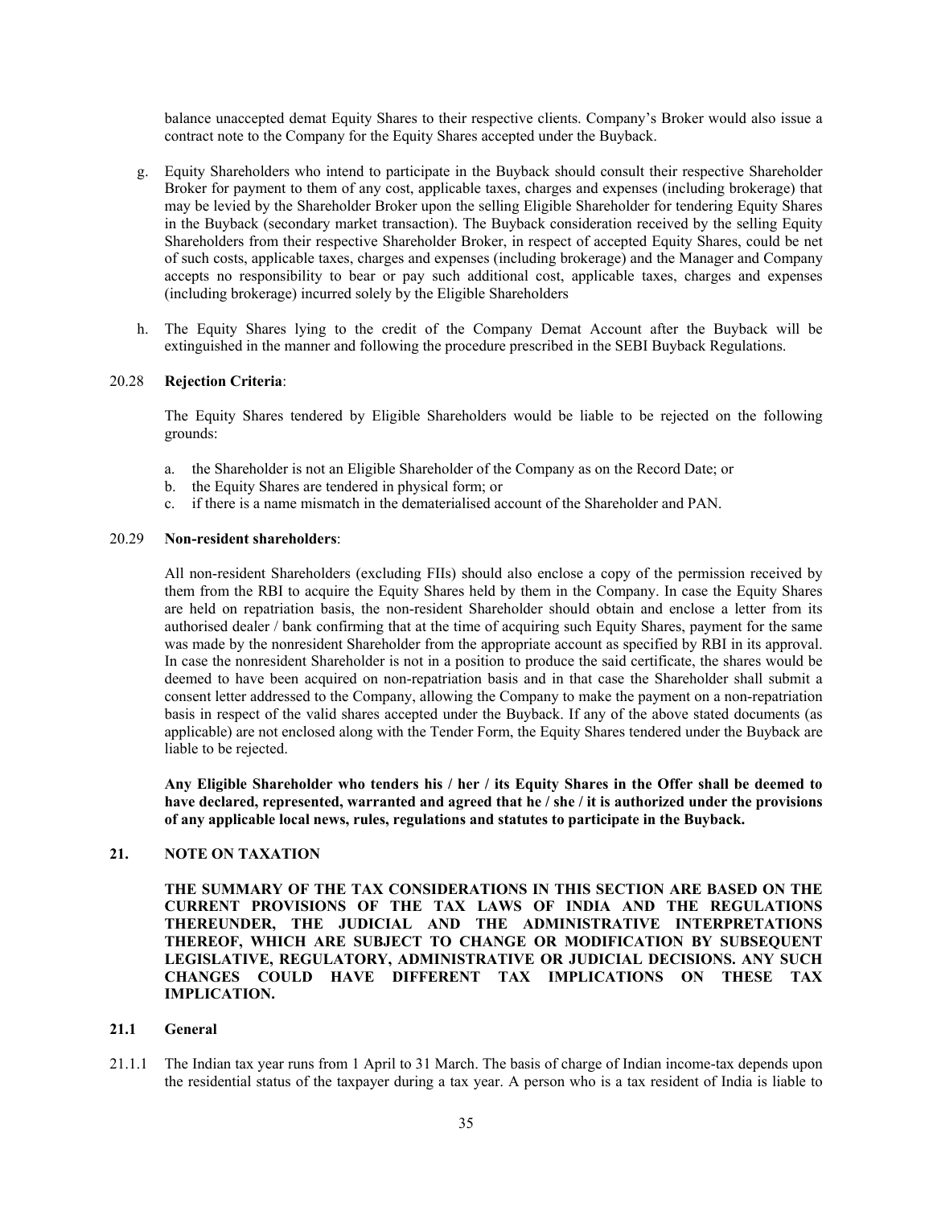balance unaccepted demat Equity Shares to their respective clients. Company's Broker would also issue a contract note to the Company for the Equity Shares accepted under the Buyback.

g. Equity Shareholders who intend to participate in the Buyback should consult their respective Shareholder Broker for payment to them of any cost, applicable taxes, charges and expenses (including brokerage) that may be levied by the Shareholder Broker upon the selling Eligible Shareholder for tendering Equity Shares in the Buyback (secondary market transaction). The Buyback consideration received by the selling Equity Shareholders from their respective Shareholder Broker, in respect of accepted Equity Shares, could be net of such costs, applicable taxes, charges and expenses (including brokerage) and the Manager and Company accepts no responsibility to bear or pay such additional cost, applicable taxes, charges and expenses (including brokerage) incurred solely by the Eligible Shareholders

h. The Equity Shares lying to the credit of the Company Demat Account after the Buyback will be extinguished in the manner and following the procedure prescribed in the SEBI Buyback Regulations.

20.28 **Rejection Criteria**:

The Equity Shares tendered by Eligible Shareholders would be liable to be rejected on the following grounds:

a. the Shareholder is not an Eligible Shareholder of the Company as on the Record Date; or
b. the Equity Shares are tendered in physical form; or
c. if there is a name mismatch in the dematerialised account of the Shareholder and PAN.

20.29 **Non-resident shareholders**:

All non-resident Shareholders (excluding FIIs) should also enclose a copy of the permission received by them from the RBI to acquire the Equity Shares held by them in the Company. In case the Equity Shares are held on repatriation basis, the non-resident Shareholder should obtain and enclose a letter from its authorised dealer / bank confirming that at the time of acquiring such Equity Shares, payment for the same was made by the nonresident Shareholder from the appropriate account as specified by RBI in its approval. In case the nonresident Shareholder is not in a position to produce the said certificate, the shares would be deemed to have been acquired on non-repatriation basis and in that case the Shareholder shall submit a consent letter addressed to the Company, allowing the Company to make the payment on a non-repatriation basis in respect of the valid shares accepted under the Buyback. If any of the above stated documents (as applicable) are not enclosed along with the Tender Form, the Equity Shares tendered under the Buyback are liable to be rejected.

**Any Eligible Shareholder who tenders his / her / its Equity Shares in the Offer shall be deemed to have declared, represented, warranted and agreed that he / she / it is authorized under the provisions of any applicable local news, rules, regulations and statutes to participate in the Buyback.**

## 21. NOTE ON TAXATION

**THE SUMMARY OF THE TAX CONSIDERATIONS IN THIS SECTION ARE BASED ON THE CURRENT PROVISIONS OF THE TAX LAWS OF INDIA AND THE REGULATIONS THEREUNDER, THE JUDICIAL AND THE ADMINISTRATIVE INTERPRETATIONS THEREOF, WHICH ARE SUBJECT TO CHANGE OR MODIFICATION BY SUBSEQUENT LEGISLATIVE, REGULATORY, ADMINISTRATIVE OR JUDICIAL DECISIONS. ANY SUCH CHANGES COULD HAVE DIFFERENT TAX IMPLICATIONS ON THESE TAX IMPLICATION.**

### 21.1 General

21.1.1 The Indian tax year runs from 1 April to 31 March. The basis of charge of Indian income-tax depends upon the residential status of the taxpayer during a tax year. A person who is a tax resident of India is liable to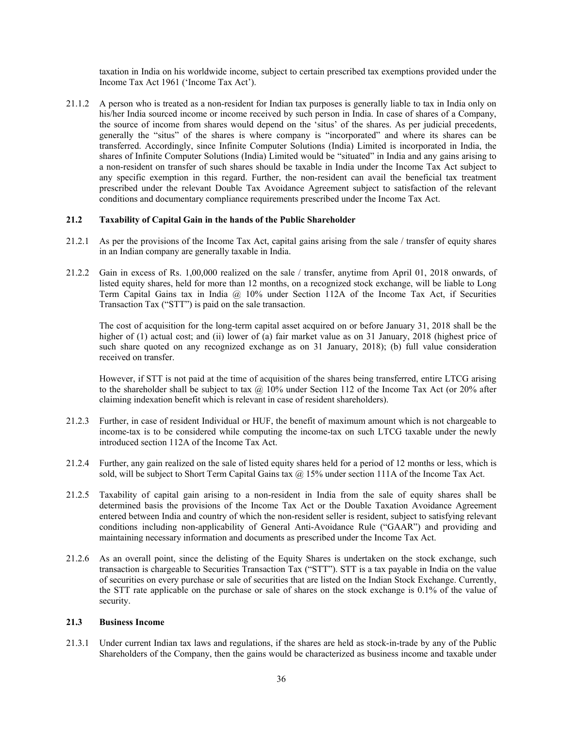taxation in India on his worldwide income, subject to certain prescribed tax exemptions provided under the Income Tax Act 1961 ('Income Tax Act').

21.1.2 A person who is treated as a non-resident for Indian tax purposes is generally liable to tax in India only on his/her India sourced income or income received by such person in India. In case of shares of a Company, the source of income from shares would depend on the 'situs' of the shares. As per judicial precedents, generally the "situs" of the shares is where company is "incorporated" and where its shares can be transferred. Accordingly, since Infinite Computer Solutions (India) Limited is incorporated in India, the shares of Infinite Computer Solutions (India) Limited would be "situated" in India and any gains arising to a non-resident on transfer of such shares should be taxable in India under the Income Tax Act subject to any specific exemption in this regard. Further, the non-resident can avail the beneficial tax treatment prescribed under the relevant Double Tax Avoidance Agreement subject to satisfaction of the relevant conditions and documentary compliance requirements prescribed under the Income Tax Act.

**21.2 Taxability of Capital Gain in the hands of the Public Shareholder**

21.2.1 As per the provisions of the Income Tax Act, capital gains arising from the sale / transfer of equity shares in an Indian company are generally taxable in India.

21.2.2 Gain in excess of Rs. 1,00,000 realized on the sale / transfer, anytime from April 01, 2018 onwards, of listed equity shares, held for more than 12 months, on a recognized stock exchange, will be liable to Long Term Capital Gains tax in India @ 10% under Section 112A of the Income Tax Act, if Securities Transaction Tax ("STT") is paid on the sale transaction.

The cost of acquisition for the long-term capital asset acquired on or before January 31, 2018 shall be the higher of (1) actual cost; and (ii) lower of (a) fair market value as on 31 January, 2018 (highest price of such share quoted on any recognized exchange as on 31 January, 2018); (b) full value consideration received on transfer.

However, if STT is not paid at the time of acquisition of the shares being transferred, entire LTCG arising to the shareholder shall be subject to tax @ 10% under Section 112 of the Income Tax Act (or 20% after claiming indexation benefit which is relevant in case of resident shareholders).

21.2.3 Further, in case of resident Individual or HUF, the benefit of maximum amount which is not chargeable to income-tax is to be considered while computing the income-tax on such LTCG taxable under the newly introduced section 112A of the Income Tax Act.

21.2.4 Further, any gain realized on the sale of listed equity shares held for a period of 12 months or less, which is sold, will be subject to Short Term Capital Gains tax @ 15% under section 111A of the Income Tax Act.

21.2.5 Taxability of capital gain arising to a non-resident in India from the sale of equity shares shall be determined basis the provisions of the Income Tax Act or the Double Taxation Avoidance Agreement entered between India and country of which the non-resident seller is resident, subject to satisfying relevant conditions including non-applicability of General Anti-Avoidance Rule ("GAAR") and providing and maintaining necessary information and documents as prescribed under the Income Tax Act.

21.2.6 As an overall point, since the delisting of the Equity Shares is undertaken on the stock exchange, such transaction is chargeable to Securities Transaction Tax ("STT"). STT is a tax payable in India on the value of securities on every purchase or sale of securities that are listed on the Indian Stock Exchange. Currently, the STT rate applicable on the purchase or sale of shares on the stock exchange is 0.1% of the value of security.

**21.3 Business Income**

21.3.1 Under current Indian tax laws and regulations, if the shares are held as stock-in-trade by any of the Public Shareholders of the Company, then the gains would be characterized as business income and taxable under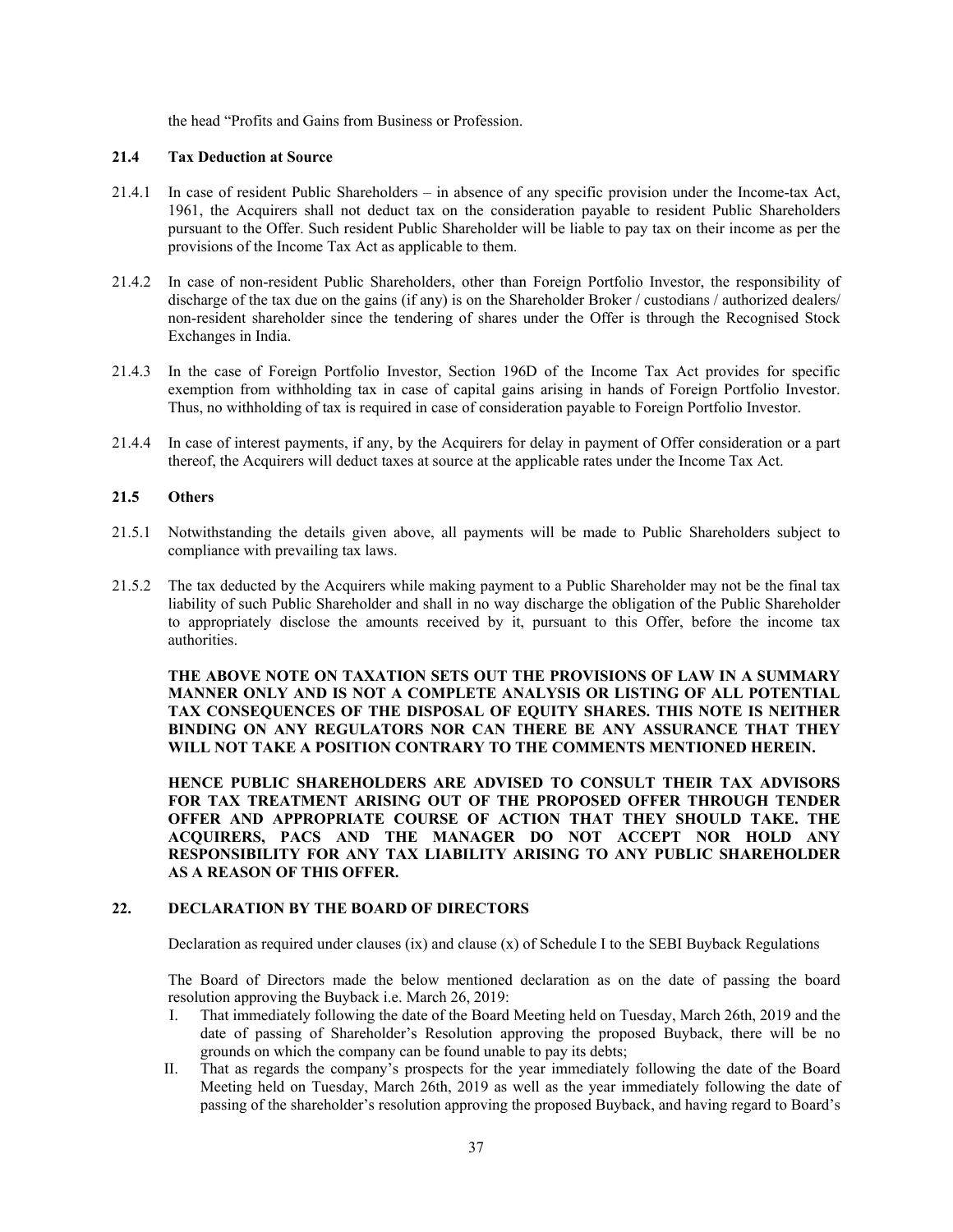the head "Profits and Gains from Business or Profession.

### 21.4 Tax Deduction at Source

21.4.1 In case of resident Public Shareholders – in absence of any specific provision under the Income-tax Act, 1961, the Acquirers shall not deduct tax on the consideration payable to resident Public Shareholders pursuant to the Offer. Such resident Public Shareholder will be liable to pay tax on their income as per the provisions of the Income Tax Act as applicable to them.

21.4.2 In case of non-resident Public Shareholders, other than Foreign Portfolio Investor, the responsibility of discharge of the tax due on the gains (if any) is on the Shareholder Broker / custodians / authorized dealers/ non-resident shareholder since the tendering of shares under the Offer is through the Recognised Stock Exchanges in India.

21.4.3 In the case of Foreign Portfolio Investor, Section 196D of the Income Tax Act provides for specific exemption from withholding tax in case of capital gains arising in hands of Foreign Portfolio Investor. Thus, no withholding of tax is required in case of consideration payable to Foreign Portfolio Investor.

21.4.4 In case of interest payments, if any, by the Acquirers for delay in payment of Offer consideration or a part thereof, the Acquirers will deduct taxes at source at the applicable rates under the Income Tax Act.

### 21.5 Others

21.5.1 Notwithstanding the details given above, all payments will be made to Public Shareholders subject to compliance with prevailing tax laws.

21.5.2 The tax deducted by the Acquirers while making payment to a Public Shareholder may not be the final tax liability of such Public Shareholder and shall in no way discharge the obligation of the Public Shareholder to appropriately disclose the amounts received by it, pursuant to this Offer, before the income tax authorities.

**THE ABOVE NOTE ON TAXATION SETS OUT THE PROVISIONS OF LAW IN A SUMMARY MANNER ONLY AND IS NOT A COMPLETE ANALYSIS OR LISTING OF ALL POTENTIAL TAX CONSEQUENCES OF THE DISPOSAL OF EQUITY SHARES. THIS NOTE IS NEITHER BINDING ON ANY REGULATORS NOR CAN THERE BE ANY ASSURANCE THAT THEY WILL NOT TAKE A POSITION CONTRARY TO THE COMMENTS MENTIONED HEREIN.**

**HENCE PUBLIC SHAREHOLDERS ARE ADVISED TO CONSULT THEIR TAX ADVISORS FOR TAX TREATMENT ARISING OUT OF THE PROPOSED OFFER THROUGH TENDER OFFER AND APPROPRIATE COURSE OF ACTION THAT THEY SHOULD TAKE. THE ACQUIRERS, PACS AND THE MANAGER DO NOT ACCEPT NOR HOLD ANY RESPONSIBILITY FOR ANY TAX LIABILITY ARISING TO ANY PUBLIC SHAREHOLDER AS A REASON OF THIS OFFER.**

## 22. DECLARATION BY THE BOARD OF DIRECTORS

Declaration as required under clauses (ix) and clause (x) of Schedule I to the SEBI Buyback Regulations

The Board of Directors made the below mentioned declaration as on the date of passing the board resolution approving the Buyback i.e. March 26, 2019:

I. That immediately following the date of the Board Meeting held on Tuesday, March 26th, 2019 and the date of passing of Shareholder's Resolution approving the proposed Buyback, there will be no grounds on which the company can be found unable to pay its debts;

II. That as regards the company's prospects for the year immediately following the date of the Board Meeting held on Tuesday, March 26th, 2019 as well as the year immediately following the date of passing of the shareholder's resolution approving the proposed Buyback, and having regard to Board's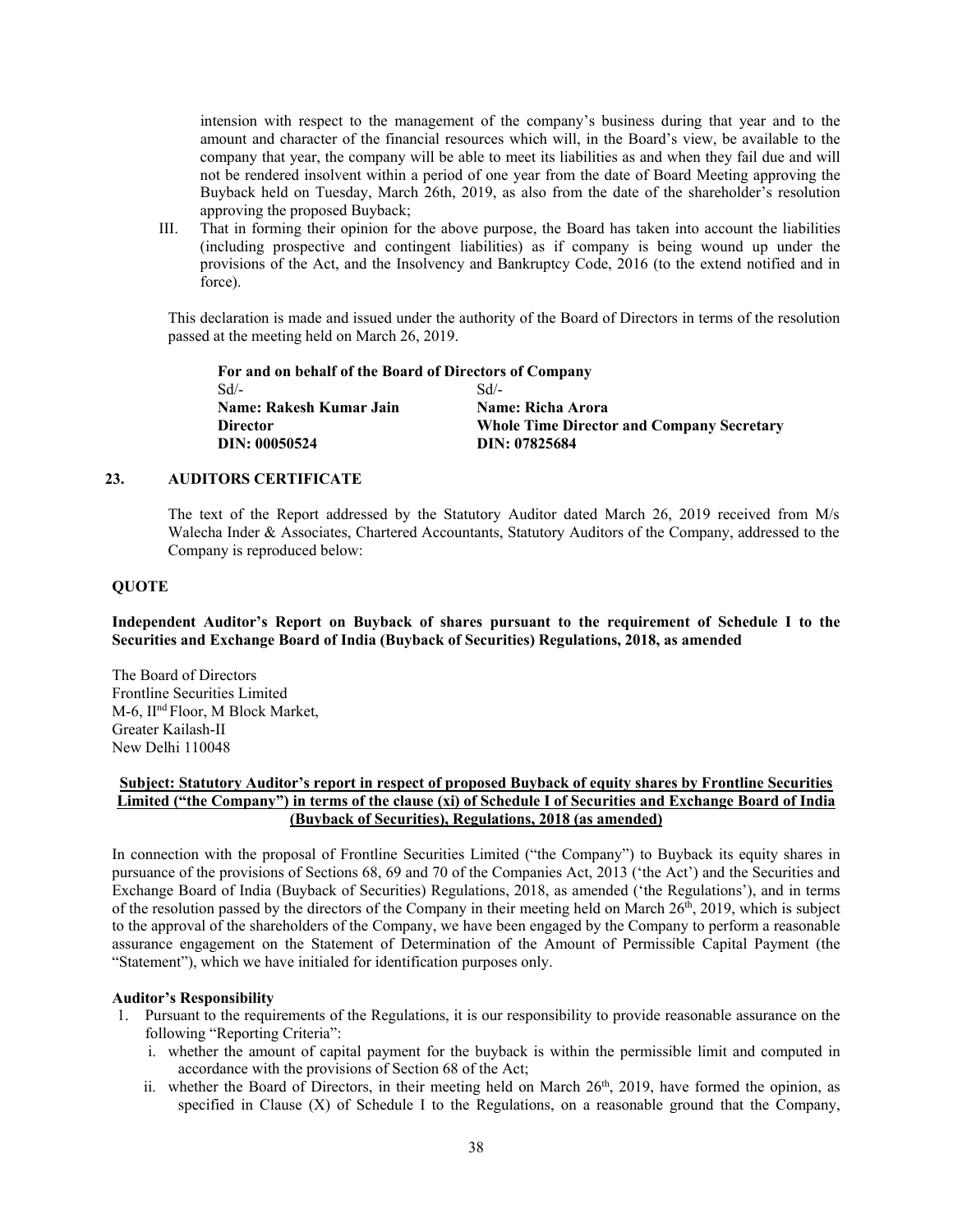intension with respect to the management of the company's business during that year and to the amount and character of the financial resources which will, in the Board's view, be available to the company that year, the company will be able to meet its liabilities as and when they fail due and will not be rendered insolvent within a period of one year from the date of Board Meeting approving the Buyback held on Tuesday, March 26th, 2019, as also from the date of the shareholder's resolution approving the proposed Buyback;

III. That in forming their opinion for the above purpose, the Board has taken into account the liabilities (including prospective and contingent liabilities) as if company is being wound up under the provisions of the Act, and the Insolvency and Bankruptcy Code, 2016 (to the extend notified and in force).

This declaration is made and issued under the authority of the Board of Directors in terms of the resolution passed at the meeting held on March 26, 2019.

**For and on behalf of the Board of Directors of Company**

| | |
|---|---|
| Sd/- | Sd/- |
| **Name: Rakesh Kumar Jain** | **Name: Richa Arora** |
| **Director** | **Whole Time Director and Company Secretary** |
| **DIN: 00050524** | **DIN: 07825684** |

## 23. AUDITORS CERTIFICATE

The text of the Report addressed by the Statutory Auditor dated March 26, 2019 received from M/s Walecha Inder & Associates, Chartered Accountants, Statutory Auditors of the Company, addressed to the Company is reproduced below:

**QUOTE**

**Independent Auditor's Report on Buyback of shares pursuant to the requirement of Schedule I to the Securities and Exchange Board of India (Buyback of Securities) Regulations, 2018, as amended**

The Board of Directors
Frontline Securities Limited
M-6, IInd Floor, M Block Market,
Greater Kailash-II
New Delhi 110048

**Subject: Statutory Auditor's report in respect of proposed Buyback of equity shares by Frontline Securities Limited ("the Company") in terms of the clause (xi) of Schedule I of Securities and Exchange Board of India (Buyback of Securities), Regulations, 2018 (as amended)**

In connection with the proposal of Frontline Securities Limited ("the Company") to Buyback its equity shares in pursuance of the provisions of Sections 68, 69 and 70 of the Companies Act, 2013 ('the Act') and the Securities and Exchange Board of India (Buyback of Securities) Regulations, 2018, as amended ('the Regulations'), and in terms of the resolution passed by the directors of the Company in their meeting held on March 26th, 2019, which is subject to the approval of the shareholders of the Company, we have been engaged by the Company to perform a reasonable assurance engagement on the Statement of Determination of the Amount of Permissible Capital Payment (the "Statement"), which we have initialed for identification purposes only.

**Auditor's Responsibility**

1. Pursuant to the requirements of the Regulations, it is our responsibility to provide reasonable assurance on the following "Reporting Criteria":
   i. whether the amount of capital payment for the buyback is within the permissible limit and computed in accordance with the provisions of Section 68 of the Act;
   ii. whether the Board of Directors, in their meeting held on March 26th, 2019, have formed the opinion, as specified in Clause (X) of Schedule I to the Regulations, on a reasonable ground that the Company,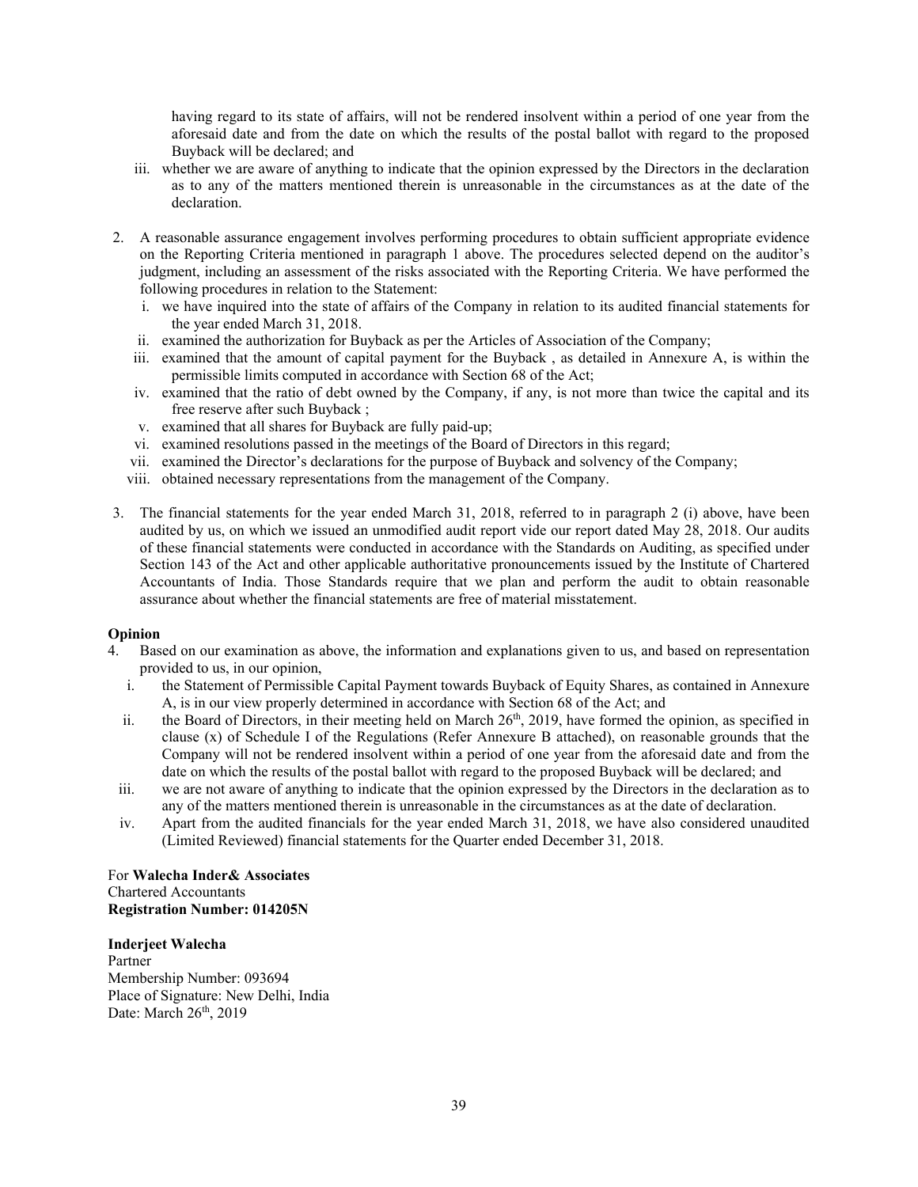having regard to its state of affairs, will not be rendered insolvent within a period of one year from the aforesaid date and from the date on which the results of the postal ballot with regard to the proposed Buyback will be declared; and

iii. whether we are aware of anything to indicate that the opinion expressed by the Directors in the declaration as to any of the matters mentioned therein is unreasonable in the circumstances as at the date of the declaration.

2. A reasonable assurance engagement involves performing procedures to obtain sufficient appropriate evidence on the Reporting Criteria mentioned in paragraph 1 above. The procedures selected depend on the auditor's judgment, including an assessment of the risks associated with the Reporting Criteria. We have performed the following procedures in relation to the Statement:
   i. we have inquired into the state of affairs of the Company in relation to its audited financial statements for the year ended March 31, 2018.
   ii. examined the authorization for Buyback as per the Articles of Association of the Company;
   iii. examined that the amount of capital payment for the Buyback , as detailed in Annexure A, is within the permissible limits computed in accordance with Section 68 of the Act;
   iv. examined that the ratio of debt owned by the Company, if any, is not more than twice the capital and its free reserve after such Buyback ;
   v. examined that all shares for Buyback are fully paid-up;
   vi. examined resolutions passed in the meetings of the Board of Directors in this regard;
   vii. examined the Director's declarations for the purpose of Buyback and solvency of the Company;
   viii. obtained necessary representations from the management of the Company.

3. The financial statements for the year ended March 31, 2018, referred to in paragraph 2 (i) above, have been audited by us, on which we issued an unmodified audit report vide our report dated May 28, 2018. Our audits of these financial statements were conducted in accordance with the Standards on Auditing, as specified under Section 143 of the Act and other applicable authoritative pronouncements issued by the Institute of Chartered Accountants of India. Those Standards require that we plan and perform the audit to obtain reasonable assurance about whether the financial statements are free of material misstatement.

**Opinion**

4. Based on our examination as above, the information and explanations given to us, and based on representation provided to us, in our opinion,
   i. the Statement of Permissible Capital Payment towards Buyback of Equity Shares, as contained in Annexure A, is in our view properly determined in accordance with Section 68 of the Act; and
   ii. the Board of Directors, in their meeting held on March 26th, 2019, have formed the opinion, as specified in clause (x) of Schedule I of the Regulations (Refer Annexure B attached), on reasonable grounds that the Company will not be rendered insolvent within a period of one year from the aforesaid date and from the date on which the results of the postal ballot with regard to the proposed Buyback will be declared; and
   iii. we are not aware of anything to indicate that the opinion expressed by the Directors in the declaration as to any of the matters mentioned therein is unreasonable in the circumstances as at the date of declaration.
   iv. Apart from the audited financials for the year ended March 31, 2018, we have also considered unaudited (Limited Reviewed) financial statements for the Quarter ended December 31, 2018.

For **Walecha Inder& Associates**
Chartered Accountants
**Registration Number: 014205N**

**Inderjeet Walecha**
Partner
Membership Number: 093694
Place of Signature: New Delhi, India
Date: March 26th, 2019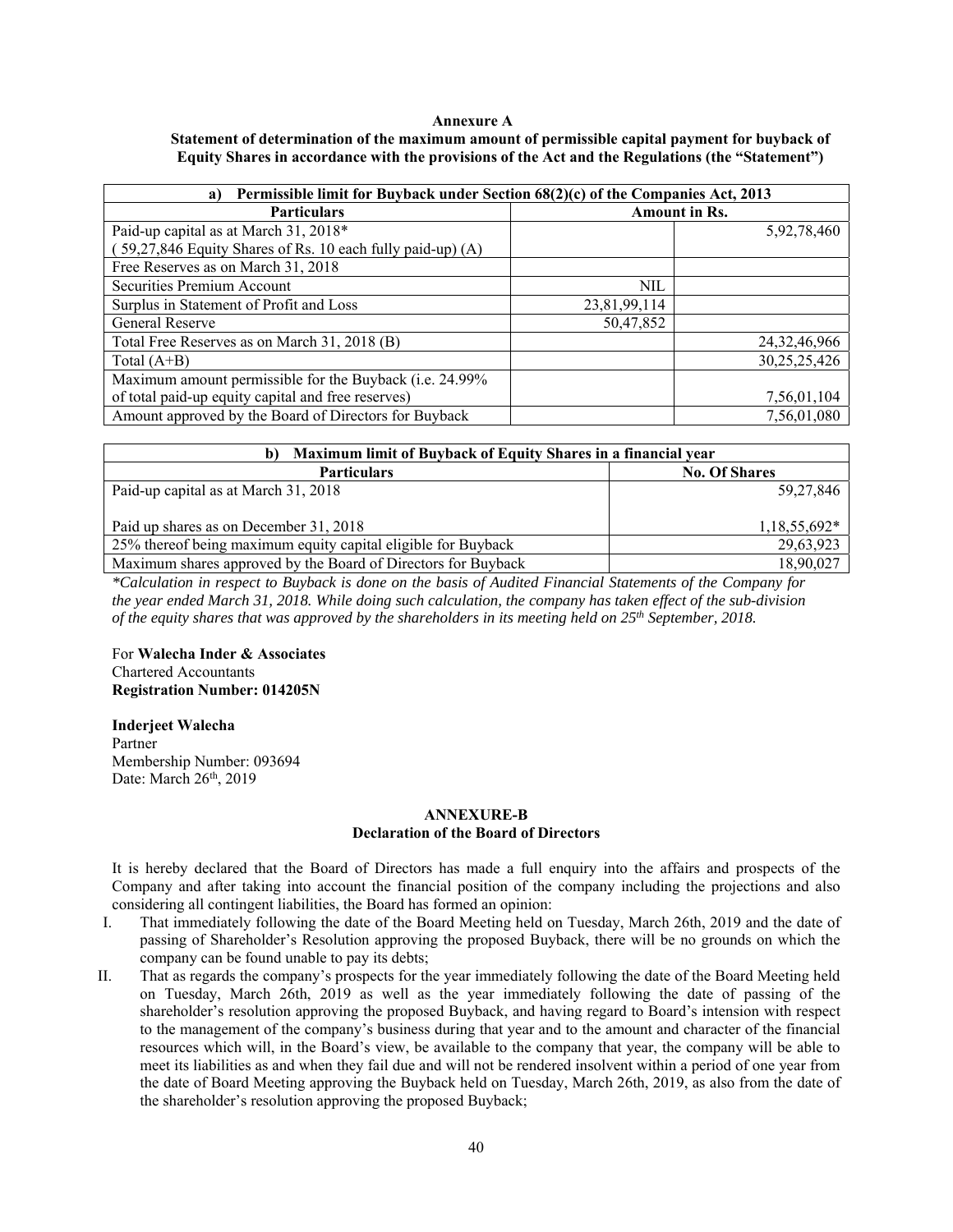**Annexure A**

**Statement of determination of the maximum amount of permissible capital payment for buyback of Equity Shares in accordance with the provisions of the Act and the Regulations (the "Statement")**

| a) Permissible limit for Buyback under Section 68(2)(c) of the Companies Act, 2013 | | |
|---|---|---|
| **Particulars** | **Amount in Rs.** | |
| Paid-up capital as at March 31, 2018* ( 59,27,846 Equity Shares of Rs. 10 each fully paid-up) (A) | | 5,92,78,460 |
| Free Reserves as on March 31, 2018 | | |
| Securities Premium Account | NIL | |
| Surplus in Statement of Profit and Loss | 23,81,99,114 | |
| General Reserve | 50,47,852 | |
| Total Free Reserves as on March 31, 2018 (B) | | 24,32,46,966 |
| Total (A+B) | | 30,25,25,426 |
| Maximum amount permissible for the Buyback (i.e. 24.99% of total paid-up equity capital and free reserves) | | 7,56,01,104 |
| Amount approved by the Board of Directors for Buyback | | 7,56,01,080 |

| b) Maximum limit of Buyback of Equity Shares in a financial year | |
|---|---|
| **Particulars** | **No. Of Shares** |
| Paid-up capital as at March 31, 2018<br><br>Paid up shares as on December 31, 2018 | 59,27,846<br><br>1,18,55,692* |
| 25% thereof being maximum equity capital eligible for Buyback | 29,63,923 |
| Maximum shares approved by the Board of Directors for Buyback | 18,90,027 |

*\*Calculation in respect to Buyback is done on the basis of Audited Financial Statements of the Company for the year ended March 31, 2018. While doing such calculation, the company has taken effect of the sub-division of the equity shares that was approved by the shareholders in its meeting held on 25th September, 2018.*

For **Walecha Inder & Associates**
Chartered Accountants
**Registration Number: 014205N**

**Inderjeet Walecha**
Partner
Membership Number: 093694
Date: March 26th, 2019

**ANNEXURE-B**

**Declaration of the Board of Directors**

It is hereby declared that the Board of Directors has made a full enquiry into the affairs and prospects of the Company and after taking into account the financial position of the company including the projections and also considering all contingent liabilities, the Board has formed an opinion:

I. That immediately following the date of the Board Meeting held on Tuesday, March 26th, 2019 and the date of passing of Shareholder's Resolution approving the proposed Buyback, there will be no grounds on which the company can be found unable to pay its debts;

II. That as regards the company's prospects for the year immediately following the date of the Board Meeting held on Tuesday, March 26th, 2019 as well as the year immediately following the date of passing of the shareholder's resolution approving the proposed Buyback, and having regard to Board's intension with respect to the management of the company's business during that year and to the amount and character of the financial resources which will, in the Board's view, be available to the company that year, the company will be able to meet its liabilities as and when they fail due and will not be rendered insolvent within a period of one year from the date of Board Meeting approving the Buyback held on Tuesday, March 26th, 2019, as also from the date of the shareholder's resolution approving the proposed Buyback;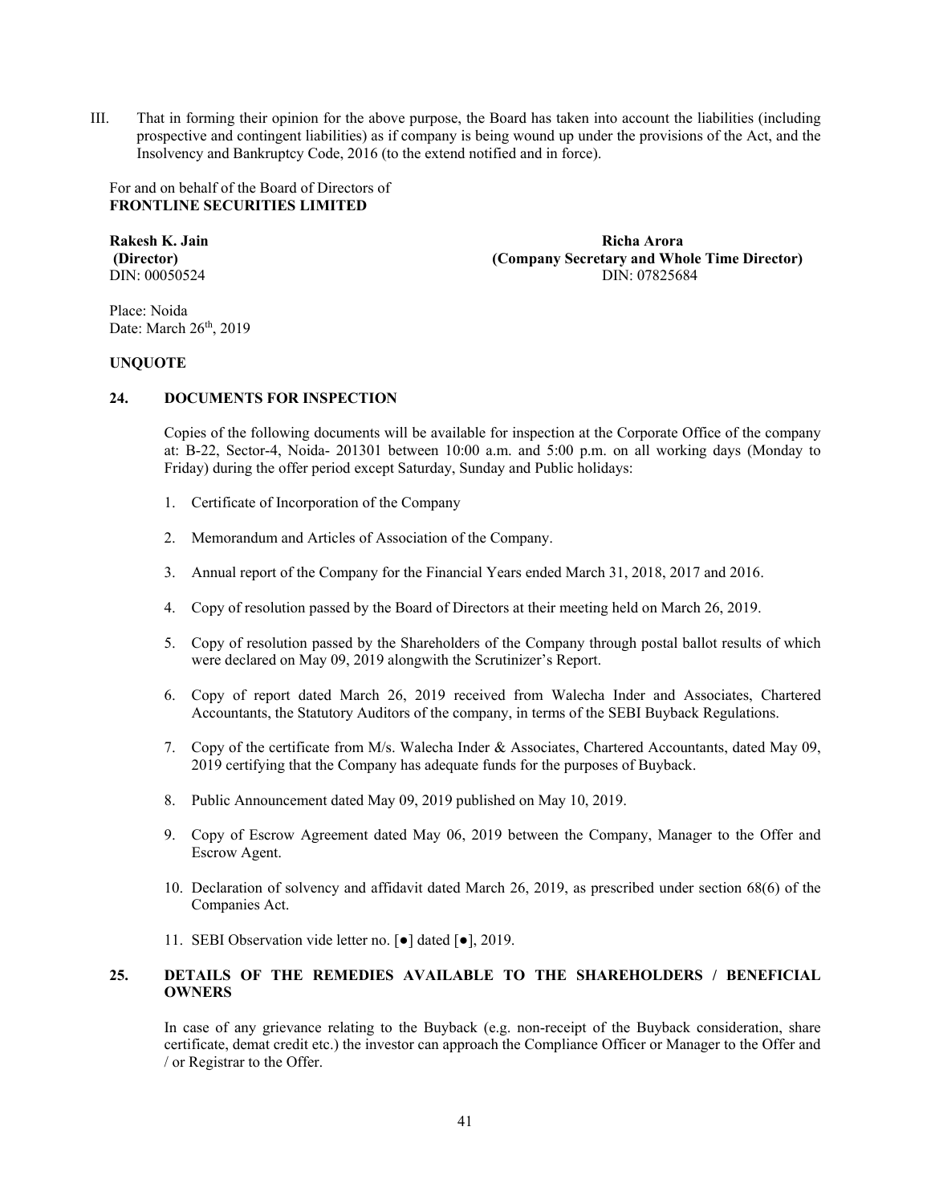III. That in forming their opinion for the above purpose, the Board has taken into account the liabilities (including prospective and contingent liabilities) as if company is being wound up under the provisions of the Act, and the Insolvency and Bankruptcy Code, 2016 (to the extend notified and in force).

For and on behalf of the Board of Directors of
**FRONTLINE SECURITIES LIMITED**

| | |
|---|---|
| **Rakesh K. Jain** | **Richa Arora** |
| **(Director)** | **(Company Secretary and Whole Time Director)** |
| DIN: 00050524 | DIN: 07825684 |

Place: Noida
Date: March 26th, 2019

**UNQUOTE**

## 24. DOCUMENTS FOR INSPECTION

Copies of the following documents will be available for inspection at the Corporate Office of the company at: B-22, Sector-4, Noida- 201301 between 10:00 a.m. and 5:00 p.m. on all working days (Monday to Friday) during the offer period except Saturday, Sunday and Public holidays:

1. Certificate of Incorporation of the Company
2. Memorandum and Articles of Association of the Company.
3. Annual report of the Company for the Financial Years ended March 31, 2018, 2017 and 2016.
4. Copy of resolution passed by the Board of Directors at their meeting held on March 26, 2019.
5. Copy of resolution passed by the Shareholders of the Company through postal ballot results of which were declared on May 09, 2019 alongwith the Scrutinizer's Report.
6. Copy of report dated March 26, 2019 received from Walecha Inder and Associates, Chartered Accountants, the Statutory Auditors of the company, in terms of the SEBI Buyback Regulations.
7. Copy of the certificate from M/s. Walecha Inder & Associates, Chartered Accountants, dated May 09, 2019 certifying that the Company has adequate funds for the purposes of Buyback.
8. Public Announcement dated May 09, 2019 published on May 10, 2019.
9. Copy of Escrow Agreement dated May 06, 2019 between the Company, Manager to the Offer and Escrow Agent.
10. Declaration of solvency and affidavit dated March 26, 2019, as prescribed under section 68(6) of the Companies Act.
11. SEBI Observation vide letter no. [●] dated [●], 2019.

## 25. DETAILS OF THE REMEDIES AVAILABLE TO THE SHAREHOLDERS / BENEFICIAL OWNERS

In case of any grievance relating to the Buyback (e.g. non-receipt of the Buyback consideration, share certificate, demat credit etc.) the investor can approach the Compliance Officer or Manager to the Offer and / or Registrar to the Offer.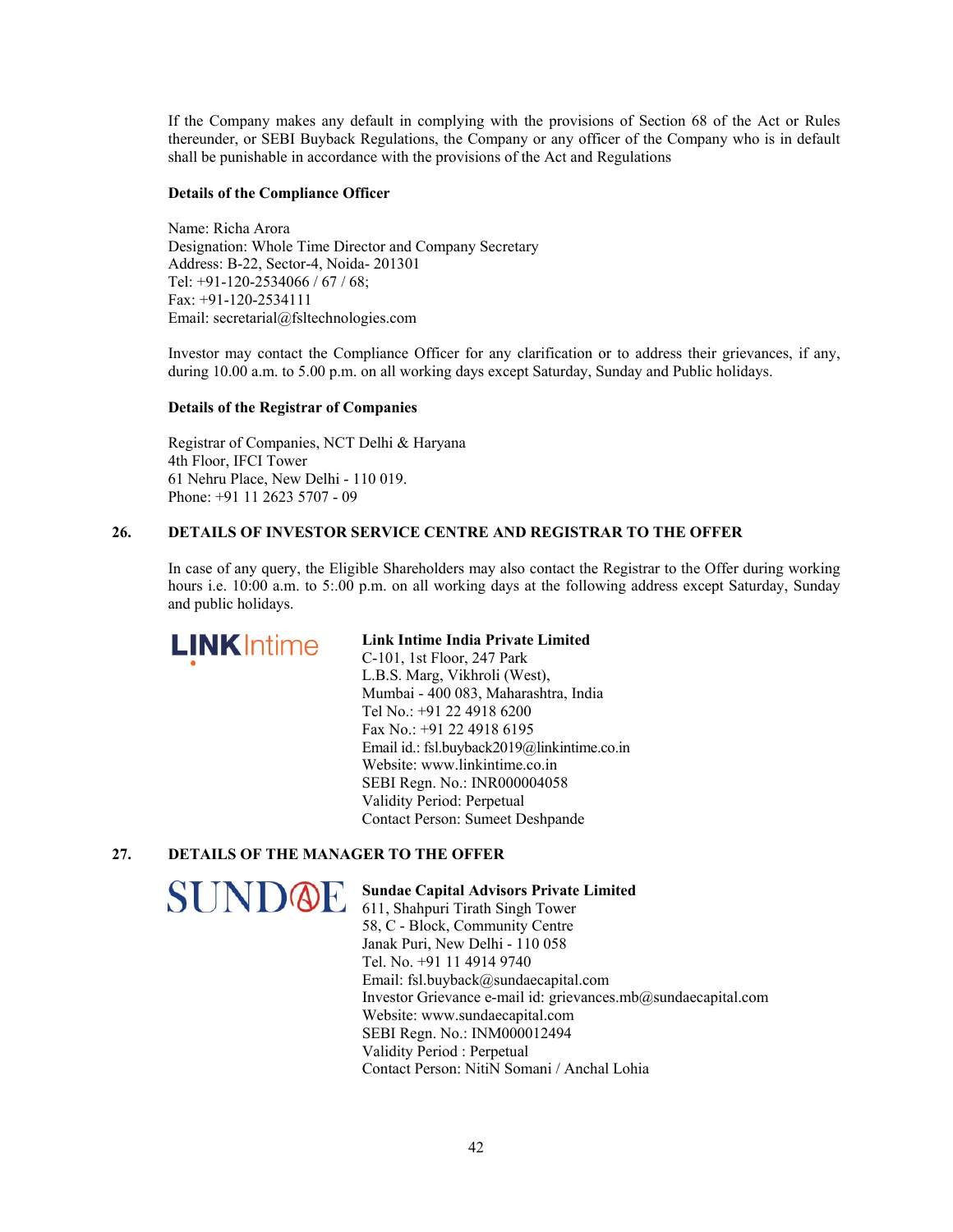If the Company makes any default in complying with the provisions of Section 68 of the Act or Rules thereunder, or SEBI Buyback Regulations, the Company or any officer of the Company who is in default shall be punishable in accordance with the provisions of the Act and Regulations

**Details of the Compliance Officer**

Name: Richa Arora
Designation: Whole Time Director and Company Secretary
Address: B-22, Sector-4, Noida- 201301
Tel: +91-120-2534066 / 67 / 68;
Fax: +91-120-2534111
Email: secretarial@fsltechnologies.com

Investor may contact the Compliance Officer for any clarification or to address their grievances, if any, during 10.00 a.m. to 5.00 p.m. on all working days except Saturday, Sunday and Public holidays.

**Details of the Registrar of Companies**

Registrar of Companies, NCT Delhi & Haryana
4th Floor, IFCI Tower
61 Nehru Place, New Delhi - 110 019.
Phone: +91 11 2623 5707 - 09

## 26. DETAILS OF INVESTOR SERVICE CENTRE AND REGISTRAR TO THE OFFER

In case of any query, the Eligible Shareholders may also contact the Registrar to the Offer during working hours i.e. 10:00 a.m. to 5:.00 p.m. on all working days at the following address except Saturday, Sunday and public holidays.

LINK Intime

**Link Intime India Private Limited**
C-101, 1st Floor, 247 Park
L.B.S. Marg, Vikhroli (West),
Mumbai - 400 083, Maharashtra, India
Tel No.: +91 22 4918 6200
Fax No.: +91 22 4918 6195
Email id.: fsl.buyback2019@linkintime.co.in
Website: www.linkintime.co.in
SEBI Regn. No.: INR000004058
Validity Period: Perpetual
Contact Person: Sumeet Deshpande

## 27. DETAILS OF THE MANAGER TO THE OFFER

SUNDAE

**Sundae Capital Advisors Private Limited**
611, Shahpuri Tirath Singh Tower
58, C - Block, Community Centre
Janak Puri, New Delhi - 110 058
Tel. No. +91 11 4914 9740
Email: fsl.buyback@sundaecapital.com
Investor Grievance e-mail id: grievances.mb@sundaecapital.com
Website: www.sundaecapital.com
SEBI Regn. No.: INM000012494
Validity Period : Perpetual
Contact Person: NitiN Somani / Anchal Lohia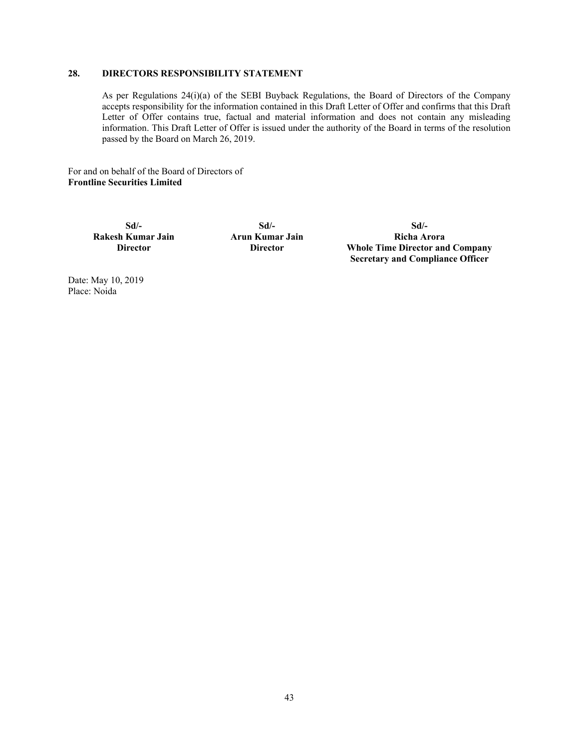## 28. DIRECTORS RESPONSIBILITY STATEMENT

As per Regulations 24(i)(a) of the SEBI Buyback Regulations, the Board of Directors of the Company accepts responsibility for the information contained in this Draft Letter of Offer and confirms that this Draft Letter of Offer contains true, factual and material information and does not contain any misleading information. This Draft Letter of Offer is issued under the authority of the Board in terms of the resolution passed by the Board on March 26, 2019.

For and on behalf of the Board of Directors of
**Frontline Securities Limited**

| Sd/- | Sd/- | Sd/- |
|---|---|---|
| **Rakesh Kumar Jain** | **Arun Kumar Jain** | **Richa Arora** |
| **Director** | **Director** | **Whole Time Director and Company Secretary and Compliance Officer** |

Date: May 10, 2019
Place: Noida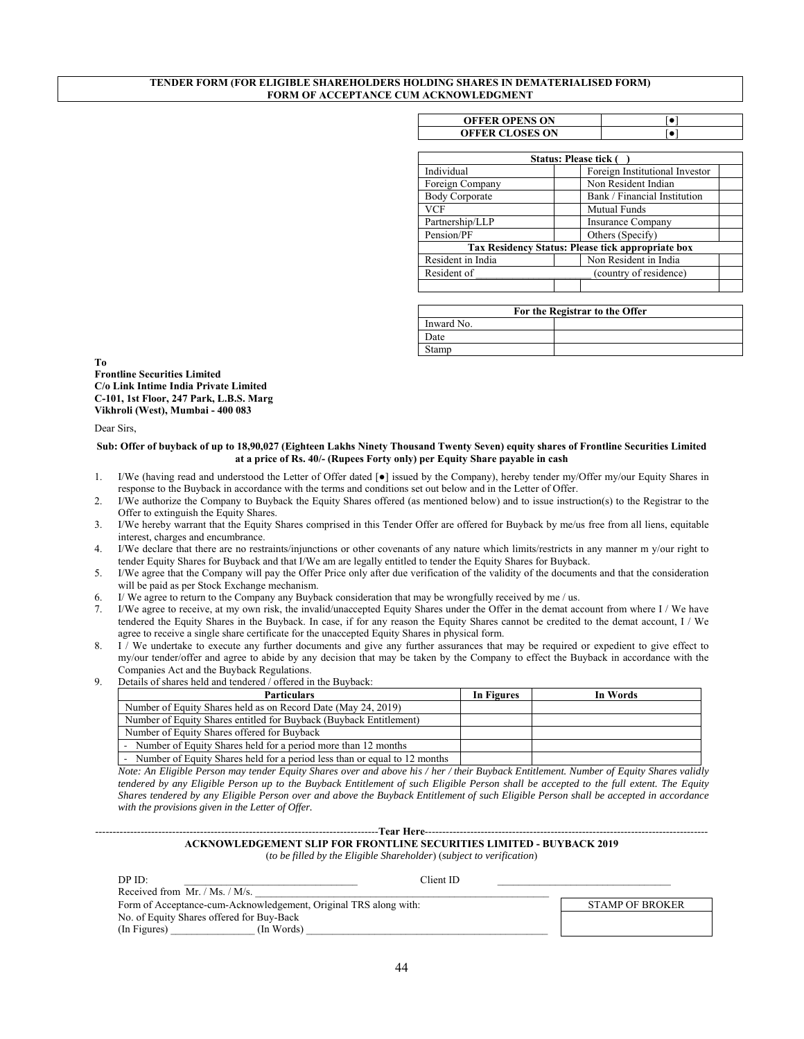**TENDER FORM (FOR ELIGIBLE SHAREHOLDERS HOLDING SHARES IN DEMATERIALISED FORM)**
**FORM OF ACCEPTANCE CUM ACKNOWLEDGMENT**

| OFFER OPENS ON | [●] |
|---|---|
| OFFER CLOSES ON | [●] |

| Status: Please tick ( ) | | | |
|---|---|---|---|
| Individual | | Foreign Institutional Investor | |
| Foreign Company | | Non Resident Indian | |
| Body Corporate | | Bank / Financial Institution | |
| VCF | | Mutual Funds | |
| Partnership/LLP | | Insurance Company | |
| Pension/PF | | Others (Specify) | |
| **Tax Residency Status: Please tick appropriate box** | | | |
| Resident in India | | Non Resident in India | |
| Resident of ________________________ (country of residence) | | | |
| | | | |

| For the Registrar to the Offer | |
|---|---|
| Inward No. | |
| Date | |
| Stamp | |

**To**
**Frontline Securities Limited**
**C/o Link Intime India Private Limited**
**C-101, 1st Floor, 247 Park, L.B.S. Marg**
**Vikhroli (West), Mumbai - 400 083**

Dear Sirs,

**Sub: Offer of buyback of up to 18,90,027 (Eighteen Lakhs Ninety Thousand Twenty Seven) equity shares of Frontline Securities Limited at a price of Rs. 40/- (Rupees Forty only) per Equity Share payable in cash**

1. I/We (having read and understood the Letter of Offer dated [●] issued by the Company), hereby tender my/Offer my/our Equity Shares in response to the Buyback in accordance with the terms and conditions set out below and in the Letter of Offer.
2. I/We authorize the Company to Buyback the Equity Shares offered (as mentioned below) and to issue instruction(s) to the Registrar to the Offer to extinguish the Equity Shares.
3. I/We hereby warrant that the Equity Shares comprised in this Tender Offer are offered for Buyback by me/us free from all liens, equitable interest, charges and encumbrance.
4. I/We declare that there are no restraints/injunctions or other covenants of any nature which limits/restricts in any manner m y/our right to tender Equity Shares for Buyback and that I/We am are legally entitled to tender the Equity Shares for Buyback.
5. I/We agree that the Company will pay the Offer Price only after due verification of the validity of the documents and that the consideration will be paid as per Stock Exchange mechanism.
6. I/ We agree to return to the Company any Buyback consideration that may be wrongfully received by me / us.
7. I/We agree to receive, at my own risk, the invalid/unaccepted Equity Shares under the Offer in the demat account from where I / We have tendered the Equity Shares in the Buyback. In case, if for any reason the Equity Shares cannot be credited to the demat account, I / We agree to receive a single share certificate for the unaccepted Equity Shares in physical form.
8. I / We undertake to execute any further documents and give any further assurances that may be required or expedient to give effect to my/our tender/offer and agree to abide by any decision that may be taken by the Company to effect the Buyback in accordance with the Companies Act and the Buyback Regulations.
9. Details of shares held and tendered / offered in the Buyback:

| Particulars | In Figures | In Words |
|---|---|---|
| Number of Equity Shares held as on Record Date (May 24, 2019) | | |
| Number of Equity Shares entitled for Buyback (Buyback Entitlement) | | |
| Number of Equity Shares offered for Buyback | | |
| - Number of Equity Shares held for a period more than 12 months | | |
| - Number of Equity Shares held for a period less than or equal to 12 months | | |

*Note: An Eligible Person may tender Equity Shares over and above his / her / their Buyback Entitlement. Number of Equity Shares validly tendered by any Eligible Person up to the Buyback Entitlement of such Eligible Person shall be accepted to the full extent. The Equity Shares tendered by any Eligible Person over and above the Buyback Entitlement of such Eligible Person shall be accepted in accordance with the provisions given in the Letter of Offer.*

-----------------------------------------------------------------------------------Tear Here-----------------------------------------------------------------------------------

**ACKNOWLEDGEMENT SLIP FOR FRONTLINE SECURITIES LIMITED - BUYBACK 2019**

(*to be filled by the Eligible Shareholder*) (*subject to verification*)

DP ID: ________________________________ Client ID ________________________________

Received from Mr. / Ms. / M/s. ____________________________________________________________

Form of Acceptance-cum-Acknowledgement, Original TRS along with:

No. of Equity Shares offered for Buy-Back

(In Figures) _______________ (In Words) ______________________________________________

| STAMP OF BROKER |
|---|
| |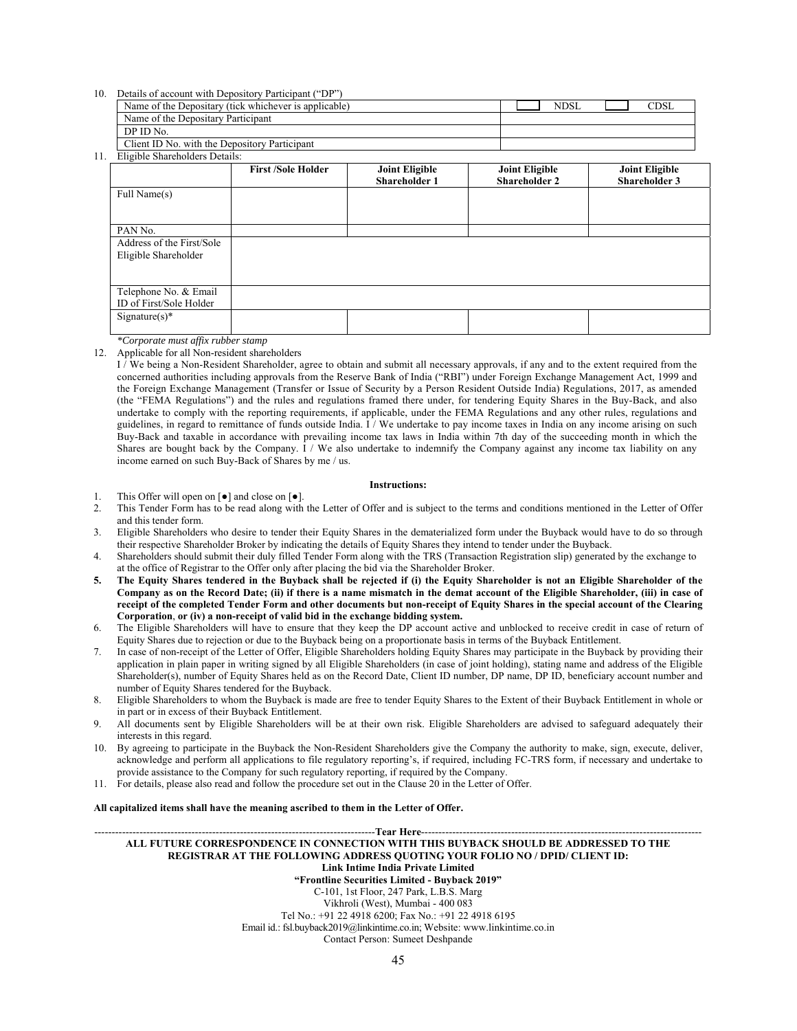10. Details of account with Depository Participant ("DP")

| | |
|---|---|
| Name of the Depositary (tick whichever is applicable) | ☐ NDSL ☐ CDSL |
| Name of the Depositary Participant | |
| DP ID No. | |
| Client ID No. with the Depository Participant | |

11. Eligible Shareholders Details:

| | First /Sole Holder | Joint Eligible Shareholder 1 | Joint Eligible Shareholder 2 | Joint Eligible Shareholder 3 |
|---|---|---|---|---|
| Full Name(s) | | | | |
| PAN No. | | | | |
| Address of the First/Sole Eligible Shareholder | | | | |
| Telephone No. & Email ID of First/Sole Holder | | | | |
| Signature(s)* | | | | |

*\*Corporate must affix rubber stamp*

12. Applicable for all Non-resident shareholders

I / We being a Non-Resident Shareholder, agree to obtain and submit all necessary approvals, if any and to the extent required from the concerned authorities including approvals from the Reserve Bank of India ("RBI") under Foreign Exchange Management Act, 1999 and the Foreign Exchange Management (Transfer or Issue of Security by a Person Resident Outside India) Regulations, 2017, as amended (the "FEMA Regulations") and the rules and regulations framed there under, for tendering Equity Shares in the Buy-Back, and also undertake to comply with the reporting requirements, if applicable, under the FEMA Regulations and any other rules, regulations and guidelines, in regard to remittance of funds outside India. I / We undertake to pay income taxes in India on any income arising on such Buy-Back and taxable in accordance with prevailing income tax laws in India within 7th day of the succeeding month in which the Shares are bought back by the Company. I / We also undertake to indemnify the Company against any income tax liability on any income earned on such Buy-Back of Shares by me / us.

**Instructions:**

1. This Offer will open on [●] and close on [●].
2. This Tender Form has to be read along with the Letter of Offer and is subject to the terms and conditions mentioned in the Letter of Offer and this tender form.
3. Eligible Shareholders who desire to tender their Equity Shares in the dematerialized form under the Buyback would have to do so through their respective Shareholder Broker by indicating the details of Equity Shares they intend to tender under the Buyback.
4. Shareholders should submit their duly filled Tender Form along with the TRS (Transaction Registration slip) generated by the exchange to at the office of Registrar to the Offer only after placing the bid via the Shareholder Broker.
5. **The Equity Shares tendered in the Buyback shall be rejected if (i) the Equity Shareholder is not an Eligible Shareholder of the Company as on the Record Date; (ii) if there is a name mismatch in the demat account of the Eligible Shareholder, (iii) in case of receipt of the completed Tender Form and other documents but non-receipt of Equity Shares in the special account of the Clearing Corporation, or (iv) a non-receipt of valid bid in the exchange bidding system.**
6. The Eligible Shareholders will have to ensure that they keep the DP account active and unblocked to receive credit in case of return of Equity Shares due to rejection or due to the Buyback being on a proportionate basis in terms of the Buyback Entitlement.
7. In case of non-receipt of the Letter of Offer, Eligible Shareholders holding Equity Shares may participate in the Buyback by providing their application in plain paper in writing signed by all Eligible Shareholders (in case of joint holding), stating name and address of the Eligible Shareholder(s), number of Equity Shares held as on the Record Date, Client ID number, DP name, DP ID, beneficiary account number and number of Equity Shares tendered for the Buyback.
8. Eligible Shareholders to whom the Buyback is made are free to tender Equity Shares to the Extent of their Buyback Entitlement in whole or in part or in excess of their Buyback Entitlement.
9. All documents sent by Eligible Shareholders will be at their own risk. Eligible Shareholders are advised to safeguard adequately their interests in this regard.
10. By agreeing to participate in the Buyback the Non-Resident Shareholders give the Company the authority to make, sign, execute, deliver, acknowledge and perform all applications to file regulatory reporting's, if required, including FC-TRS form, if necessary and undertake to provide assistance to the Company for such regulatory reporting, if required by the Company.
11. For details, please also read and follow the procedure set out in the Clause 20 in the Letter of Offer.

**All capitalized items shall have the meaning ascribed to them in the Letter of Offer.**

---------------------------------------------------------------------------------**Tear Here**---------------------------------------------------------------------------------

**ALL FUTURE CORRESPONDENCE IN CONNECTION WITH THIS BUYBACK SHOULD BE ADDRESSED TO THE REGISTRAR AT THE FOLLOWING ADDRESS QUOTING YOUR FOLIO NO / DPID/ CLIENT ID:**

**Link Intime India Private Limited**

**"Frontline Securities Limited - Buyback 2019"**

C-101, 1st Floor, 247 Park, L.B.S. Marg

Vikhroli (West), Mumbai - 400 083

Tel No.: +91 22 4918 6200; Fax No.: +91 22 4918 6195

Email id.: fsl.buyback2019@linkintime.co.in; Website: www.linkintime.co.in

Contact Person: Sumeet Deshpande